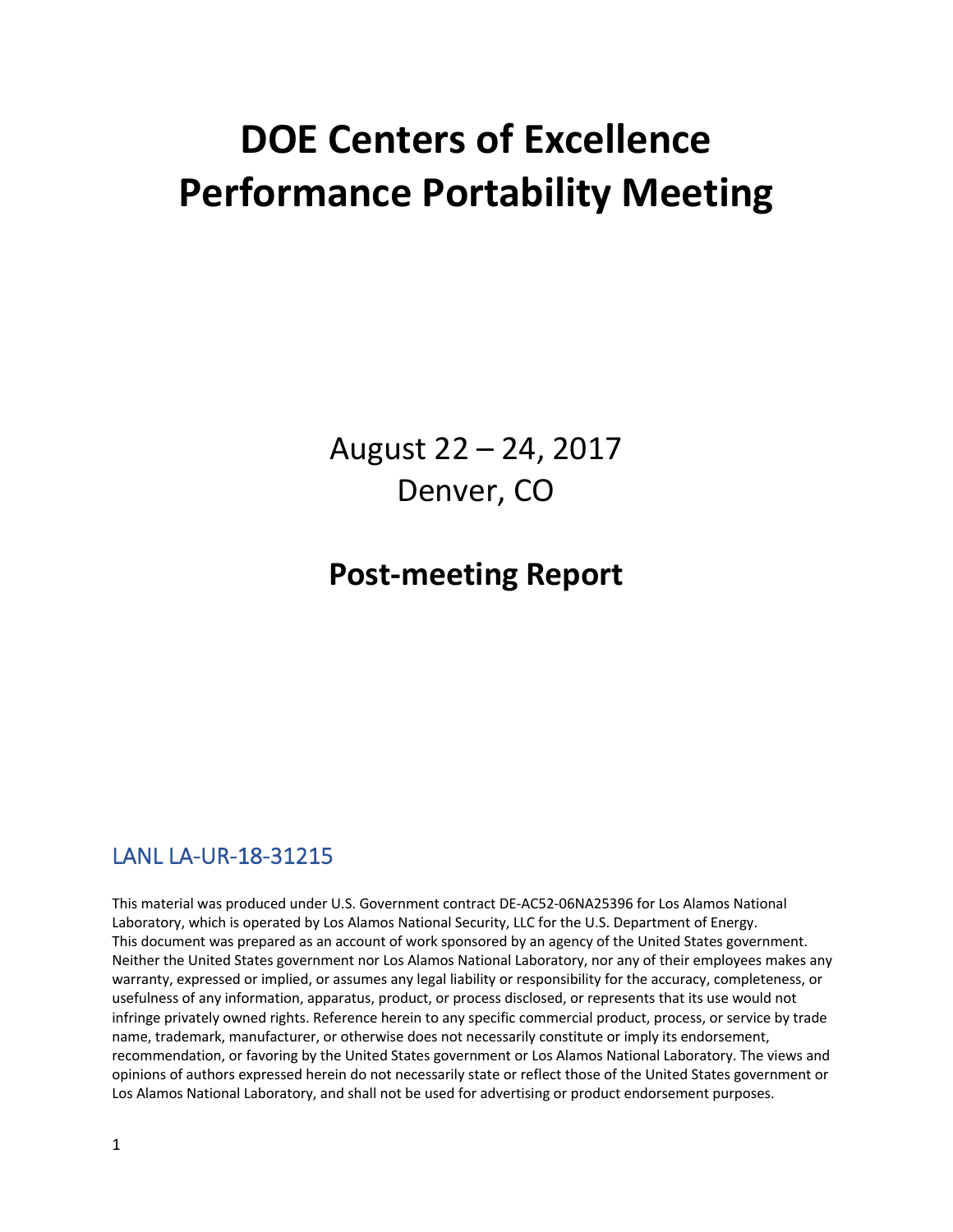# DOE Centers of Excellence Performance Portability Meeting

August 22 – 24, 2017
Denver, CO

## Post-meeting Report

### LANL LA-UR-18-31215

This material was produced under U.S. Government contract DE-AC52-06NA25396 for Los Alamos National Laboratory, which is operated by Los Alamos National Security, LLC for the U.S. Department of Energy. This document was prepared as an account of work sponsored by an agency of the United States government. Neither the United States government nor Los Alamos National Laboratory, nor any of their employees makes any warranty, expressed or implied, or assumes any legal liability or responsibility for the accuracy, completeness, or usefulness of any information, apparatus, product, or process disclosed, or represents that its use would not infringe privately owned rights. Reference herein to any specific commercial product, process, or service by trade name, trademark, manufacturer, or otherwise does not necessarily constitute or imply its endorsement, recommendation, or favoring by the United States government or Los Alamos National Laboratory. The views and opinions of authors expressed herein do not necessarily state or reflect those of the United States government or Los Alamos National Laboratory, and shall not be used for advertising or product endorsement purposes.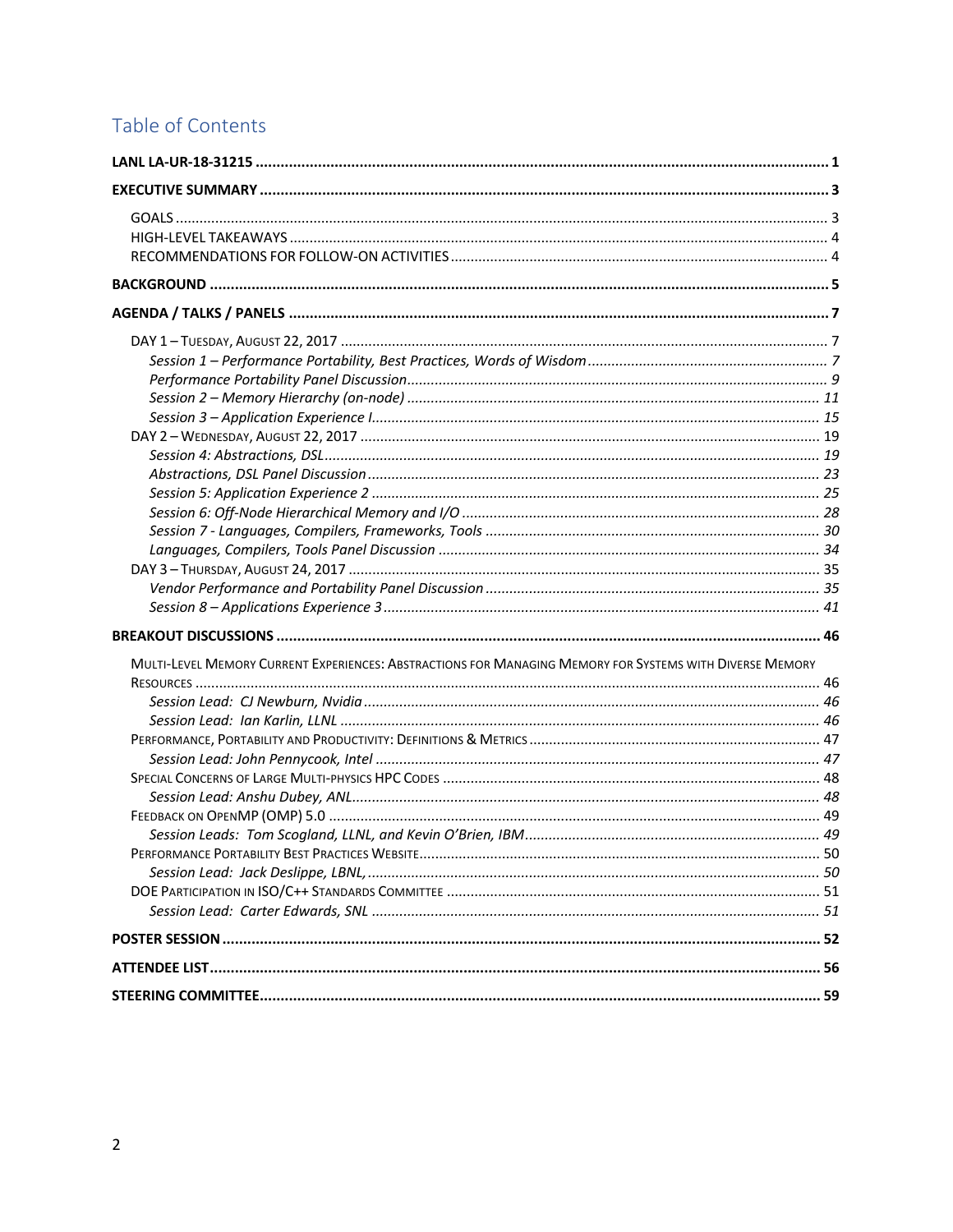## Table of Contents

**LANL LA-UR-18-31215** ........ **1**

**EXECUTIVE SUMMARY** ........ **3**

- GOALS ........ 3
- HIGH-LEVEL TAKEAWAYS ........ 4
- RECOMMENDATIONS FOR FOLLOW-ON ACTIVITIES ........ 4

**BACKGROUND** ........ **5**

**AGENDA / TALKS / PANELS** ........ **7**

- DAY 1 – TUESDAY, AUGUST 22, 2017 ........ 7
  - *Session 1 – Performance Portability, Best Practices, Words of Wisdom* ........ *7*
  - *Performance Portability Panel Discussion* ........ *9*
  - *Session 2 – Memory Hierarchy (on-node)* ........ *11*
  - *Session 3 – Application Experience I* ........ *15*
- DAY 2 – WEDNESDAY, AUGUST 22, 2017 ........ 19
  - *Session 4: Abstractions, DSL* ........ *19*
  - *Abstractions, DSL Panel Discussion* ........ *23*
  - *Session 5: Application Experience 2* ........ *25*
  - *Session 6: Off-Node Hierarchical Memory and I/O* ........ *28*
  - *Session 7 - Languages, Compilers, Frameworks, Tools* ........ *30*
  - *Languages, Compilers, Tools Panel Discussion* ........ *34*
- DAY 3 – THURSDAY, AUGUST 24, 2017 ........ 35
  - *Vendor Performance and Portability Panel Discussion* ........ *35*
  - *Session 8 – Applications Experience 3* ........ *41*

**BREAKOUT DISCUSSIONS** ........ **46**

- MULTI-LEVEL MEMORY CURRENT EXPERIENCES: ABSTRACTIONS FOR MANAGING MEMORY FOR SYSTEMS WITH DIVERSE MEMORY RESOURCES ........ 46
  - *Session Lead: CJ Newburn, Nvidia* ........ *46*
  - *Session Lead: Ian Karlin, LLNL* ........ *46*
- PERFORMANCE, PORTABILITY AND PRODUCTIVITY: DEFINITIONS & METRICS ........ 47
  - *Session Lead: John Pennycook, Intel* ........ *47*
- SPECIAL CONCERNS OF LARGE MULTI-PHYSICS HPC CODES ........ 48
  - *Session Lead: Anshu Dubey, ANL* ........ *48*
- FEEDBACK ON OPENMP (OMP) 5.0 ........ 49
  - *Session Leads: Tom Scogland, LLNL, and Kevin O'Brien, IBM* ........ *49*
- PERFORMANCE PORTABILITY BEST PRACTICES WEBSITE ........ 50
  - *Session Lead: Jack Deslippe, LBNL,* ........ *50*
- DOE PARTICIPATION IN ISO/C++ STANDARDS COMMITTEE ........ 51
  - *Session Lead: Carter Edwards, SNL* ........ *51*

**POSTER SESSION** ........ **52**

**ATTENDEE LIST** ........ **56**

**STEERING COMMITTEE** ........ **59**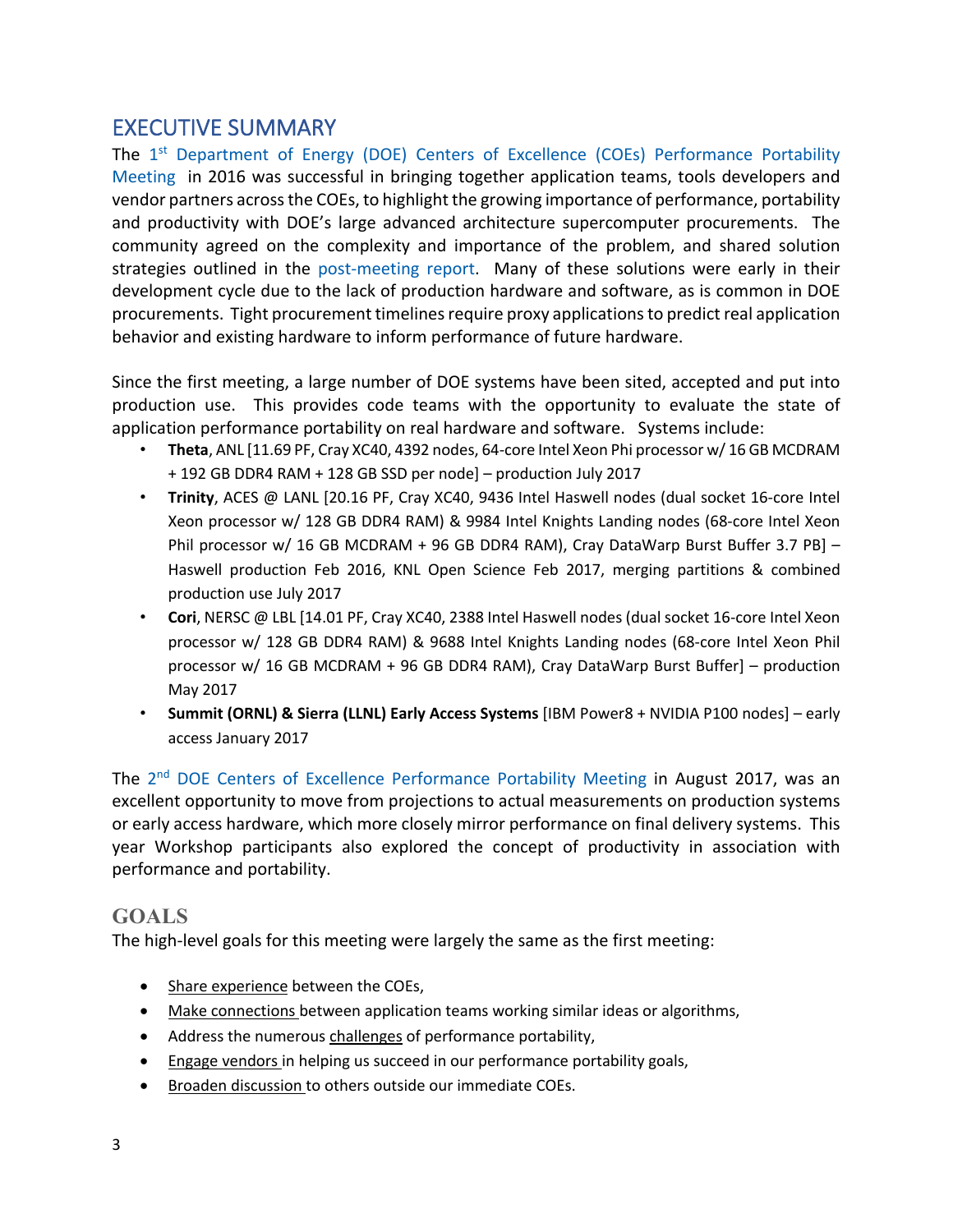# EXECUTIVE SUMMARY

The 1st Department of Energy (DOE) Centers of Excellence (COEs) Performance Portability Meeting in 2016 was successful in bringing together application teams, tools developers and vendor partners across the COEs, to highlight the growing importance of performance, portability and productivity with DOE's large advanced architecture supercomputer procurements. The community agreed on the complexity and importance of the problem, and shared solution strategies outlined in the post-meeting report. Many of these solutions were early in their development cycle due to the lack of production hardware and software, as is common in DOE procurements. Tight procurement timelines require proxy applications to predict real application behavior and existing hardware to inform performance of future hardware.

Since the first meeting, a large number of DOE systems have been sited, accepted and put into production use. This provides code teams with the opportunity to evaluate the state of application performance portability on real hardware and software. Systems include:

- **Theta**, ANL [11.69 PF, Cray XC40, 4392 nodes, 64-core Intel Xeon Phi processor w/ 16 GB MCDRAM + 192 GB DDR4 RAM + 128 GB SSD per node] – production July 2017
- **Trinity**, ACES @ LANL [20.16 PF, Cray XC40, 9436 Intel Haswell nodes (dual socket 16-core Intel Xeon processor w/ 128 GB DDR4 RAM) & 9984 Intel Knights Landing nodes (68-core Intel Xeon Phil processor w/ 16 GB MCDRAM + 96 GB DDR4 RAM), Cray DataWarp Burst Buffer 3.7 PB] – Haswell production Feb 2016, KNL Open Science Feb 2017, merging partitions & combined production use July 2017
- **Cori**, NERSC @ LBL [14.01 PF, Cray XC40, 2388 Intel Haswell nodes (dual socket 16-core Intel Xeon processor w/ 128 GB DDR4 RAM) & 9688 Intel Knights Landing nodes (68-core Intel Xeon Phil processor w/ 16 GB MCDRAM + 96 GB DDR4 RAM), Cray DataWarp Burst Buffer] – production May 2017
- **Summit (ORNL) & Sierra (LLNL) Early Access Systems** [IBM Power8 + NVIDIA P100 nodes] – early access January 2017

The 2nd DOE Centers of Excellence Performance Portability Meeting in August 2017, was an excellent opportunity to move from projections to actual measurements on production systems or early access hardware, which more closely mirror performance on final delivery systems. This year Workshop participants also explored the concept of productivity in association with performance and portability.

## GOALS

The high-level goals for this meeting were largely the same as the first meeting:

- Share experience between the COEs,
- Make connections between application teams working similar ideas or algorithms,
- Address the numerous challenges of performance portability,
- Engage vendors in helping us succeed in our performance portability goals,
- Broaden discussion to others outside our immediate COEs.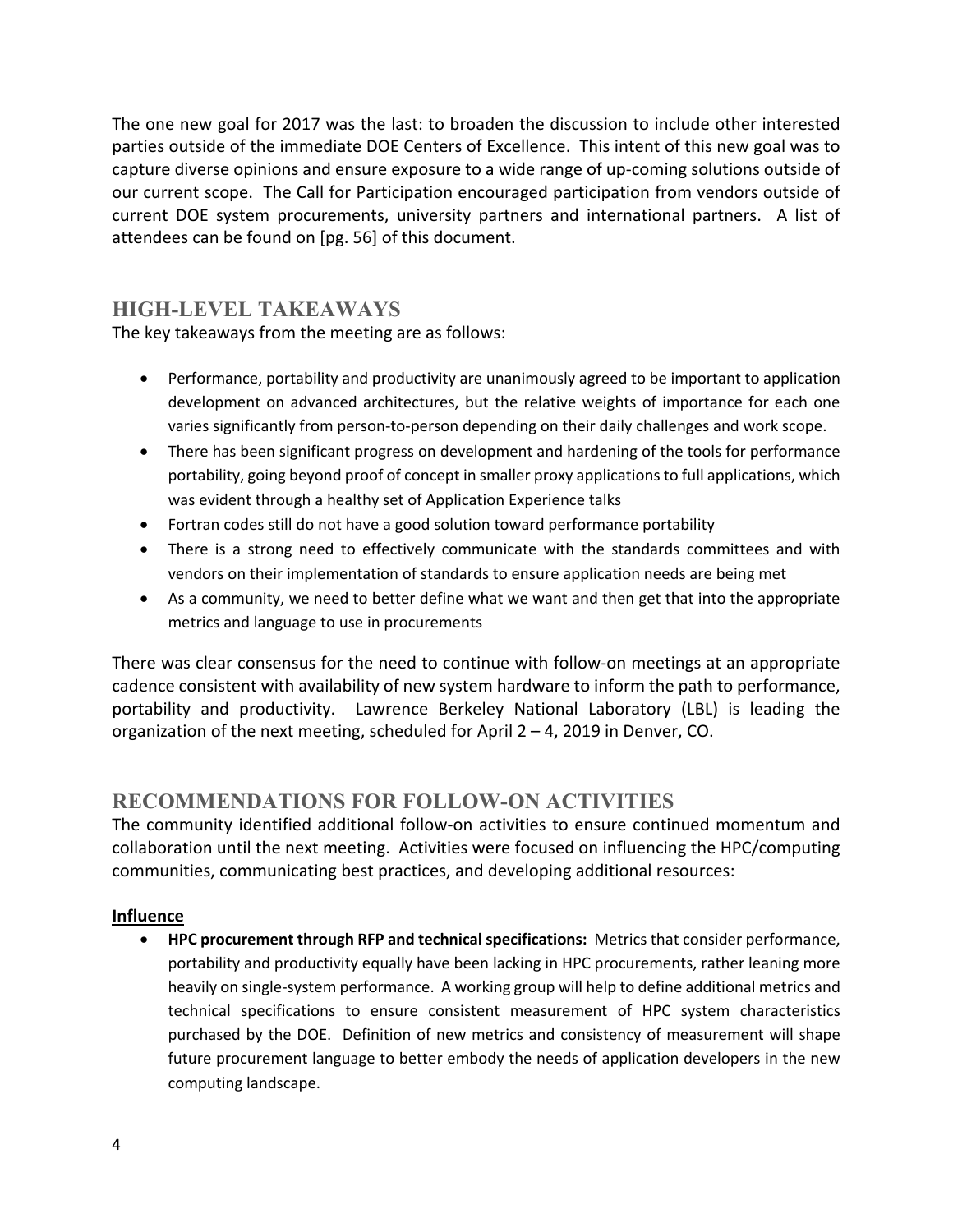The one new goal for 2017 was the last: to broaden the discussion to include other interested parties outside of the immediate DOE Centers of Excellence. This intent of this new goal was to capture diverse opinions and ensure exposure to a wide range of up-coming solutions outside of our current scope. The Call for Participation encouraged participation from vendors outside of current DOE system procurements, university partners and international partners. A list of attendees can be found on [pg. 56] of this document.

## HIGH-LEVEL TAKEAWAYS

The key takeaways from the meeting are as follows:

- Performance, portability and productivity are unanimously agreed to be important to application development on advanced architectures, but the relative weights of importance for each one varies significantly from person-to-person depending on their daily challenges and work scope.
- There has been significant progress on development and hardening of the tools for performance portability, going beyond proof of concept in smaller proxy applications to full applications, which was evident through a healthy set of Application Experience talks
- Fortran codes still do not have a good solution toward performance portability
- There is a strong need to effectively communicate with the standards committees and with vendors on their implementation of standards to ensure application needs are being met
- As a community, we need to better define what we want and then get that into the appropriate metrics and language to use in procurements

There was clear consensus for the need to continue with follow-on meetings at an appropriate cadence consistent with availability of new system hardware to inform the path to performance, portability and productivity. Lawrence Berkeley National Laboratory (LBL) is leading the organization of the next meeting, scheduled for April 2 – 4, 2019 in Denver, CO.

## RECOMMENDATIONS FOR FOLLOW-ON ACTIVITIES

The community identified additional follow-on activities to ensure continued momentum and collaboration until the next meeting. Activities were focused on influencing the HPC/computing communities, communicating best practices, and developing additional resources:

**Influence**

- **HPC procurement through RFP and technical specifications:** Metrics that consider performance, portability and productivity equally have been lacking in HPC procurements, rather leaning more heavily on single-system performance. A working group will help to define additional metrics and technical specifications to ensure consistent measurement of HPC system characteristics purchased by the DOE. Definition of new metrics and consistency of measurement will shape future procurement language to better embody the needs of application developers in the new computing landscape.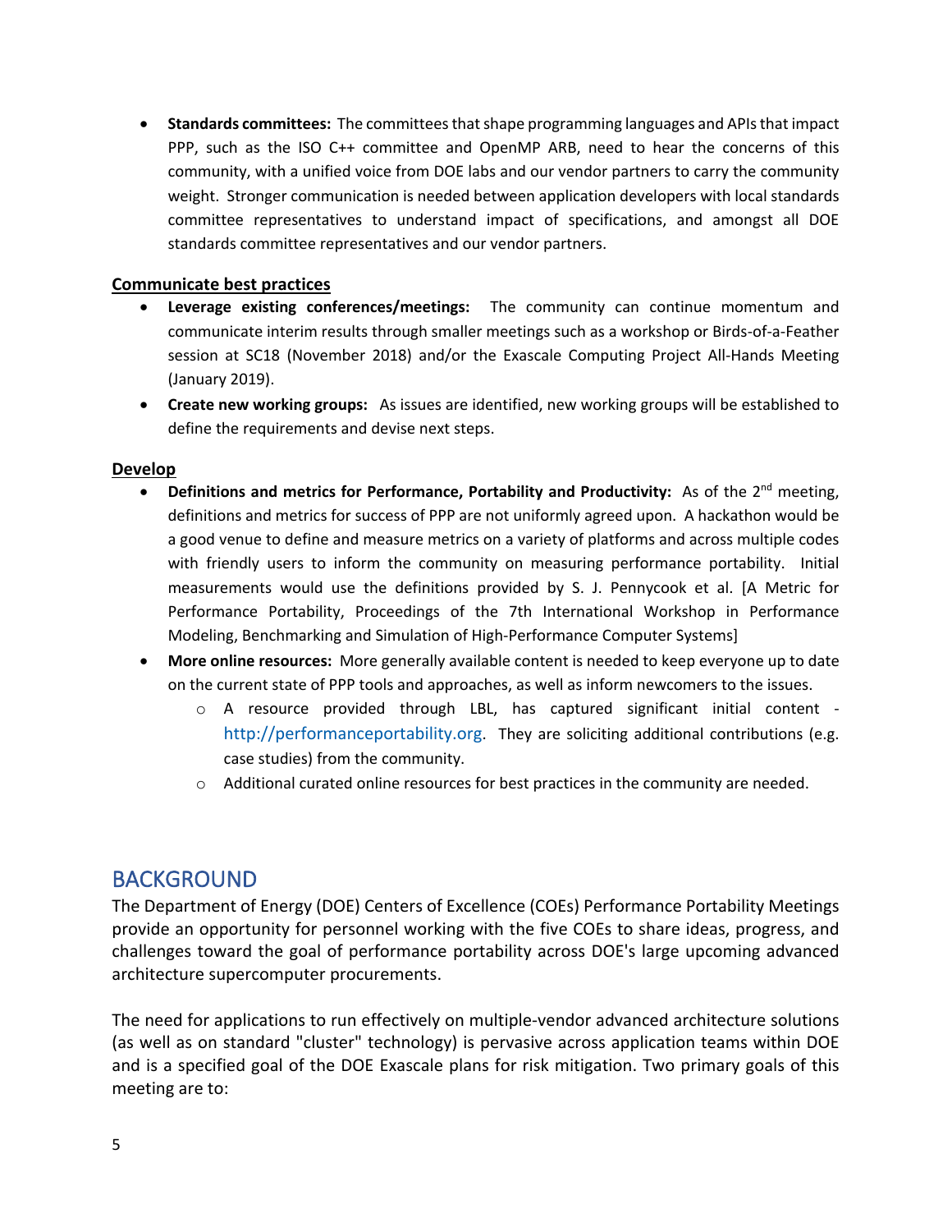- **Standards committees:** The committees that shape programming languages and APIs that impact PPP, such as the ISO C++ committee and OpenMP ARB, need to hear the concerns of this community, with a unified voice from DOE labs and our vendor partners to carry the community weight. Stronger communication is needed between application developers with local standards committee representatives to understand impact of specifications, and amongst all DOE standards committee representatives and our vendor partners.

**Communicate best practices**

- **Leverage existing conferences/meetings:** The community can continue momentum and communicate interim results through smaller meetings such as a workshop or Birds-of-a-Feather session at SC18 (November 2018) and/or the Exascale Computing Project All-Hands Meeting (January 2019).
- **Create new working groups:** As issues are identified, new working groups will be established to define the requirements and devise next steps.

**Develop**

- **Definitions and metrics for Performance, Portability and Productivity:** As of the 2nd meeting, definitions and metrics for success of PPP are not uniformly agreed upon. A hackathon would be a good venue to define and measure metrics on a variety of platforms and across multiple codes with friendly users to inform the community on measuring performance portability. Initial measurements would use the definitions provided by S. J. Pennycook et al. [A Metric for Performance Portability, Proceedings of the 7th International Workshop in Performance Modeling, Benchmarking and Simulation of High-Performance Computer Systems]
- **More online resources:** More generally available content is needed to keep everyone up to date on the current state of PPP tools and approaches, as well as inform newcomers to the issues.
  - A resource provided through LBL, has captured significant initial content - http://performanceportability.org. They are soliciting additional contributions (e.g. case studies) from the community.
  - Additional curated online resources for best practices in the community are needed.

## BACKGROUND

The Department of Energy (DOE) Centers of Excellence (COEs) Performance Portability Meetings provide an opportunity for personnel working with the five COEs to share ideas, progress, and challenges toward the goal of performance portability across DOE's large upcoming advanced architecture supercomputer procurements.

The need for applications to run effectively on multiple-vendor advanced architecture solutions (as well as on standard "cluster" technology) is pervasive across application teams within DOE and is a specified goal of the DOE Exascale plans for risk mitigation. Two primary goals of this meeting are to: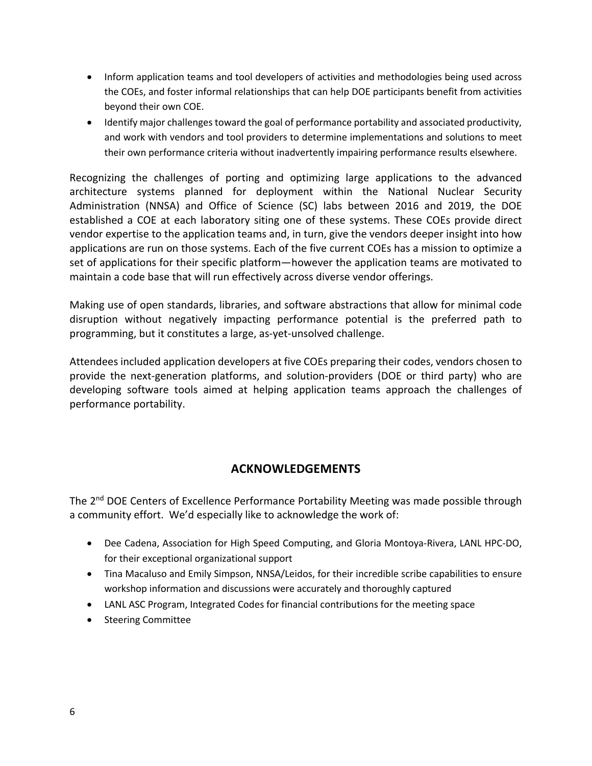- Inform application teams and tool developers of activities and methodologies being used across the COEs, and foster informal relationships that can help DOE participants benefit from activities beyond their own COE.
- Identify major challenges toward the goal of performance portability and associated productivity, and work with vendors and tool providers to determine implementations and solutions to meet their own performance criteria without inadvertently impairing performance results elsewhere.

Recognizing the challenges of porting and optimizing large applications to the advanced architecture systems planned for deployment within the National Nuclear Security Administration (NNSA) and Office of Science (SC) labs between 2016 and 2019, the DOE established a COE at each laboratory siting one of these systems. These COEs provide direct vendor expertise to the application teams and, in turn, give the vendors deeper insight into how applications are run on those systems. Each of the five current COEs has a mission to optimize a set of applications for their specific platform—however the application teams are motivated to maintain a code base that will run effectively across diverse vendor offerings.

Making use of open standards, libraries, and software abstractions that allow for minimal code disruption without negatively impacting performance potential is the preferred path to programming, but it constitutes a large, as-yet-unsolved challenge.

Attendees included application developers at five COEs preparing their codes, vendors chosen to provide the next-generation platforms, and solution-providers (DOE or third party) who are developing software tools aimed at helping application teams approach the challenges of performance portability.

## ACKNOWLEDGEMENTS

The 2nd DOE Centers of Excellence Performance Portability Meeting was made possible through a community effort. We'd especially like to acknowledge the work of:

- Dee Cadena, Association for High Speed Computing, and Gloria Montoya-Rivera, LANL HPC-DO, for their exceptional organizational support
- Tina Macaluso and Emily Simpson, NNSA/Leidos, for their incredible scribe capabilities to ensure workshop information and discussions were accurately and thoroughly captured
- LANL ASC Program, Integrated Codes for financial contributions for the meeting space
- Steering Committee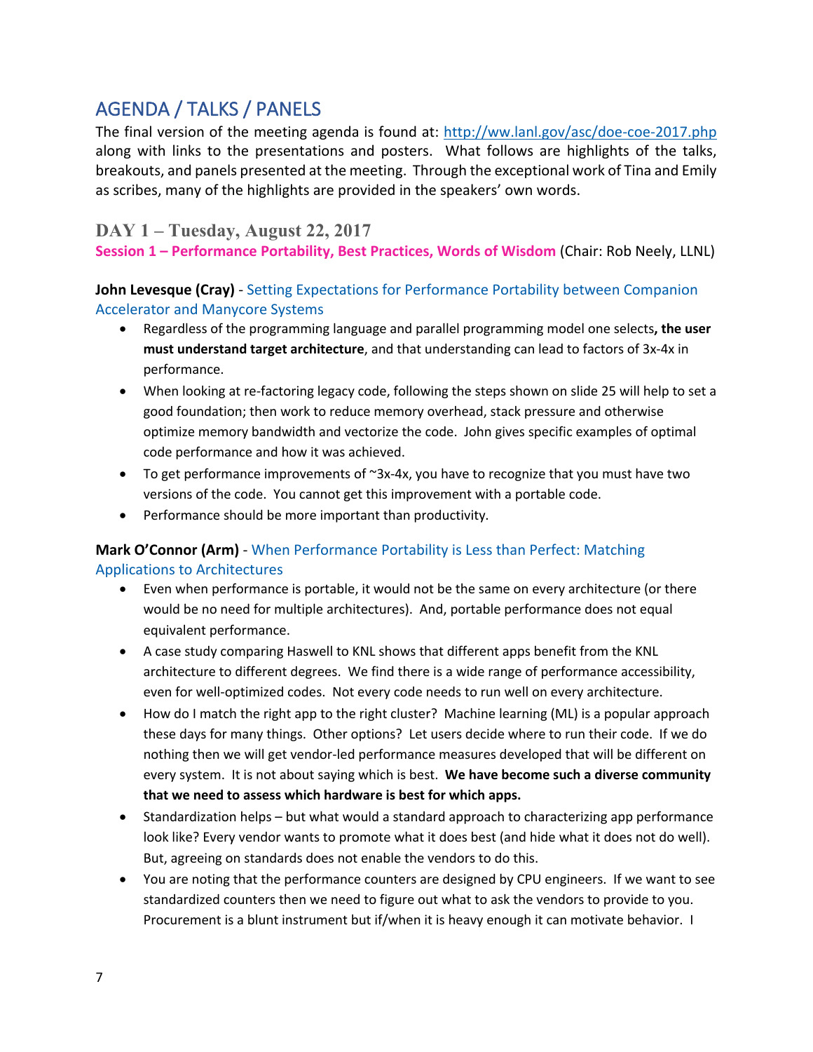# AGENDA / TALKS / PANELS

The final version of the meeting agenda is found at: http://ww.lanl.gov/asc/doe-coe-2017.php along with links to the presentations and posters. What follows are highlights of the talks, breakouts, and panels presented at the meeting. Through the exceptional work of Tina and Emily as scribes, many of the highlights are provided in the speakers' own words.

## DAY 1 – Tuesday, August 22, 2017

### Session 1 – Performance Portability, Best Practices, Words of Wisdom (Chair: Rob Neely, LLNL)

**John Levesque (Cray)** - Setting Expectations for Performance Portability between Companion Accelerator and Manycore Systems

- Regardless of the programming language and parallel programming model one selects**, the user must understand target architecture**, and that understanding can lead to factors of 3x-4x in performance.
- When looking at re-factoring legacy code, following the steps shown on slide 25 will help to set a good foundation; then work to reduce memory overhead, stack pressure and otherwise optimize memory bandwidth and vectorize the code. John gives specific examples of optimal code performance and how it was achieved.
- To get performance improvements of ~3x-4x, you have to recognize that you must have two versions of the code. You cannot get this improvement with a portable code.
- Performance should be more important than productivity.

**Mark O'Connor (Arm)** - When Performance Portability is Less than Perfect: Matching Applications to Architectures

- Even when performance is portable, it would not be the same on every architecture (or there would be no need for multiple architectures). And, portable performance does not equal equivalent performance.
- A case study comparing Haswell to KNL shows that different apps benefit from the KNL architecture to different degrees. We find there is a wide range of performance accessibility, even for well-optimized codes. Not every code needs to run well on every architecture.
- How do I match the right app to the right cluster? Machine learning (ML) is a popular approach these days for many things. Other options? Let users decide where to run their code. If we do nothing then we will get vendor-led performance measures developed that will be different on every system. It is not about saying which is best. **We have become such a diverse community that we need to assess which hardware is best for which apps.**
- Standardization helps – but what would a standard approach to characterizing app performance look like? Every vendor wants to promote what it does best (and hide what it does not do well). But, agreeing on standards does not enable the vendors to do this.
- You are noting that the performance counters are designed by CPU engineers. If we want to see standardized counters then we need to figure out what to ask the vendors to provide to you. Procurement is a blunt instrument but if/when it is heavy enough it can motivate behavior. I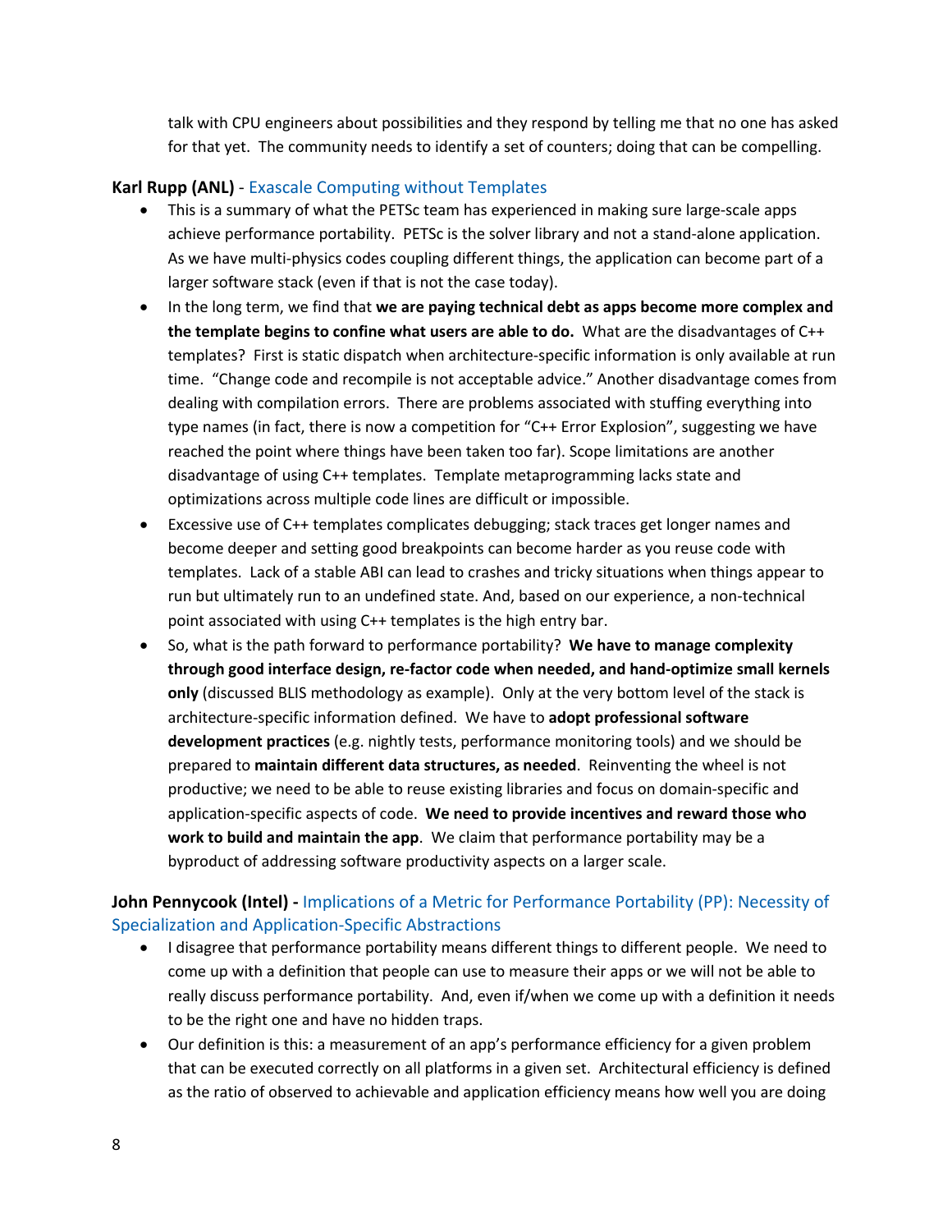talk with CPU engineers about possibilities and they respond by telling me that no one has asked for that yet. The community needs to identify a set of counters; doing that can be compelling.

**Karl Rupp (ANL)** - Exascale Computing without Templates

- This is a summary of what the PETSc team has experienced in making sure large-scale apps achieve performance portability. PETSc is the solver library and not a stand-alone application. As we have multi-physics codes coupling different things, the application can become part of a larger software stack (even if that is not the case today).
- In the long term, we find that **we are paying technical debt as apps become more complex and the template begins to confine what users are able to do.** What are the disadvantages of C++ templates? First is static dispatch when architecture-specific information is only available at run time. "Change code and recompile is not acceptable advice." Another disadvantage comes from dealing with compilation errors. There are problems associated with stuffing everything into type names (in fact, there is now a competition for "C++ Error Explosion", suggesting we have reached the point where things have been taken too far). Scope limitations are another disadvantage of using C++ templates. Template metaprogramming lacks state and optimizations across multiple code lines are difficult or impossible.
- Excessive use of C++ templates complicates debugging; stack traces get longer names and become deeper and setting good breakpoints can become harder as you reuse code with templates. Lack of a stable ABI can lead to crashes and tricky situations when things appear to run but ultimately run to an undefined state. And, based on our experience, a non-technical point associated with using C++ templates is the high entry bar.
- So, what is the path forward to performance portability? **We have to manage complexity through good interface design, re-factor code when needed, and hand-optimize small kernels only** (discussed BLIS methodology as example). Only at the very bottom level of the stack is architecture-specific information defined. We have to **adopt professional software development practices** (e.g. nightly tests, performance monitoring tools) and we should be prepared to **maintain different data structures, as needed**. Reinventing the wheel is not productive; we need to be able to reuse existing libraries and focus on domain-specific and application-specific aspects of code. **We need to provide incentives and reward those who work to build and maintain the app**. We claim that performance portability may be a byproduct of addressing software productivity aspects on a larger scale.

**John Pennycook (Intel) -** Implications of a Metric for Performance Portability (PP): Necessity of Specialization and Application-Specific Abstractions

- I disagree that performance portability means different things to different people. We need to come up with a definition that people can use to measure their apps or we will not be able to really discuss performance portability. And, even if/when we come up with a definition it needs to be the right one and have no hidden traps.
- Our definition is this: a measurement of an app's performance efficiency for a given problem that can be executed correctly on all platforms in a given set. Architectural efficiency is defined as the ratio of observed to achievable and application efficiency means how well you are doing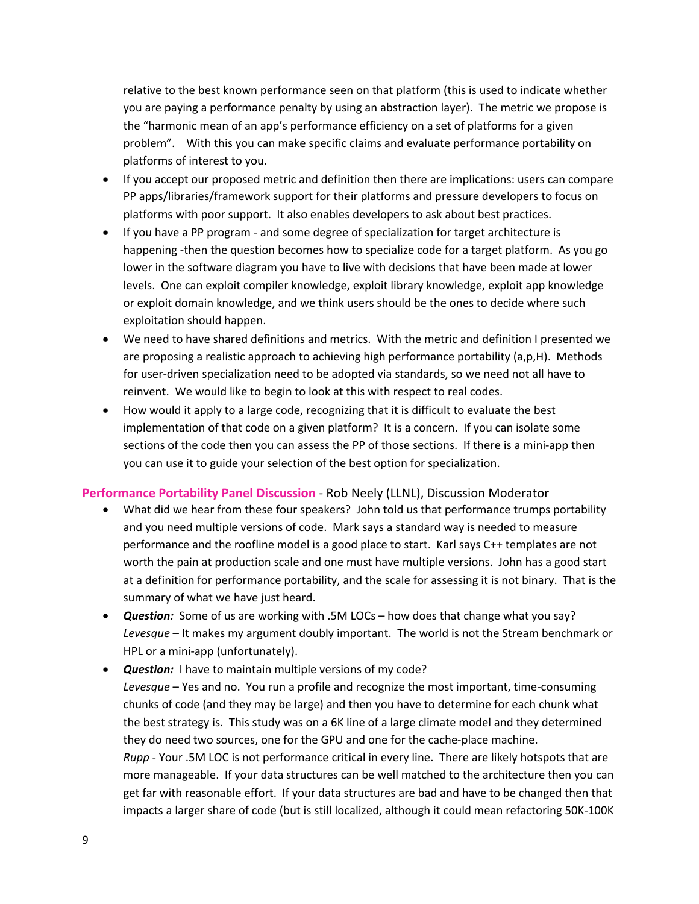relative to the best known performance seen on that platform (this is used to indicate whether you are paying a performance penalty by using an abstraction layer). The metric we propose is the "harmonic mean of an app's performance efficiency on a set of platforms for a given problem". With this you can make specific claims and evaluate performance portability on platforms of interest to you.

- If you accept our proposed metric and definition then there are implications: users can compare PP apps/libraries/framework support for their platforms and pressure developers to focus on platforms with poor support. It also enables developers to ask about best practices.
- If you have a PP program - and some degree of specialization for target architecture is happening -then the question becomes how to specialize code for a target platform. As you go lower in the software diagram you have to live with decisions that have been made at lower levels. One can exploit compiler knowledge, exploit library knowledge, exploit app knowledge or exploit domain knowledge, and we think users should be the ones to decide where such exploitation should happen.
- We need to have shared definitions and metrics. With the metric and definition I presented we are proposing a realistic approach to achieving high performance portability (a,p,H). Methods for user-driven specialization need to be adopted via standards, so we need not all have to reinvent. We would like to begin to look at this with respect to real codes.
- How would it apply to a large code, recognizing that it is difficult to evaluate the best implementation of that code on a given platform? It is a concern. If you can isolate some sections of the code then you can assess the PP of those sections. If there is a mini-app then you can use it to guide your selection of the best option for specialization.

**Performance Portability Panel Discussion** - Rob Neely (LLNL), Discussion Moderator

- What did we hear from these four speakers? John told us that performance trumps portability and you need multiple versions of code. Mark says a standard way is needed to measure performance and the roofline model is a good place to start. Karl says C++ templates are not worth the pain at production scale and one must have multiple versions. John has a good start at a definition for performance portability, and the scale for assessing it is not binary. That is the summary of what we have just heard.
- ***Question:*** Some of us are working with .5M LOCs – how does that change what you say?
  *Levesque* – It makes my argument doubly important. The world is not the Stream benchmark or HPL or a mini-app (unfortunately).
- ***Question:*** I have to maintain multiple versions of my code?
  *Levesque* – Yes and no. You run a profile and recognize the most important, time-consuming chunks of code (and they may be large) and then you have to determine for each chunk what the best strategy is. This study was on a 6K line of a large climate model and they determined they do need two sources, one for the GPU and one for the cache-place machine.
  *Rupp* - Your .5M LOC is not performance critical in every line. There are likely hotspots that are more manageable. If your data structures can be well matched to the architecture then you can get far with reasonable effort. If your data structures are bad and have to be changed then that impacts a larger share of code (but is still localized, although it could mean refactoring 50K-100K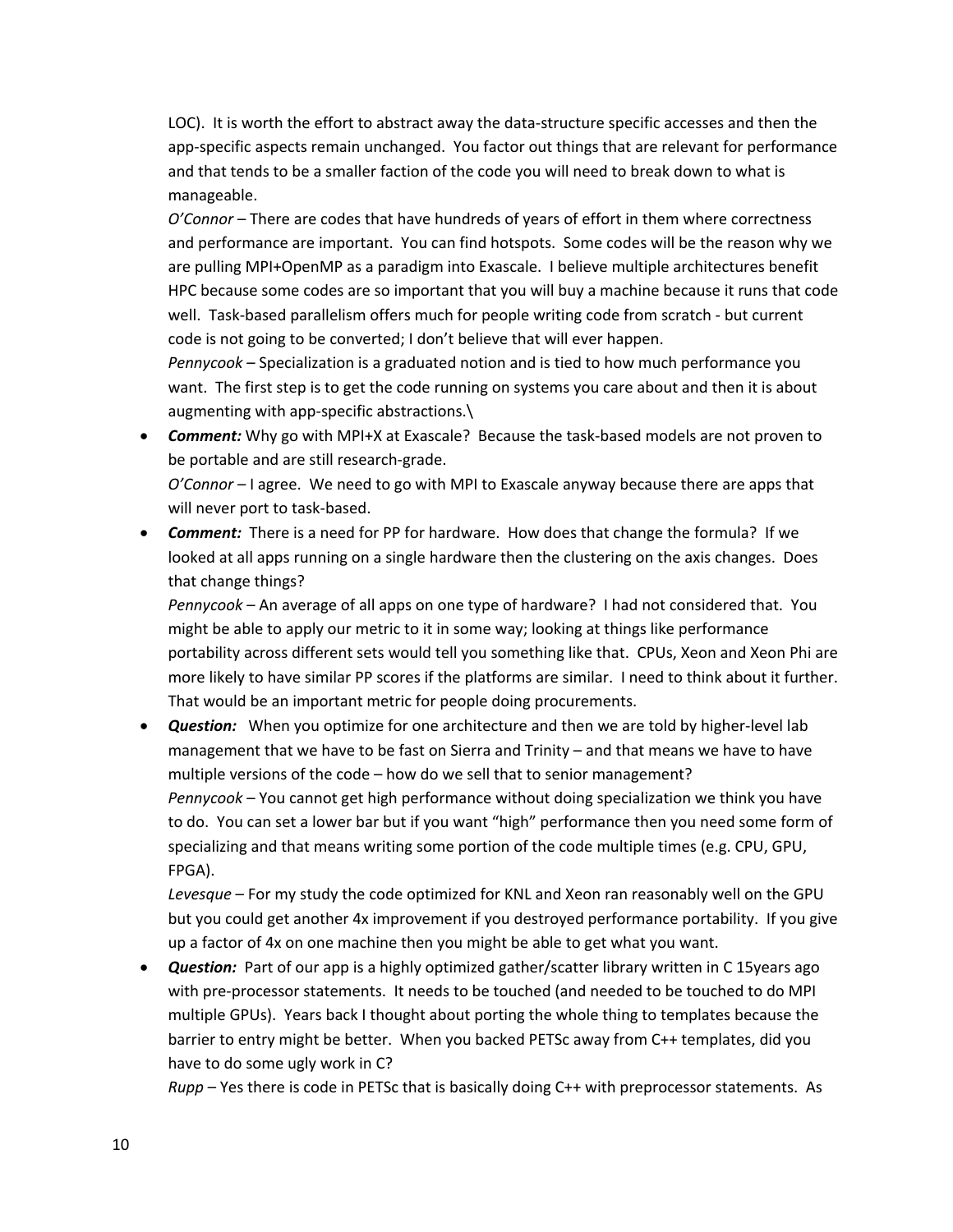LOC). It is worth the effort to abstract away the data-structure specific accesses and then the app-specific aspects remain unchanged. You factor out things that are relevant for performance and that tends to be a smaller faction of the code you will need to break down to what is manageable.
*O'Connor* – There are codes that have hundreds of years of effort in them where correctness and performance are important. You can find hotspots. Some codes will be the reason why we are pulling MPI+OpenMP as a paradigm into Exascale. I believe multiple architectures benefit HPC because some codes are so important that you will buy a machine because it runs that code well. Task-based parallelism offers much for people writing code from scratch - but current code is not going to be converted; I don't believe that will ever happen.
*Pennycook* – Specialization is a graduated notion and is tied to how much performance you want. The first step is to get the code running on systems you care about and then it is about augmenting with app-specific abstractions.\

- ***Comment:*** Why go with MPI+X at Exascale? Because the task-based models are not proven to be portable and are still research-grade.
*O'Connor* – I agree. We need to go with MPI to Exascale anyway because there are apps that will never port to task-based.
- ***Comment:*** There is a need for PP for hardware. How does that change the formula? If we looked at all apps running on a single hardware then the clustering on the axis changes. Does that change things?
*Pennycook* – An average of all apps on one type of hardware? I had not considered that. You might be able to apply our metric to it in some way; looking at things like performance portability across different sets would tell you something like that. CPUs, Xeon and Xeon Phi are more likely to have similar PP scores if the platforms are similar. I need to think about it further. That would be an important metric for people doing procurements.
- ***Question:*** When you optimize for one architecture and then we are told by higher-level lab management that we have to be fast on Sierra and Trinity – and that means we have to have multiple versions of the code – how do we sell that to senior management?
*Pennycook* – You cannot get high performance without doing specialization we think you have to do. You can set a lower bar but if you want "high" performance then you need some form of specializing and that means writing some portion of the code multiple times (e.g. CPU, GPU, FPGA).
*Levesque* – For my study the code optimized for KNL and Xeon ran reasonably well on the GPU but you could get another 4x improvement if you destroyed performance portability. If you give up a factor of 4x on one machine then you might be able to get what you want.
- ***Question:*** Part of our app is a highly optimized gather/scatter library written in C 15years ago with pre-processor statements. It needs to be touched (and needed to be touched to do MPI multiple GPUs). Years back I thought about porting the whole thing to templates because the barrier to entry might be better. When you backed PETSc away from C++ templates, did you have to do some ugly work in C?
*Rupp* – Yes there is code in PETSc that is basically doing C++ with preprocessor statements. As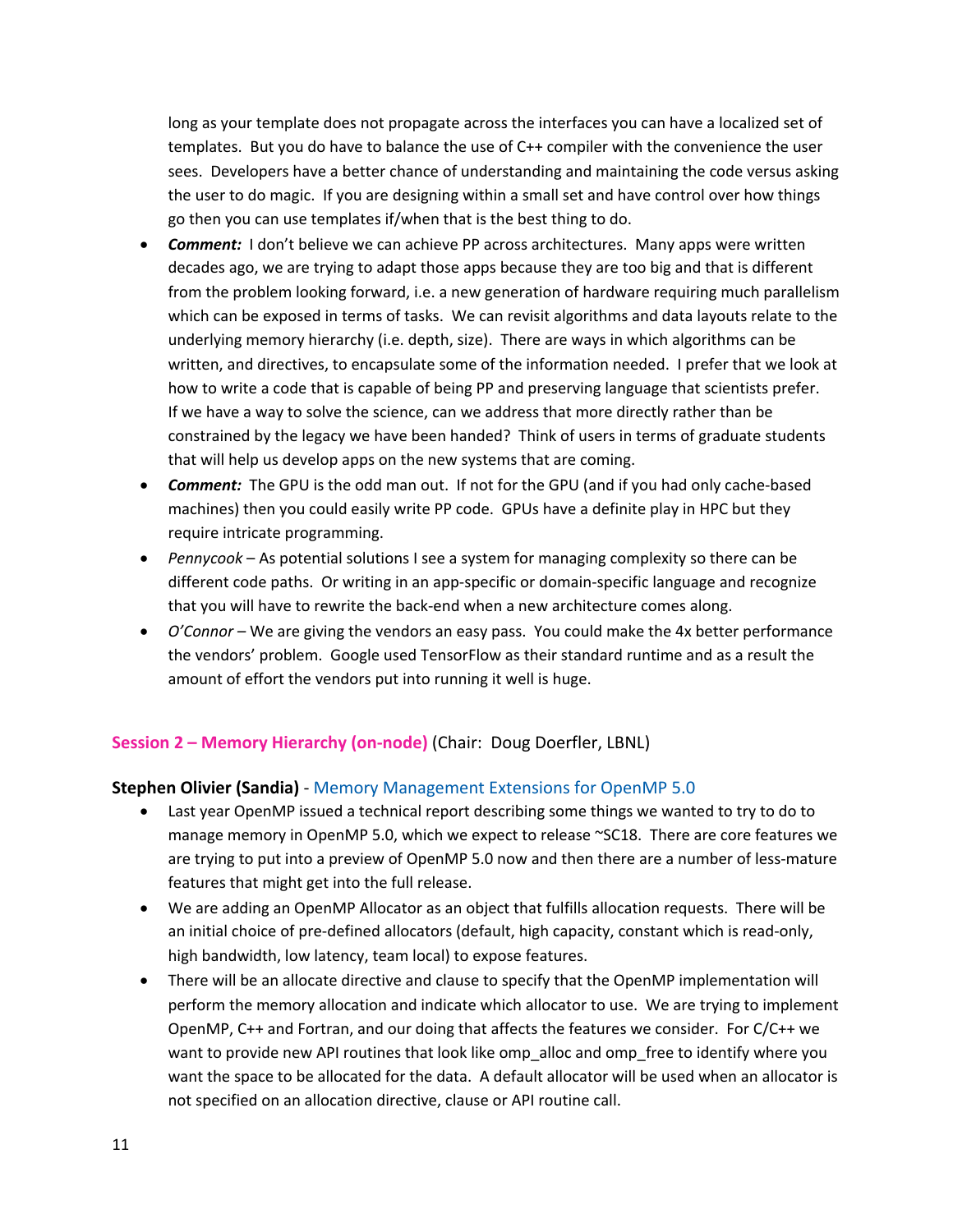long as your template does not propagate across the interfaces you can have a localized set of templates. But you do have to balance the use of C++ compiler with the convenience the user sees. Developers have a better chance of understanding and maintaining the code versus asking the user to do magic. If you are designing within a small set and have control over how things go then you can use templates if/when that is the best thing to do.

- ***Comment:*** I don't believe we can achieve PP across architectures. Many apps were written decades ago, we are trying to adapt those apps because they are too big and that is different from the problem looking forward, i.e. a new generation of hardware requiring much parallelism which can be exposed in terms of tasks. We can revisit algorithms and data layouts relate to the underlying memory hierarchy (i.e. depth, size). There are ways in which algorithms can be written, and directives, to encapsulate some of the information needed. I prefer that we look at how to write a code that is capable of being PP and preserving language that scientists prefer. If we have a way to solve the science, can we address that more directly rather than be constrained by the legacy we have been handed? Think of users in terms of graduate students that will help us develop apps on the new systems that are coming.
- ***Comment:*** The GPU is the odd man out. If not for the GPU (and if you had only cache-based machines) then you could easily write PP code. GPUs have a definite play in HPC but they require intricate programming.
- *Pennycook* – As potential solutions I see a system for managing complexity so there can be different code paths. Or writing in an app-specific or domain-specific language and recognize that you will have to rewrite the back-end when a new architecture comes along.
- *O'Connor* – We are giving the vendors an easy pass. You could make the 4x better performance the vendors' problem. Google used TensorFlow as their standard runtime and as a result the amount of effort the vendors put into running it well is huge.

## Session 2 – Memory Hierarchy (on-node) (Chair: Doug Doerfler, LBNL)

**Stephen Olivier (Sandia)** - Memory Management Extensions for OpenMP 5.0

- Last year OpenMP issued a technical report describing some things we wanted to try to do to manage memory in OpenMP 5.0, which we expect to release ~SC18. There are core features we are trying to put into a preview of OpenMP 5.0 now and then there are a number of less-mature features that might get into the full release.
- We are adding an OpenMP Allocator as an object that fulfills allocation requests. There will be an initial choice of pre-defined allocators (default, high capacity, constant which is read-only, high bandwidth, low latency, team local) to expose features.
- There will be an allocate directive and clause to specify that the OpenMP implementation will perform the memory allocation and indicate which allocator to use. We are trying to implement OpenMP, C++ and Fortran, and our doing that affects the features we consider. For C/C++ we want to provide new API routines that look like omp_alloc and omp_free to identify where you want the space to be allocated for the data. A default allocator will be used when an allocator is not specified on an allocation directive, clause or API routine call.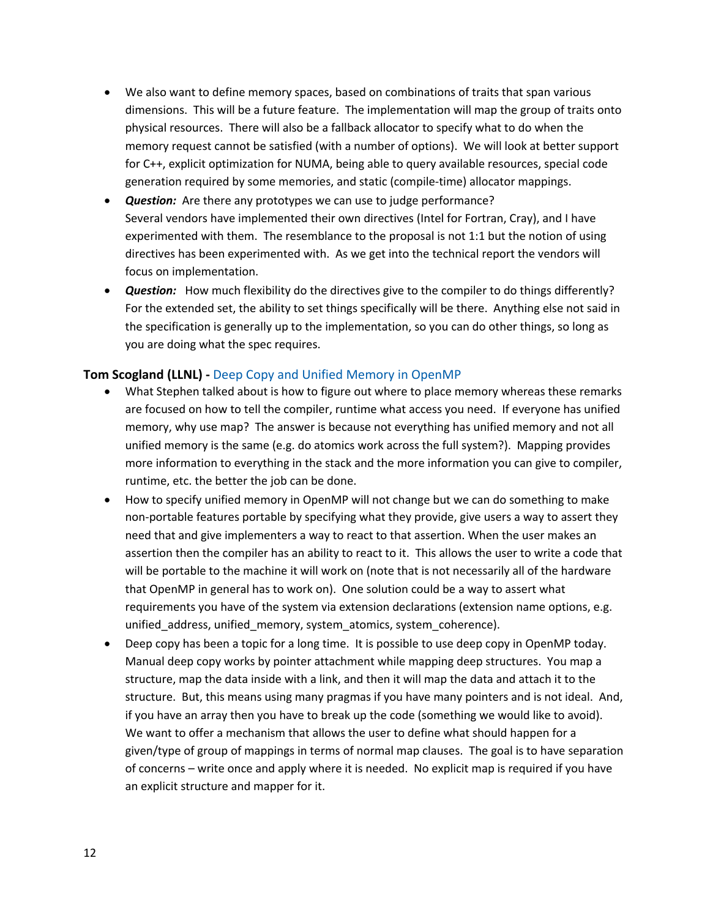- We also want to define memory spaces, based on combinations of traits that span various dimensions. This will be a future feature. The implementation will map the group of traits onto physical resources. There will also be a fallback allocator to specify what to do when the memory request cannot be satisfied (with a number of options). We will look at better support for C++, explicit optimization for NUMA, being able to query available resources, special code generation required by some memories, and static (compile-time) allocator mappings.
- ***Question:*** Are there any prototypes we can use to judge performance?
  Several vendors have implemented their own directives (Intel for Fortran, Cray), and I have experimented with them. The resemblance to the proposal is not 1:1 but the notion of using directives has been experimented with. As we get into the technical report the vendors will focus on implementation.
- ***Question:*** How much flexibility do the directives give to the compiler to do things differently?
  For the extended set, the ability to set things specifically will be there. Anything else not said in the specification is generally up to the implementation, so you can do other things, so long as you are doing what the spec requires.

**Tom Scogland (LLNL) -** Deep Copy and Unified Memory in OpenMP

- What Stephen talked about is how to figure out where to place memory whereas these remarks are focused on how to tell the compiler, runtime what access you need. If everyone has unified memory, why use map? The answer is because not everything has unified memory and not all unified memory is the same (e.g. do atomics work across the full system?). Mapping provides more information to everything in the stack and the more information you can give to compiler, runtime, etc. the better the job can be done.
- How to specify unified memory in OpenMP will not change but we can do something to make non-portable features portable by specifying what they provide, give users a way to assert they need that and give implementers a way to react to that assertion. When the user makes an assertion then the compiler has an ability to react to it. This allows the user to write a code that will be portable to the machine it will work on (note that is not necessarily all of the hardware that OpenMP in general has to work on). One solution could be a way to assert what requirements you have of the system via extension declarations (extension name options, e.g. unified_address, unified_memory, system_atomics, system_coherence).
- Deep copy has been a topic for a long time. It is possible to use deep copy in OpenMP today. Manual deep copy works by pointer attachment while mapping deep structures. You map a structure, map the data inside with a link, and then it will map the data and attach it to the structure. But, this means using many pragmas if you have many pointers and is not ideal. And, if you have an array then you have to break up the code (something we would like to avoid). We want to offer a mechanism that allows the user to define what should happen for a given/type of group of mappings in terms of normal map clauses. The goal is to have separation of concerns – write once and apply where it is needed. No explicit map is required if you have an explicit structure and mapper for it.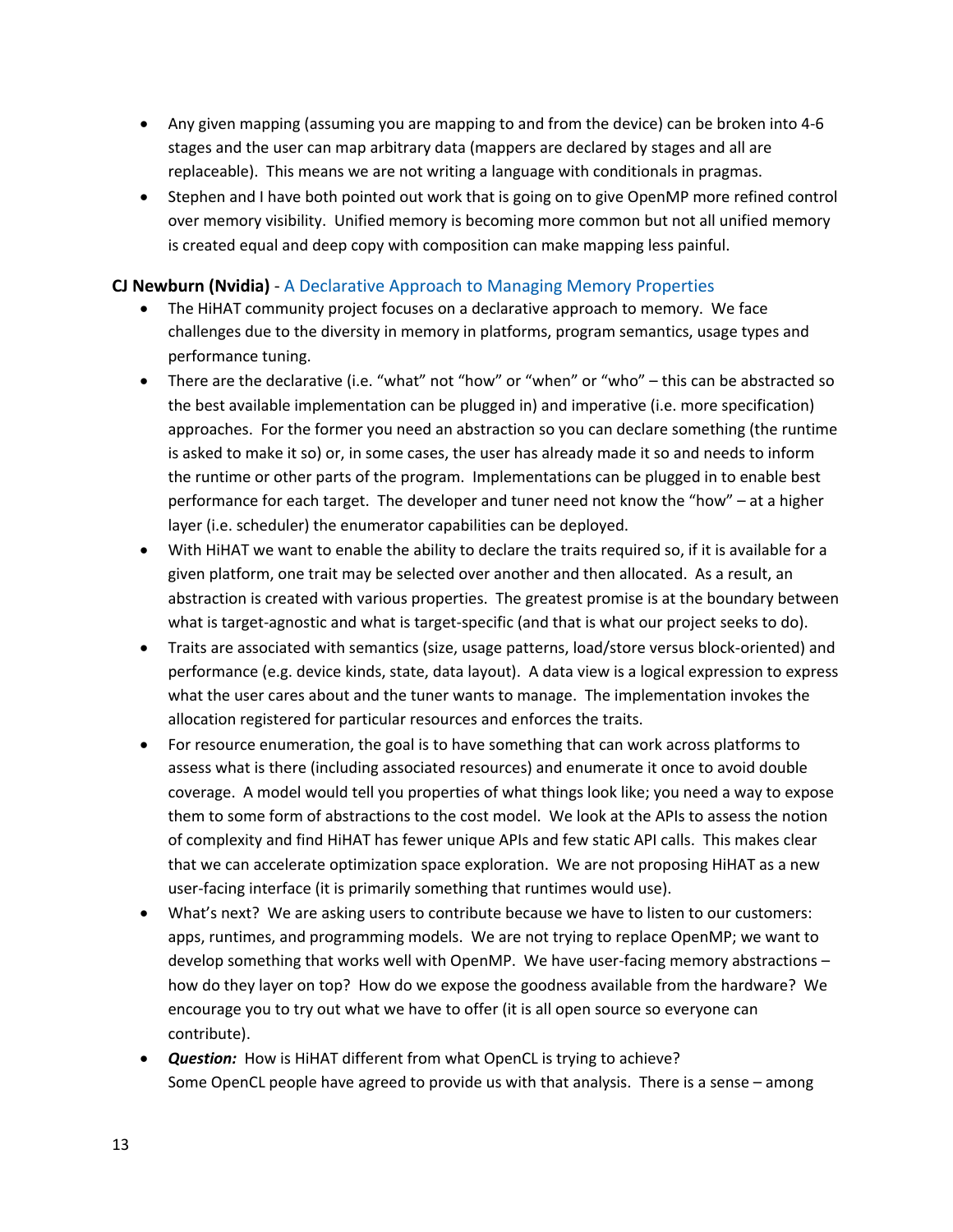- Any given mapping (assuming you are mapping to and from the device) can be broken into 4-6 stages and the user can map arbitrary data (mappers are declared by stages and all are replaceable). This means we are not writing a language with conditionals in pragmas.
- Stephen and I have both pointed out work that is going on to give OpenMP more refined control over memory visibility. Unified memory is becoming more common but not all unified memory is created equal and deep copy with composition can make mapping less painful.

**CJ Newburn (Nvidia)** - A Declarative Approach to Managing Memory Properties

- The HiHAT community project focuses on a declarative approach to memory. We face challenges due to the diversity in memory in platforms, program semantics, usage types and performance tuning.
- There are the declarative (i.e. "what" not "how" or "when" or "who" – this can be abstracted so the best available implementation can be plugged in) and imperative (i.e. more specification) approaches. For the former you need an abstraction so you can declare something (the runtime is asked to make it so) or, in some cases, the user has already made it so and needs to inform the runtime or other parts of the program. Implementations can be plugged in to enable best performance for each target. The developer and tuner need not know the "how" – at a higher layer (i.e. scheduler) the enumerator capabilities can be deployed.
- With HiHAT we want to enable the ability to declare the traits required so, if it is available for a given platform, one trait may be selected over another and then allocated. As a result, an abstraction is created with various properties. The greatest promise is at the boundary between what is target-agnostic and what is target-specific (and that is what our project seeks to do).
- Traits are associated with semantics (size, usage patterns, load/store versus block-oriented) and performance (e.g. device kinds, state, data layout). A data view is a logical expression to express what the user cares about and the tuner wants to manage. The implementation invokes the allocation registered for particular resources and enforces the traits.
- For resource enumeration, the goal is to have something that can work across platforms to assess what is there (including associated resources) and enumerate it once to avoid double coverage. A model would tell you properties of what things look like; you need a way to expose them to some form of abstractions to the cost model. We look at the APIs to assess the notion of complexity and find HiHAT has fewer unique APIs and few static API calls. This makes clear that we can accelerate optimization space exploration. We are not proposing HiHAT as a new user-facing interface (it is primarily something that runtimes would use).
- What's next? We are asking users to contribute because we have to listen to our customers: apps, runtimes, and programming models. We are not trying to replace OpenMP; we want to develop something that works well with OpenMP. We have user-facing memory abstractions – how do they layer on top? How do we expose the goodness available from the hardware? We encourage you to try out what we have to offer (it is all open source so everyone can contribute).
- ***Question:*** How is HiHAT different from what OpenCL is trying to achieve?
  Some OpenCL people have agreed to provide us with that analysis. There is a sense – among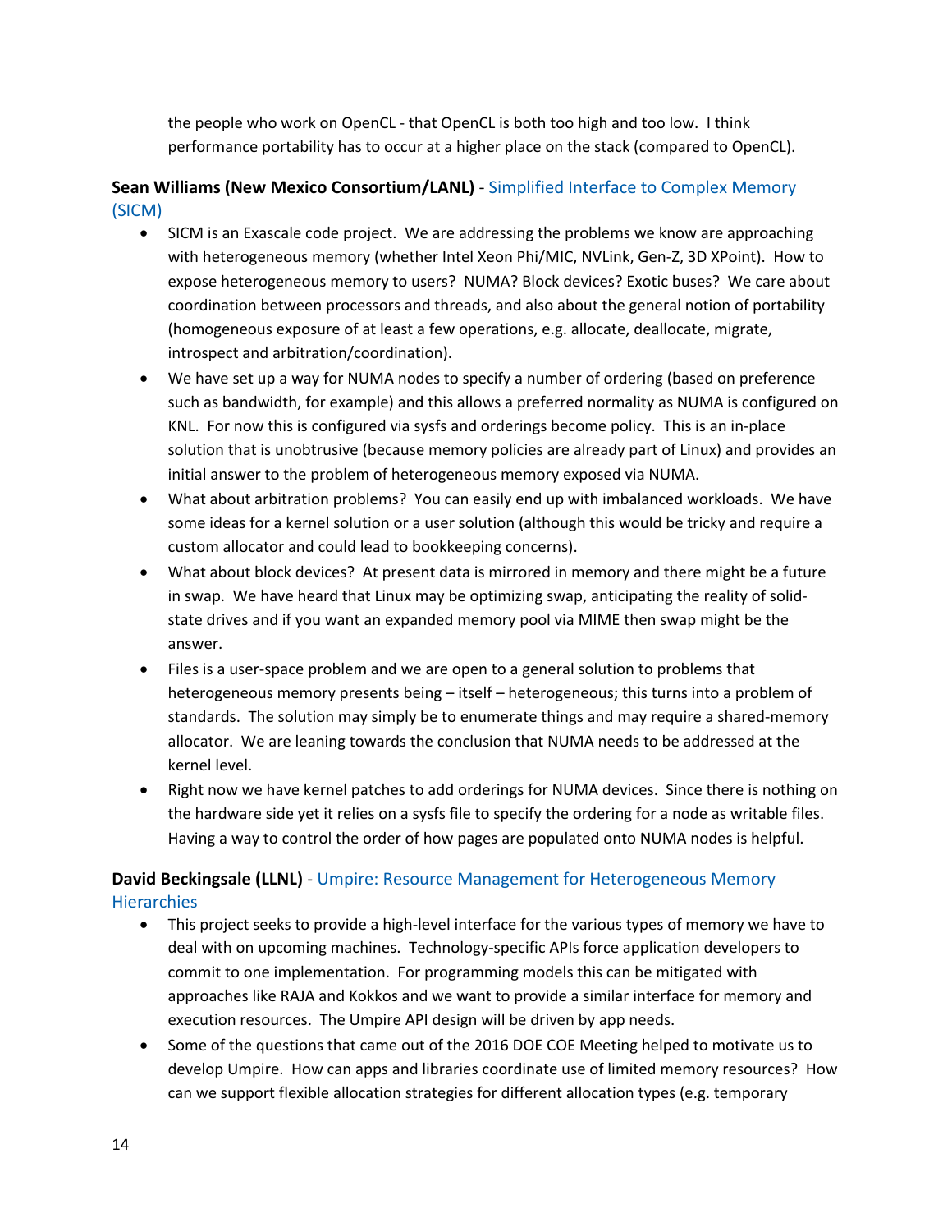the people who work on OpenCL - that OpenCL is both too high and too low. I think performance portability has to occur at a higher place on the stack (compared to OpenCL).

**Sean Williams (New Mexico Consortium/LANL)** - Simplified Interface to Complex Memory (SICM)

- SICM is an Exascale code project. We are addressing the problems we know are approaching with heterogeneous memory (whether Intel Xeon Phi/MIC, NVLink, Gen-Z, 3D XPoint). How to expose heterogeneous memory to users? NUMA? Block devices? Exotic buses? We care about coordination between processors and threads, and also about the general notion of portability (homogeneous exposure of at least a few operations, e.g. allocate, deallocate, migrate, introspect and arbitration/coordination).
- We have set up a way for NUMA nodes to specify a number of ordering (based on preference such as bandwidth, for example) and this allows a preferred normality as NUMA is configured on KNL. For now this is configured via sysfs and orderings become policy. This is an in-place solution that is unobtrusive (because memory policies are already part of Linux) and provides an initial answer to the problem of heterogeneous memory exposed via NUMA.
- What about arbitration problems? You can easily end up with imbalanced workloads. We have some ideas for a kernel solution or a user solution (although this would be tricky and require a custom allocator and could lead to bookkeeping concerns).
- What about block devices? At present data is mirrored in memory and there might be a future in swap. We have heard that Linux may be optimizing swap, anticipating the reality of solid-state drives and if you want an expanded memory pool via MIME then swap might be the answer.
- Files is a user-space problem and we are open to a general solution to problems that heterogeneous memory presents being – itself – heterogeneous; this turns into a problem of standards. The solution may simply be to enumerate things and may require a shared-memory allocator. We are leaning towards the conclusion that NUMA needs to be addressed at the kernel level.
- Right now we have kernel patches to add orderings for NUMA devices. Since there is nothing on the hardware side yet it relies on a sysfs file to specify the ordering for a node as writable files. Having a way to control the order of how pages are populated onto NUMA nodes is helpful.

**David Beckingsale (LLNL)** - Umpire: Resource Management for Heterogeneous Memory Hierarchies

- This project seeks to provide a high-level interface for the various types of memory we have to deal with on upcoming machines. Technology-specific APIs force application developers to commit to one implementation. For programming models this can be mitigated with approaches like RAJA and Kokkos and we want to provide a similar interface for memory and execution resources. The Umpire API design will be driven by app needs.
- Some of the questions that came out of the 2016 DOE COE Meeting helped to motivate us to develop Umpire. How can apps and libraries coordinate use of limited memory resources? How can we support flexible allocation strategies for different allocation types (e.g. temporary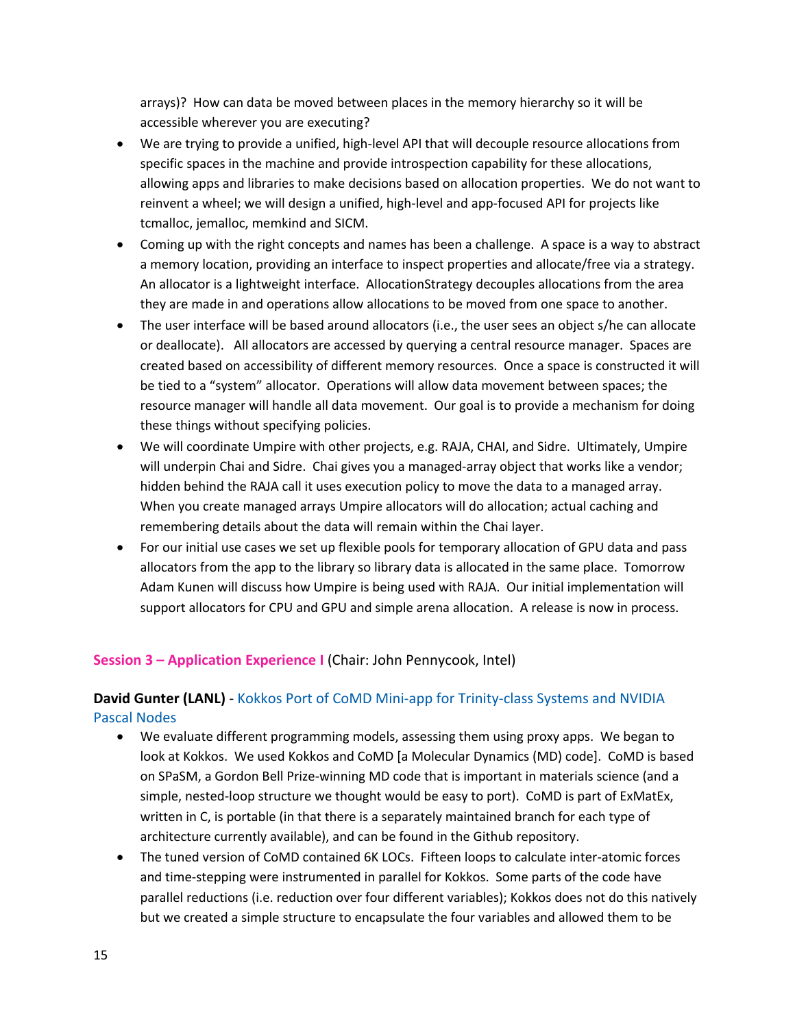arrays)? How can data be moved between places in the memory hierarchy so it will be accessible wherever you are executing?

- We are trying to provide a unified, high-level API that will decouple resource allocations from specific spaces in the machine and provide introspection capability for these allocations, allowing apps and libraries to make decisions based on allocation properties. We do not want to reinvent a wheel; we will design a unified, high-level and app-focused API for projects like tcmalloc, jemalloc, memkind and SICM.
- Coming up with the right concepts and names has been a challenge. A space is a way to abstract a memory location, providing an interface to inspect properties and allocate/free via a strategy. An allocator is a lightweight interface. AllocationStrategy decouples allocations from the area they are made in and operations allow allocations to be moved from one space to another.
- The user interface will be based around allocators (i.e., the user sees an object s/he can allocate or deallocate). All allocators are accessed by querying a central resource manager. Spaces are created based on accessibility of different memory resources. Once a space is constructed it will be tied to a "system" allocator. Operations will allow data movement between spaces; the resource manager will handle all data movement. Our goal is to provide a mechanism for doing these things without specifying policies.
- We will coordinate Umpire with other projects, e.g. RAJA, CHAI, and Sidre. Ultimately, Umpire will underpin Chai and Sidre. Chai gives you a managed-array object that works like a vendor; hidden behind the RAJA call it uses execution policy to move the data to a managed array. When you create managed arrays Umpire allocators will do allocation; actual caching and remembering details about the data will remain within the Chai layer.
- For our initial use cases we set up flexible pools for temporary allocation of GPU data and pass allocators from the app to the library so library data is allocated in the same place. Tomorrow Adam Kunen will discuss how Umpire is being used with RAJA. Our initial implementation will support allocators for CPU and GPU and simple arena allocation. A release is now in process.

## Session 3 – Application Experience I (Chair: John Pennycook, Intel)

**David Gunter (LANL)** - Kokkos Port of CoMD Mini-app for Trinity-class Systems and NVIDIA Pascal Nodes

- We evaluate different programming models, assessing them using proxy apps. We began to look at Kokkos. We used Kokkos and CoMD [a Molecular Dynamics (MD) code]. CoMD is based on SPaSM, a Gordon Bell Prize-winning MD code that is important in materials science (and a simple, nested-loop structure we thought would be easy to port). CoMD is part of ExMatEx, written in C, is portable (in that there is a separately maintained branch for each type of architecture currently available), and can be found in the Github repository.
- The tuned version of CoMD contained 6K LOCs. Fifteen loops to calculate inter-atomic forces and time-stepping were instrumented in parallel for Kokkos. Some parts of the code have parallel reductions (i.e. reduction over four different variables); Kokkos does not do this natively but we created a simple structure to encapsulate the four variables and allowed them to be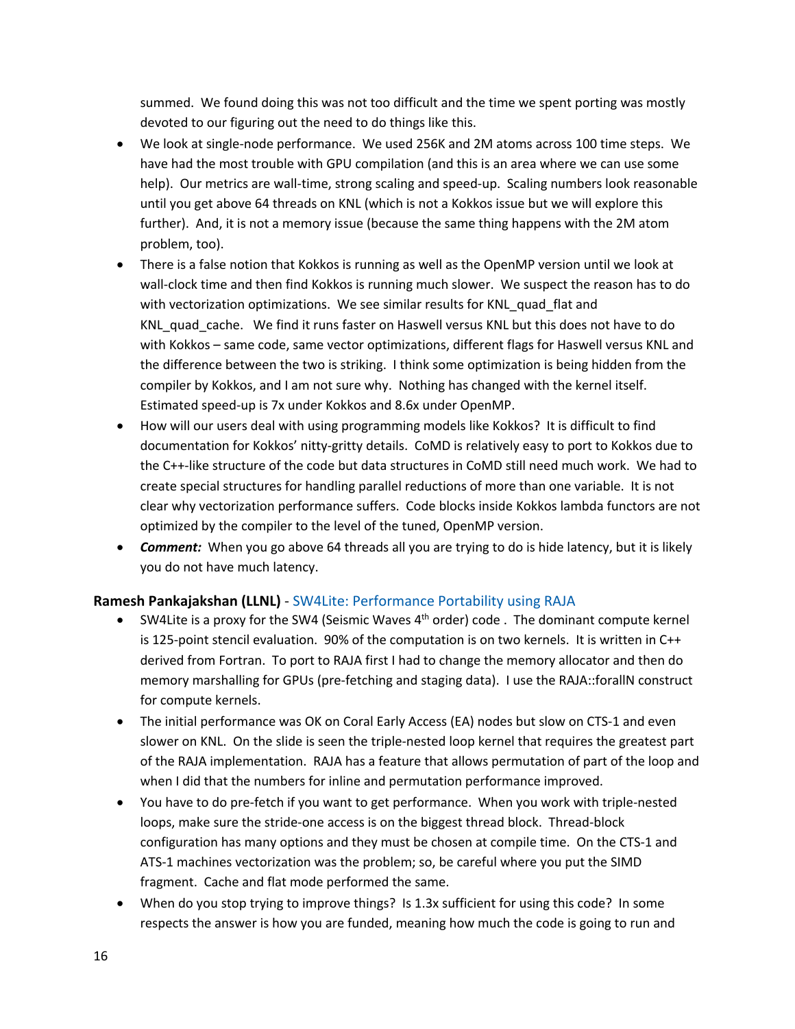summed. We found doing this was not too difficult and the time we spent porting was mostly devoted to our figuring out the need to do things like this.

- We look at single-node performance. We used 256K and 2M atoms across 100 time steps. We have had the most trouble with GPU compilation (and this is an area where we can use some help). Our metrics are wall-time, strong scaling and speed-up. Scaling numbers look reasonable until you get above 64 threads on KNL (which is not a Kokkos issue but we will explore this further). And, it is not a memory issue (because the same thing happens with the 2M atom problem, too).
- There is a false notion that Kokkos is running as well as the OpenMP version until we look at wall-clock time and then find Kokkos is running much slower. We suspect the reason has to do with vectorization optimizations. We see similar results for KNL_quad_flat and KNL_quad_cache. We find it runs faster on Haswell versus KNL but this does not have to do with Kokkos – same code, same vector optimizations, different flags for Haswell versus KNL and the difference between the two is striking. I think some optimization is being hidden from the compiler by Kokkos, and I am not sure why. Nothing has changed with the kernel itself. Estimated speed-up is 7x under Kokkos and 8.6x under OpenMP.
- How will our users deal with using programming models like Kokkos? It is difficult to find documentation for Kokkos' nitty-gritty details. CoMD is relatively easy to port to Kokkos due to the C++-like structure of the code but data structures in CoMD still need much work. We had to create special structures for handling parallel reductions of more than one variable. It is not clear why vectorization performance suffers. Code blocks inside Kokkos lambda functors are not optimized by the compiler to the level of the tuned, OpenMP version.
- ***Comment:*** When you go above 64 threads all you are trying to do is hide latency, but it is likely you do not have much latency.

### **Ramesh Pankajakshan (LLNL)** - SW4Lite: Performance Portability using RAJA

- SW4Lite is a proxy for the SW4 (Seismic Waves 4th order) code . The dominant compute kernel is 125-point stencil evaluation. 90% of the computation is on two kernels. It is written in C++ derived from Fortran. To port to RAJA first I had to change the memory allocator and then do memory marshalling for GPUs (pre-fetching and staging data). I use the RAJA::forallN construct for compute kernels.
- The initial performance was OK on Coral Early Access (EA) nodes but slow on CTS-1 and even slower on KNL. On the slide is seen the triple-nested loop kernel that requires the greatest part of the RAJA implementation. RAJA has a feature that allows permutation of part of the loop and when I did that the numbers for inline and permutation performance improved.
- You have to do pre-fetch if you want to get performance. When you work with triple-nested loops, make sure the stride-one access is on the biggest thread block. Thread-block configuration has many options and they must be chosen at compile time. On the CTS-1 and ATS-1 machines vectorization was the problem; so, be careful where you put the SIMD fragment. Cache and flat mode performed the same.
- When do you stop trying to improve things? Is 1.3x sufficient for using this code? In some respects the answer is how you are funded, meaning how much the code is going to run and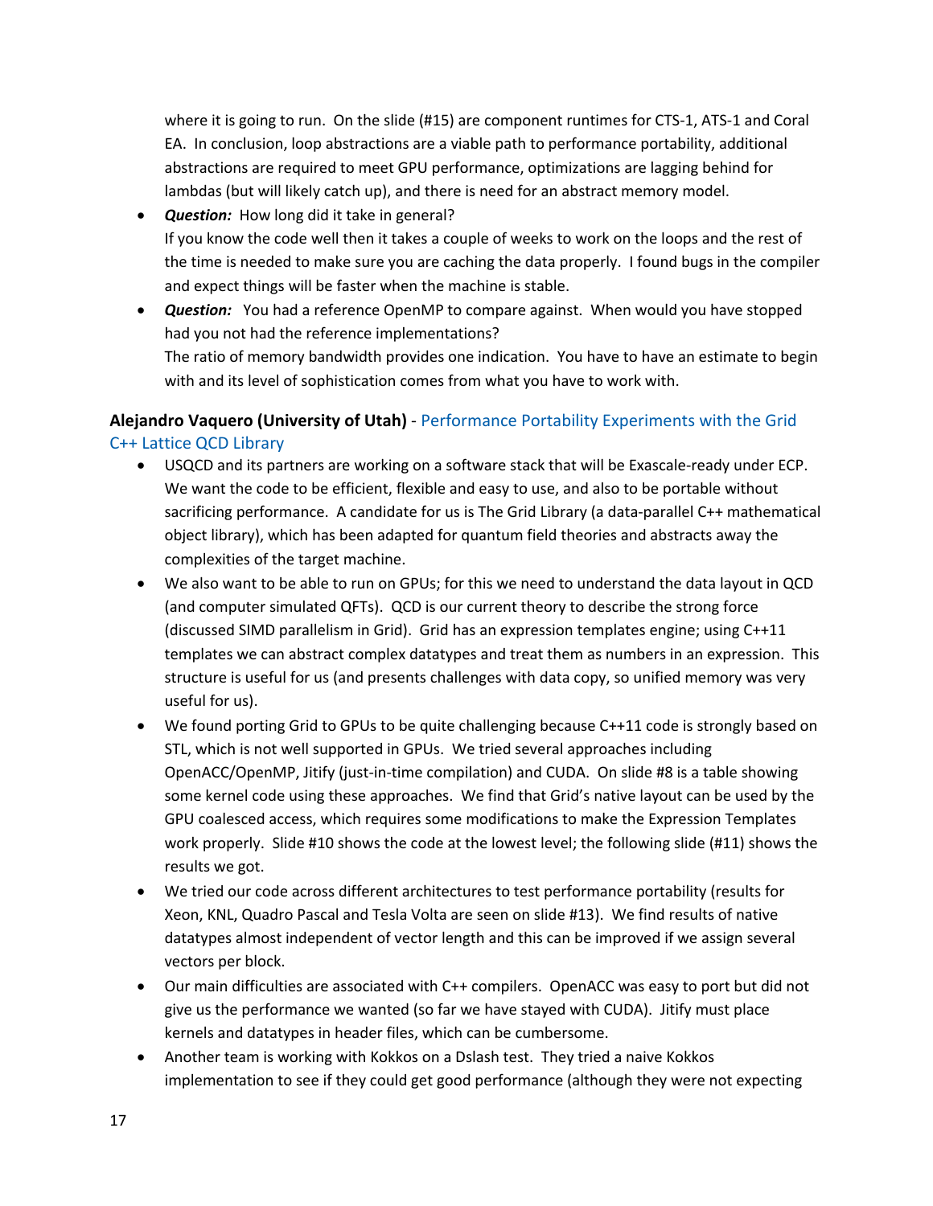where it is going to run. On the slide (#15) are component runtimes for CTS-1, ATS-1 and Coral EA. In conclusion, loop abstractions are a viable path to performance portability, additional abstractions are required to meet GPU performance, optimizations are lagging behind for lambdas (but will likely catch up), and there is need for an abstract memory model.

- ***Question:*** How long did it take in general?
  If you know the code well then it takes a couple of weeks to work on the loops and the rest of the time is needed to make sure you are caching the data properly. I found bugs in the compiler and expect things will be faster when the machine is stable.
- ***Question:*** You had a reference OpenMP to compare against. When would you have stopped had you not had the reference implementations?
  The ratio of memory bandwidth provides one indication. You have to have an estimate to begin with and its level of sophistication comes from what you have to work with.

**Alejandro Vaquero (University of Utah)** - Performance Portability Experiments with the Grid C++ Lattice QCD Library

- USQCD and its partners are working on a software stack that will be Exascale-ready under ECP. We want the code to be efficient, flexible and easy to use, and also to be portable without sacrificing performance. A candidate for us is The Grid Library (a data-parallel C++ mathematical object library), which has been adapted for quantum field theories and abstracts away the complexities of the target machine.
- We also want to be able to run on GPUs; for this we need to understand the data layout in QCD (and computer simulated QFTs). QCD is our current theory to describe the strong force (discussed SIMD parallelism in Grid). Grid has an expression templates engine; using C++11 templates we can abstract complex datatypes and treat them as numbers in an expression. This structure is useful for us (and presents challenges with data copy, so unified memory was very useful for us).
- We found porting Grid to GPUs to be quite challenging because C++11 code is strongly based on STL, which is not well supported in GPUs. We tried several approaches including OpenACC/OpenMP, Jitify (just-in-time compilation) and CUDA. On slide #8 is a table showing some kernel code using these approaches. We find that Grid's native layout can be used by the GPU coalesced access, which requires some modifications to make the Expression Templates work properly. Slide #10 shows the code at the lowest level; the following slide (#11) shows the results we got.
- We tried our code across different architectures to test performance portability (results for Xeon, KNL, Quadro Pascal and Tesla Volta are seen on slide #13). We find results of native datatypes almost independent of vector length and this can be improved if we assign several vectors per block.
- Our main difficulties are associated with C++ compilers. OpenACC was easy to port but did not give us the performance we wanted (so far we have stayed with CUDA). Jitify must place kernels and datatypes in header files, which can be cumbersome.
- Another team is working with Kokkos on a Dslash test. They tried a naive Kokkos implementation to see if they could get good performance (although they were not expecting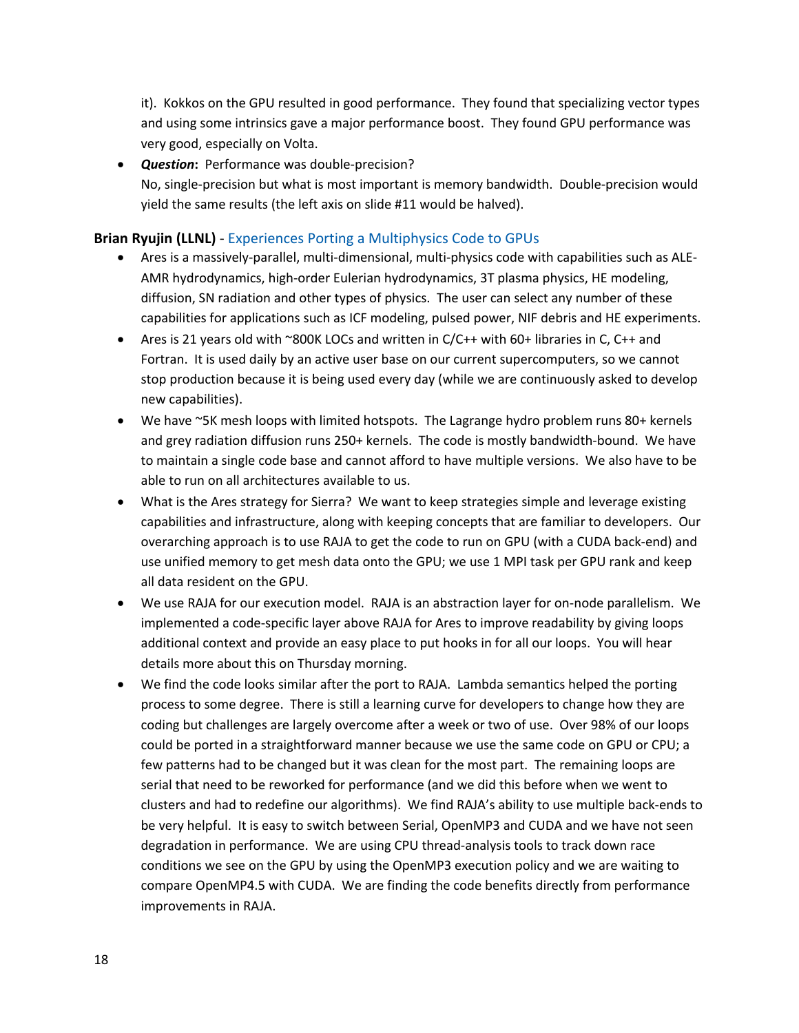it). Kokkos on the GPU resulted in good performance. They found that specializing vector types and using some intrinsics gave a major performance boost. They found GPU performance was very good, especially on Volta.

- ***Question*:** Performance was double-precision?
  No, single-precision but what is most important is memory bandwidth. Double-precision would yield the same results (the left axis on slide #11 would be halved).

**Brian Ryujin (LLNL)** - Experiences Porting a Multiphysics Code to GPUs

- Ares is a massively-parallel, multi-dimensional, multi-physics code with capabilities such as ALE-AMR hydrodynamics, high-order Eulerian hydrodynamics, 3T plasma physics, HE modeling, diffusion, SN radiation and other types of physics. The user can select any number of these capabilities for applications such as ICF modeling, pulsed power, NIF debris and HE experiments.
- Ares is 21 years old with ~800K LOCs and written in C/C++ with 60+ libraries in C, C++ and Fortran. It is used daily by an active user base on our current supercomputers, so we cannot stop production because it is being used every day (while we are continuously asked to develop new capabilities).
- We have ~5K mesh loops with limited hotspots. The Lagrange hydro problem runs 80+ kernels and grey radiation diffusion runs 250+ kernels. The code is mostly bandwidth-bound. We have to maintain a single code base and cannot afford to have multiple versions. We also have to be able to run on all architectures available to us.
- What is the Ares strategy for Sierra? We want to keep strategies simple and leverage existing capabilities and infrastructure, along with keeping concepts that are familiar to developers. Our overarching approach is to use RAJA to get the code to run on GPU (with a CUDA back-end) and use unified memory to get mesh data onto the GPU; we use 1 MPI task per GPU rank and keep all data resident on the GPU.
- We use RAJA for our execution model. RAJA is an abstraction layer for on-node parallelism. We implemented a code-specific layer above RAJA for Ares to improve readability by giving loops additional context and provide an easy place to put hooks in for all our loops. You will hear details more about this on Thursday morning.
- We find the code looks similar after the port to RAJA. Lambda semantics helped the porting process to some degree. There is still a learning curve for developers to change how they are coding but challenges are largely overcome after a week or two of use. Over 98% of our loops could be ported in a straightforward manner because we use the same code on GPU or CPU; a few patterns had to be changed but it was clean for the most part. The remaining loops are serial that need to be reworked for performance (and we did this before when we went to clusters and had to redefine our algorithms). We find RAJA's ability to use multiple back-ends to be very helpful. It is easy to switch between Serial, OpenMP3 and CUDA and we have not seen degradation in performance. We are using CPU thread-analysis tools to track down race conditions we see on the GPU by using the OpenMP3 execution policy and we are waiting to compare OpenMP4.5 with CUDA. We are finding the code benefits directly from performance improvements in RAJA.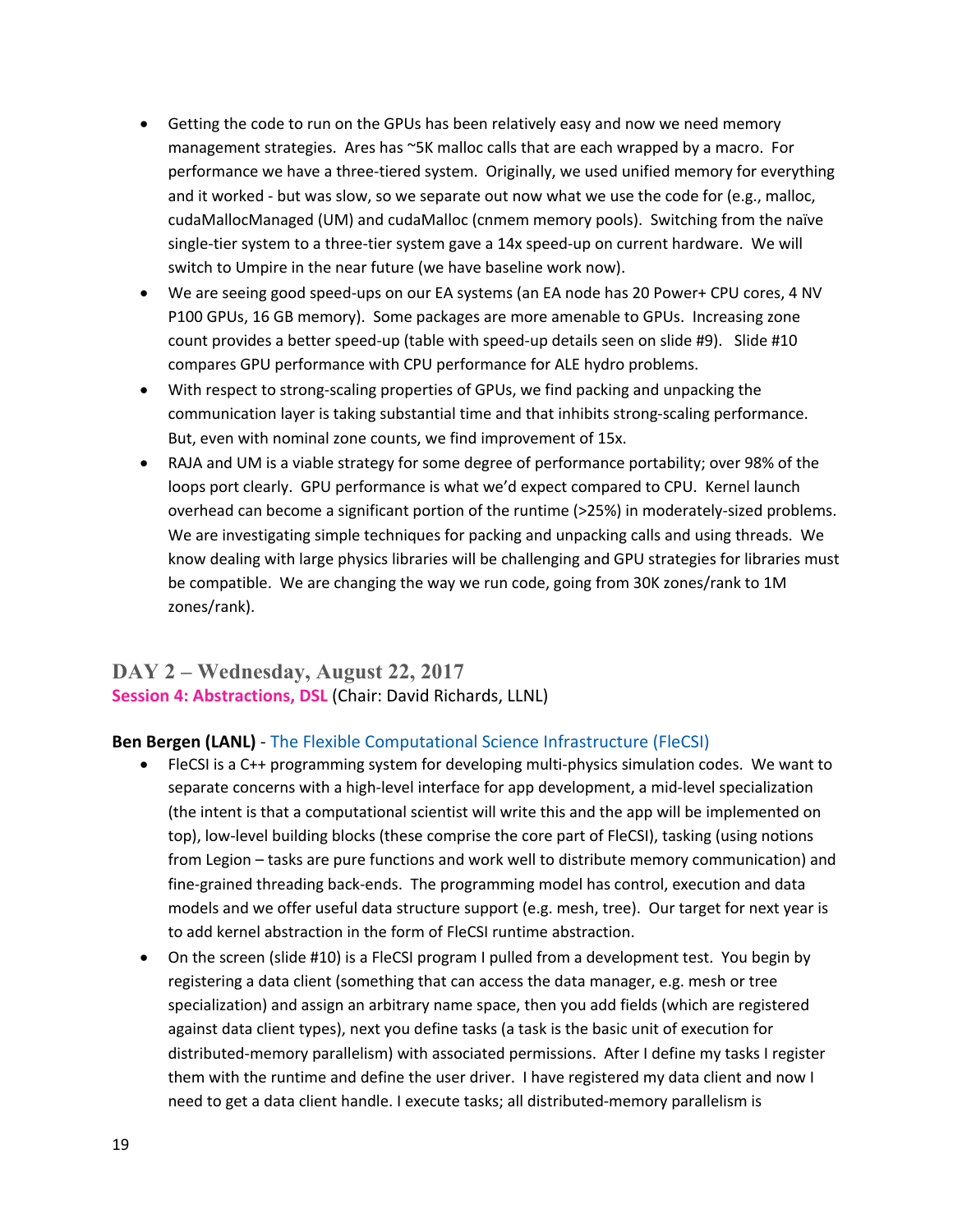- Getting the code to run on the GPUs has been relatively easy and now we need memory management strategies. Ares has ~5K malloc calls that are each wrapped by a macro. For performance we have a three-tiered system. Originally, we used unified memory for everything and it worked - but was slow, so we separate out now what we use the code for (e.g., malloc, cudaMallocManaged (UM) and cudaMalloc (cnmem memory pools). Switching from the naïve single-tier system to a three-tier system gave a 14x speed-up on current hardware. We will switch to Umpire in the near future (we have baseline work now).
- We are seeing good speed-ups on our EA systems (an EA node has 20 Power+ CPU cores, 4 NV P100 GPUs, 16 GB memory). Some packages are more amenable to GPUs. Increasing zone count provides a better speed-up (table with speed-up details seen on slide #9). Slide #10 compares GPU performance with CPU performance for ALE hydro problems.
- With respect to strong-scaling properties of GPUs, we find packing and unpacking the communication layer is taking substantial time and that inhibits strong-scaling performance. But, even with nominal zone counts, we find improvement of 15x.
- RAJA and UM is a viable strategy for some degree of performance portability; over 98% of the loops port clearly. GPU performance is what we'd expect compared to CPU. Kernel launch overhead can become a significant portion of the runtime (>25%) in moderately-sized problems. We are investigating simple techniques for packing and unpacking calls and using threads. We know dealing with large physics libraries will be challenging and GPU strategies for libraries must be compatible. We are changing the way we run code, going from 30K zones/rank to 1M zones/rank).

## DAY 2 – Wednesday, August 22, 2017

### Session 4: Abstractions, DSL (Chair: David Richards, LLNL)

**Ben Bergen (LANL)** - The Flexible Computational Science Infrastructure (FleCSI)

- FleCSI is a C++ programming system for developing multi-physics simulation codes. We want to separate concerns with a high-level interface for app development, a mid-level specialization (the intent is that a computational scientist will write this and the app will be implemented on top), low-level building blocks (these comprise the core part of FleCSI), tasking (using notions from Legion – tasks are pure functions and work well to distribute memory communication) and fine-grained threading back-ends. The programming model has control, execution and data models and we offer useful data structure support (e.g. mesh, tree). Our target for next year is to add kernel abstraction in the form of FleCSI runtime abstraction.
- On the screen (slide #10) is a FleCSI program I pulled from a development test. You begin by registering a data client (something that can access the data manager, e.g. mesh or tree specialization) and assign an arbitrary name space, then you add fields (which are registered against data client types), next you define tasks (a task is the basic unit of execution for distributed-memory parallelism) with associated permissions. After I define my tasks I register them with the runtime and define the user driver. I have registered my data client and now I need to get a data client handle. I execute tasks; all distributed-memory parallelism is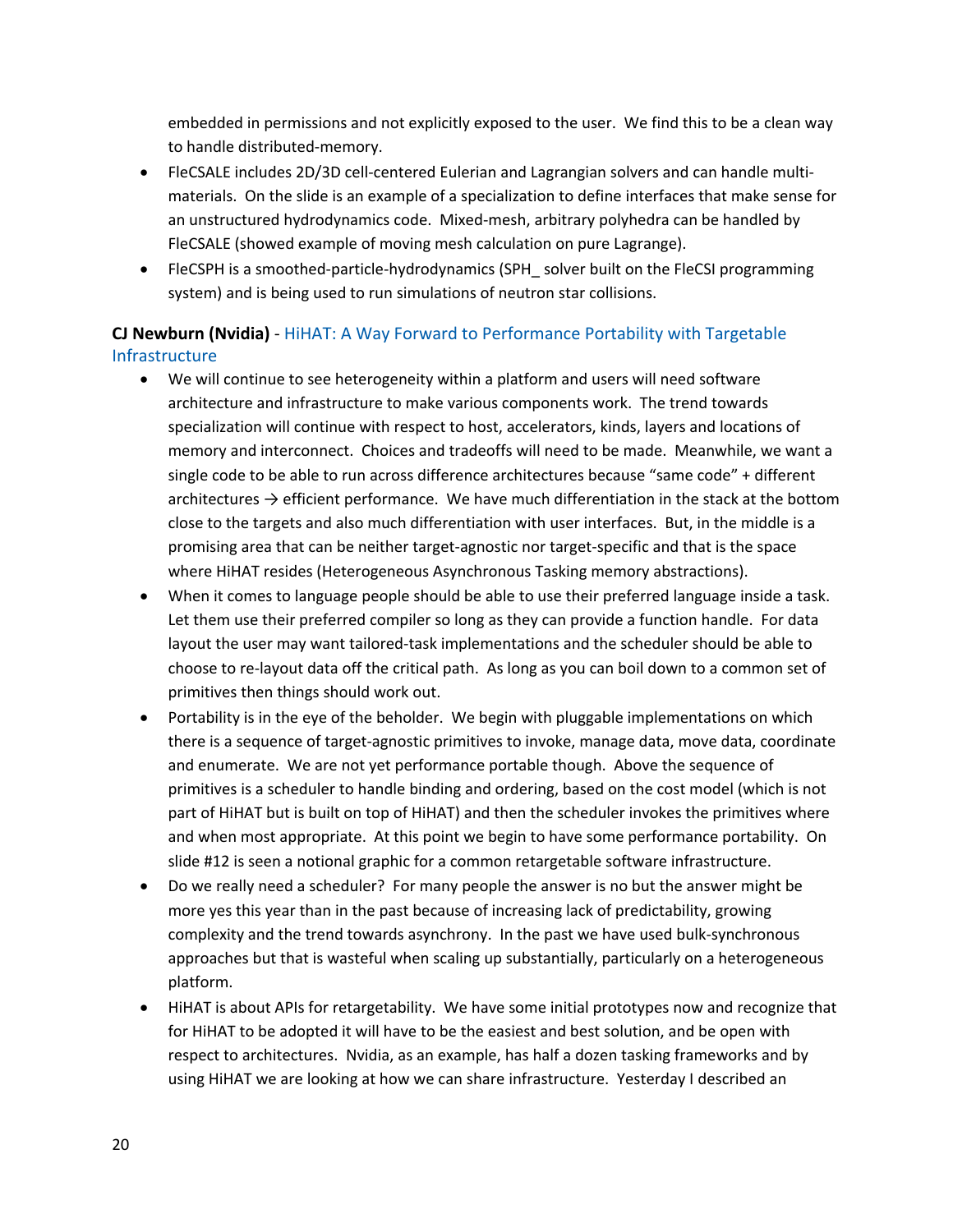embedded in permissions and not explicitly exposed to the user. We find this to be a clean way to handle distributed-memory.

- FleCSALE includes 2D/3D cell-centered Eulerian and Lagrangian solvers and can handle multi-materials. On the slide is an example of a specialization to define interfaces that make sense for an unstructured hydrodynamics code. Mixed-mesh, arbitrary polyhedra can be handled by FleCSALE (showed example of moving mesh calculation on pure Lagrange).
- FleCSPH is a smoothed-particle-hydrodynamics (SPH_ solver built on the FleCSI programming system) and is being used to run simulations of neutron star collisions.

**CJ Newburn (Nvidia)** - HiHAT: A Way Forward to Performance Portability with Targetable Infrastructure

- We will continue to see heterogeneity within a platform and users will need software architecture and infrastructure to make various components work. The trend towards specialization will continue with respect to host, accelerators, kinds, layers and locations of memory and interconnect. Choices and tradeoffs will need to be made. Meanwhile, we want a single code to be able to run across difference architectures because "same code" + different architectures → efficient performance. We have much differentiation in the stack at the bottom close to the targets and also much differentiation with user interfaces. But, in the middle is a promising area that can be neither target-agnostic nor target-specific and that is the space where HiHAT resides (Heterogeneous Asynchronous Tasking memory abstractions).
- When it comes to language people should be able to use their preferred language inside a task. Let them use their preferred compiler so long as they can provide a function handle. For data layout the user may want tailored-task implementations and the scheduler should be able to choose to re-layout data off the critical path. As long as you can boil down to a common set of primitives then things should work out.
- Portability is in the eye of the beholder. We begin with pluggable implementations on which there is a sequence of target-agnostic primitives to invoke, manage data, move data, coordinate and enumerate. We are not yet performance portable though. Above the sequence of primitives is a scheduler to handle binding and ordering, based on the cost model (which is not part of HiHAT but is built on top of HiHAT) and then the scheduler invokes the primitives where and when most appropriate. At this point we begin to have some performance portability. On slide #12 is seen a notional graphic for a common retargetable software infrastructure.
- Do we really need a scheduler? For many people the answer is no but the answer might be more yes this year than in the past because of increasing lack of predictability, growing complexity and the trend towards asynchrony. In the past we have used bulk-synchronous approaches but that is wasteful when scaling up substantially, particularly on a heterogeneous platform.
- HiHAT is about APIs for retargetability. We have some initial prototypes now and recognize that for HiHAT to be adopted it will have to be the easiest and best solution, and be open with respect to architectures. Nvidia, as an example, has half a dozen tasking frameworks and by using HiHAT we are looking at how we can share infrastructure. Yesterday I described an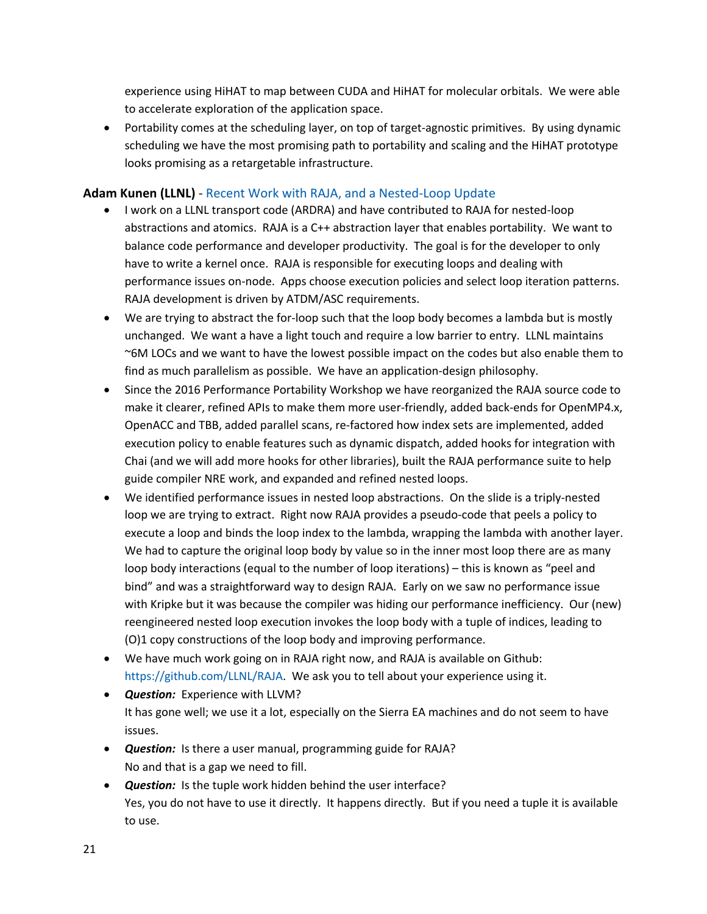experience using HiHAT to map between CUDA and HiHAT for molecular orbitals. We were able to accelerate exploration of the application space.

- Portability comes at the scheduling layer, on top of target-agnostic primitives. By using dynamic scheduling we have the most promising path to portability and scaling and the HiHAT prototype looks promising as a retargetable infrastructure.

**Adam Kunen (LLNL)** - Recent Work with RAJA, and a Nested-Loop Update

- I work on a LLNL transport code (ARDRA) and have contributed to RAJA for nested-loop abstractions and atomics. RAJA is a C++ abstraction layer that enables portability. We want to balance code performance and developer productivity. The goal is for the developer to only have to write a kernel once. RAJA is responsible for executing loops and dealing with performance issues on-node. Apps choose execution policies and select loop iteration patterns. RAJA development is driven by ATDM/ASC requirements.
- We are trying to abstract the for-loop such that the loop body becomes a lambda but is mostly unchanged. We want a have a light touch and require a low barrier to entry. LLNL maintains ~6M LOCs and we want to have the lowest possible impact on the codes but also enable them to find as much parallelism as possible. We have an application-design philosophy.
- Since the 2016 Performance Portability Workshop we have reorganized the RAJA source code to make it clearer, refined APIs to make them more user-friendly, added back-ends for OpenMP4.x, OpenACC and TBB, added parallel scans, re-factored how index sets are implemented, added execution policy to enable features such as dynamic dispatch, added hooks for integration with Chai (and we will add more hooks for other libraries), built the RAJA performance suite to help guide compiler NRE work, and expanded and refined nested loops.
- We identified performance issues in nested loop abstractions. On the slide is a triply-nested loop we are trying to extract. Right now RAJA provides a pseudo-code that peels a policy to execute a loop and binds the loop index to the lambda, wrapping the lambda with another layer. We had to capture the original loop body by value so in the inner most loop there are as many loop body interactions (equal to the number of loop iterations) – this is known as "peel and bind" and was a straightforward way to design RAJA. Early on we saw no performance issue with Kripke but it was because the compiler was hiding our performance inefficiency. Our (new) reengineered nested loop execution invokes the loop body with a tuple of indices, leading to (O)1 copy constructions of the loop body and improving performance.
- We have much work going on in RAJA right now, and RAJA is available on Github: https://github.com/LLNL/RAJA. We ask you to tell about your experience using it.
- ***Question:*** Experience with LLVM?
  It has gone well; we use it a lot, especially on the Sierra EA machines and do not seem to have issues.
- ***Question:*** Is there a user manual, programming guide for RAJA?
  No and that is a gap we need to fill.
- ***Question:*** Is the tuple work hidden behind the user interface?
  Yes, you do not have to use it directly. It happens directly. But if you need a tuple it is available to use.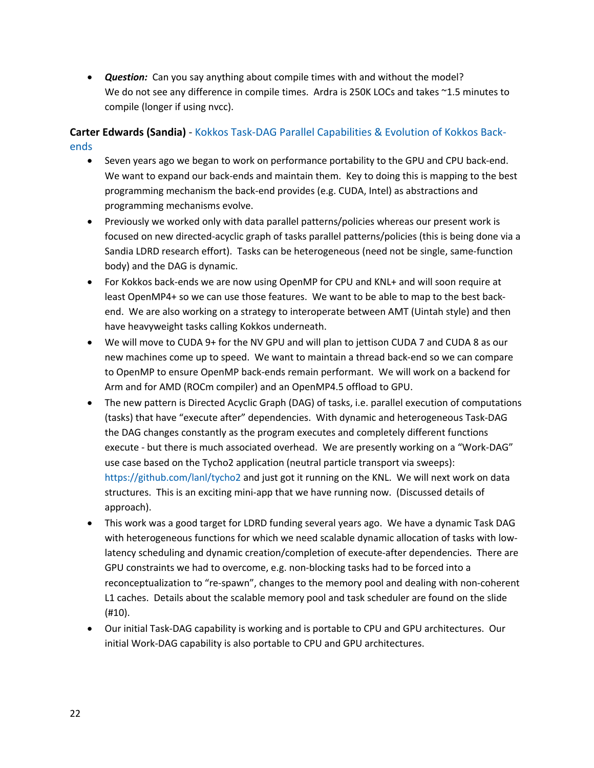- ***Question:*** Can you say anything about compile times with and without the model? We do not see any difference in compile times. Ardra is 250K LOCs and takes ~1.5 minutes to compile (longer if using nvcc).

**Carter Edwards (Sandia)** - Kokkos Task-DAG Parallel Capabilities & Evolution of Kokkos Back-ends

- Seven years ago we began to work on performance portability to the GPU and CPU back-end. We want to expand our back-ends and maintain them. Key to doing this is mapping to the best programming mechanism the back-end provides (e.g. CUDA, Intel) as abstractions and programming mechanisms evolve.
- Previously we worked only with data parallel patterns/policies whereas our present work is focused on new directed-acyclic graph of tasks parallel patterns/policies (this is being done via a Sandia LDRD research effort). Tasks can be heterogeneous (need not be single, same-function body) and the DAG is dynamic.
- For Kokkos back-ends we are now using OpenMP for CPU and KNL+ and will soon require at least OpenMP4+ so we can use those features. We want to be able to map to the best back-end. We are also working on a strategy to interoperate between AMT (Uintah style) and then have heavyweight tasks calling Kokkos underneath.
- We will move to CUDA 9+ for the NV GPU and will plan to jettison CUDA 7 and CUDA 8 as our new machines come up to speed. We want to maintain a thread back-end so we can compare to OpenMP to ensure OpenMP back-ends remain performant. We will work on a backend for Arm and for AMD (ROCm compiler) and an OpenMP4.5 offload to GPU.
- The new pattern is Directed Acyclic Graph (DAG) of tasks, i.e. parallel execution of computations (tasks) that have “execute after” dependencies. With dynamic and heterogeneous Task-DAG the DAG changes constantly as the program executes and completely different functions execute - but there is much associated overhead. We are presently working on a “Work-DAG” use case based on the Tycho2 application (neutral particle transport via sweeps): https://github.com/lanl/tycho2 and just got it running on the KNL. We will next work on data structures. This is an exciting mini-app that we have running now. (Discussed details of approach).
- This work was a good target for LDRD funding several years ago. We have a dynamic Task DAG with heterogeneous functions for which we need scalable dynamic allocation of tasks with low-latency scheduling and dynamic creation/completion of execute-after dependencies. There are GPU constraints we had to overcome, e.g. non-blocking tasks had to be forced into a reconceptualization to “re-spawn”, changes to the memory pool and dealing with non-coherent L1 caches. Details about the scalable memory pool and task scheduler are found on the slide (#10).
- Our initial Task-DAG capability is working and is portable to CPU and GPU architectures. Our initial Work-DAG capability is also portable to CPU and GPU architectures.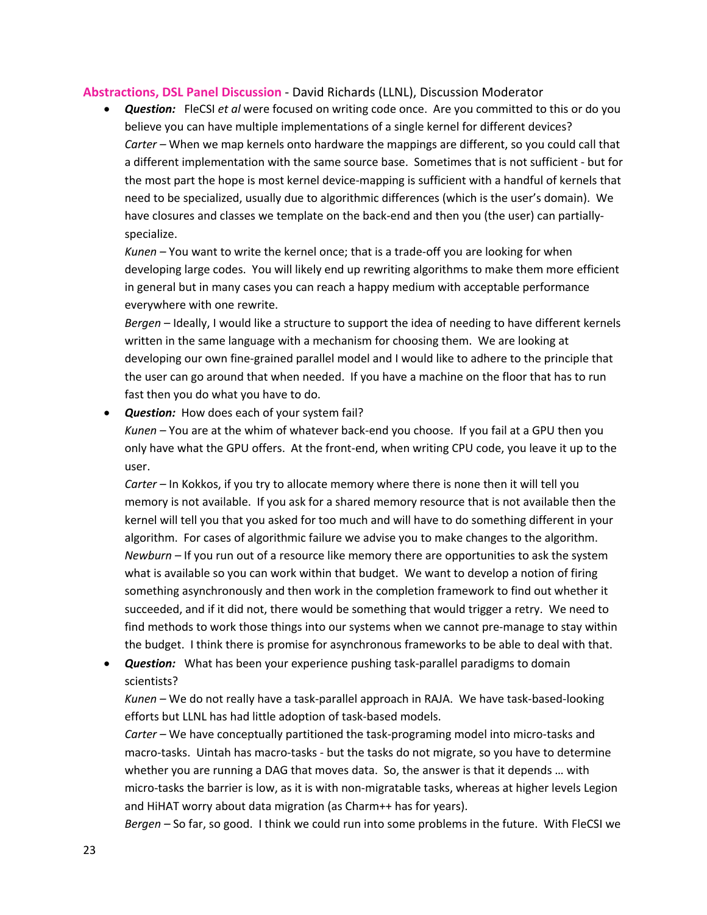**Abstractions, DSL Panel Discussion** - David Richards (LLNL), Discussion Moderator

- ***Question:*** FleCSI *et al* were focused on writing code once. Are you committed to this or do you believe you can have multiple implementations of a single kernel for different devices?
  *Carter* – When we map kernels onto hardware the mappings are different, so you could call that a different implementation with the same source base. Sometimes that is not sufficient - but for the most part the hope is most kernel device-mapping is sufficient with a handful of kernels that need to be specialized, usually due to algorithmic differences (which is the user's domain). We have closures and classes we template on the back-end and then you (the user) can partially-specialize.
  *Kunen* – You want to write the kernel once; that is a trade-off you are looking for when developing large codes. You will likely end up rewriting algorithms to make them more efficient in general but in many cases you can reach a happy medium with acceptable performance everywhere with one rewrite.
  *Bergen* – Ideally, I would like a structure to support the idea of needing to have different kernels written in the same language with a mechanism for choosing them. We are looking at developing our own fine-grained parallel model and I would like to adhere to the principle that the user can go around that when needed. If you have a machine on the floor that has to run fast then you do what you have to do.
- ***Question:*** How does each of your system fail?
  *Kunen* – You are at the whim of whatever back-end you choose. If you fail at a GPU then you only have what the GPU offers. At the front-end, when writing CPU code, you leave it up to the user.
  *Carter* – In Kokkos, if you try to allocate memory where there is none then it will tell you memory is not available. If you ask for a shared memory resource that is not available then the kernel will tell you that you asked for too much and will have to do something different in your algorithm. For cases of algorithmic failure we advise you to make changes to the algorithm.
  *Newburn* – If you run out of a resource like memory there are opportunities to ask the system what is available so you can work within that budget. We want to develop a notion of firing something asynchronously and then work in the completion framework to find out whether it succeeded, and if it did not, there would be something that would trigger a retry. We need to find methods to work those things into our systems when we cannot pre-manage to stay within the budget. I think there is promise for asynchronous frameworks to be able to deal with that.
- ***Question:*** What has been your experience pushing task-parallel paradigms to domain scientists?
  *Kunen* – We do not really have a task-parallel approach in RAJA. We have task-based-looking efforts but LLNL has had little adoption of task-based models.
  *Carter* – We have conceptually partitioned the task-programing model into micro-tasks and macro-tasks. Uintah has macro-tasks - but the tasks do not migrate, so you have to determine whether you are running a DAG that moves data. So, the answer is that it depends … with micro-tasks the barrier is low, as it is with non-migratable tasks, whereas at higher levels Legion and HiHAT worry about data migration (as Charm++ has for years).
  *Bergen* – So far, so good. I think we could run into some problems in the future. With FleCSI we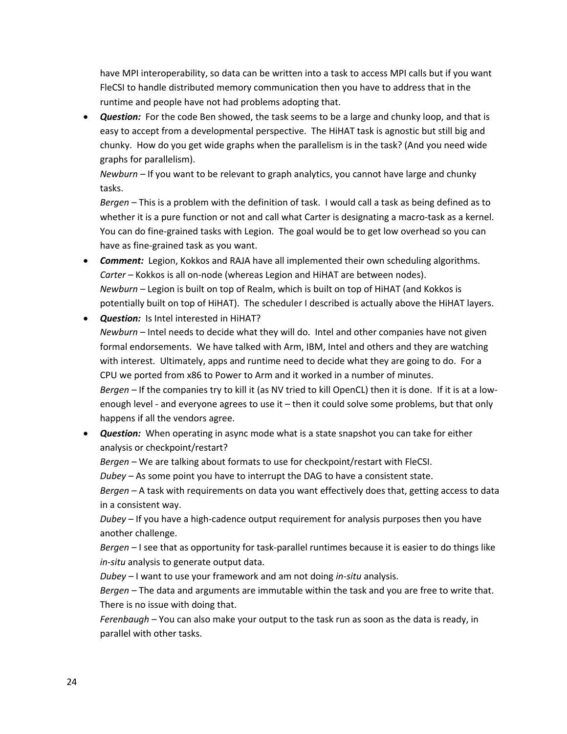have MPI interoperability, so data can be written into a task to access MPI calls but if you want FleCSI to handle distributed memory communication then you have to address that in the runtime and people have not had problems adopting that.

- ***Question:*** For the code Ben showed, the task seems to be a large and chunky loop, and that is easy to accept from a developmental perspective. The HiHAT task is agnostic but still big and chunky. How do you get wide graphs when the parallelism is in the task? (And you need wide graphs for parallelism).
  *Newburn* – If you want to be relevant to graph analytics, you cannot have large and chunky tasks.
  *Bergen* – This is a problem with the definition of task. I would call a task as being defined as to whether it is a pure function or not and call what Carter is designating a macro-task as a kernel. You can do fine-grained tasks with Legion. The goal would be to get low overhead so you can have as fine-grained task as you want.
- ***Comment:*** Legion, Kokkos and RAJA have all implemented their own scheduling algorithms.
  *Carter* – Kokkos is all on-node (whereas Legion and HiHAT are between nodes).
  *Newburn* – Legion is built on top of Realm, which is built on top of HiHAT (and Kokkos is potentially built on top of HiHAT). The scheduler I described is actually above the HiHAT layers.
- ***Question:*** Is Intel interested in HiHAT?
  *Newburn* – Intel needs to decide what they will do. Intel and other companies have not given formal endorsements. We have talked with Arm, IBM, Intel and others and they are watching with interest. Ultimately, apps and runtime need to decide what they are going to do. For a CPU we ported from x86 to Power to Arm and it worked in a number of minutes.
  *Bergen* – If the companies try to kill it (as NV tried to kill OpenCL) then it is done. If it is at a low-enough level - and everyone agrees to use it – then it could solve some problems, but that only happens if all the vendors agree.
- ***Question:*** When operating in async mode what is a state snapshot you can take for either analysis or checkpoint/restart?
  *Bergen* – We are talking about formats to use for checkpoint/restart with FleCSI.
  *Dubey* – As some point you have to interrupt the DAG to have a consistent state.
  *Bergen* – A task with requirements on data you want effectively does that, getting access to data in a consistent way.
  *Dubey* – If you have a high-cadence output requirement for analysis purposes then you have another challenge.
  *Bergen* – I see that as opportunity for task-parallel runtimes because it is easier to do things like *in-situ* analysis to generate output data.
  *Dubey* – I want to use your framework and am not doing *in-situ* analysis.
  *Bergen* – The data and arguments are immutable within the task and you are free to write that. There is no issue with doing that.
  *Ferenbaugh* – You can also make your output to the task run as soon as the data is ready, in parallel with other tasks.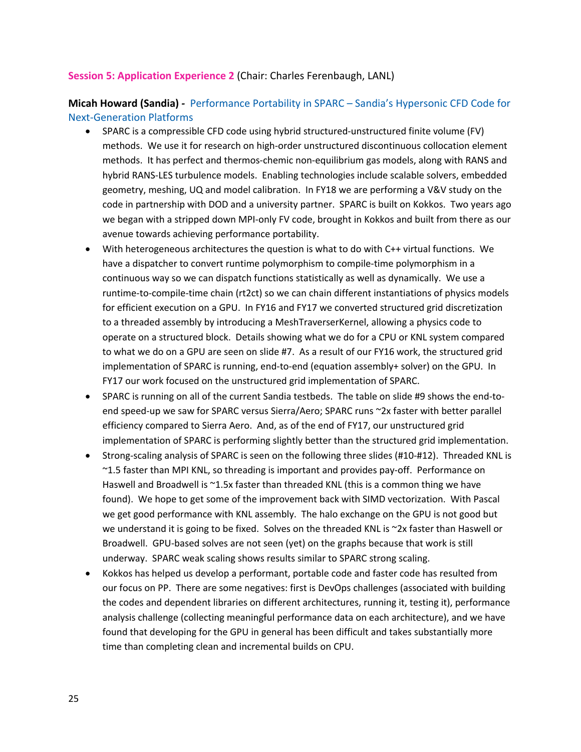**Session 5: Application Experience 2** (Chair: Charles Ferenbaugh, LANL)

**Micah Howard (Sandia) -** Performance Portability in SPARC – Sandia's Hypersonic CFD Code for Next-Generation Platforms

- SPARC is a compressible CFD code using hybrid structured-unstructured finite volume (FV) methods. We use it for research on high-order unstructured discontinuous collocation element methods. It has perfect and thermos-chemic non-equilibrium gas models, along with RANS and hybrid RANS-LES turbulence models. Enabling technologies include scalable solvers, embedded geometry, meshing, UQ and model calibration. In FY18 we are performing a V&V study on the code in partnership with DOD and a university partner. SPARC is built on Kokkos. Two years ago we began with a stripped down MPI-only FV code, brought in Kokkos and built from there as our avenue towards achieving performance portability.
- With heterogeneous architectures the question is what to do with C++ virtual functions. We have a dispatcher to convert runtime polymorphism to compile-time polymorphism in a continuous way so we can dispatch functions statistically as well as dynamically. We use a runtime-to-compile-time chain (rt2ct) so we can chain different instantiations of physics models for efficient execution on a GPU. In FY16 and FY17 we converted structured grid discretization to a threaded assembly by introducing a MeshTraverserKernel, allowing a physics code to operate on a structured block. Details showing what we do for a CPU or KNL system compared to what we do on a GPU are seen on slide #7. As a result of our FY16 work, the structured grid implementation of SPARC is running, end-to-end (equation assembly+ solver) on the GPU. In FY17 our work focused on the unstructured grid implementation of SPARC.
- SPARC is running on all of the current Sandia testbeds. The table on slide #9 shows the end-to-end speed-up we saw for SPARC versus Sierra/Aero; SPARC runs ~2x faster with better parallel efficiency compared to Sierra Aero. And, as of the end of FY17, our unstructured grid implementation of SPARC is performing slightly better than the structured grid implementation.
- Strong-scaling analysis of SPARC is seen on the following three slides (#10-#12). Threaded KNL is ~1.5 faster than MPI KNL, so threading is important and provides pay-off. Performance on Haswell and Broadwell is ~1.5x faster than threaded KNL (this is a common thing we have found). We hope to get some of the improvement back with SIMD vectorization. With Pascal we get good performance with KNL assembly. The halo exchange on the GPU is not good but we understand it is going to be fixed. Solves on the threaded KNL is ~2x faster than Haswell or Broadwell. GPU-based solves are not seen (yet) on the graphs because that work is still underway. SPARC weak scaling shows results similar to SPARC strong scaling.
- Kokkos has helped us develop a performant, portable code and faster code has resulted from our focus on PP. There are some negatives: first is DevOps challenges (associated with building the codes and dependent libraries on different architectures, running it, testing it), performance analysis challenge (collecting meaningful performance data on each architecture), and we have found that developing for the GPU in general has been difficult and takes substantially more time than completing clean and incremental builds on CPU.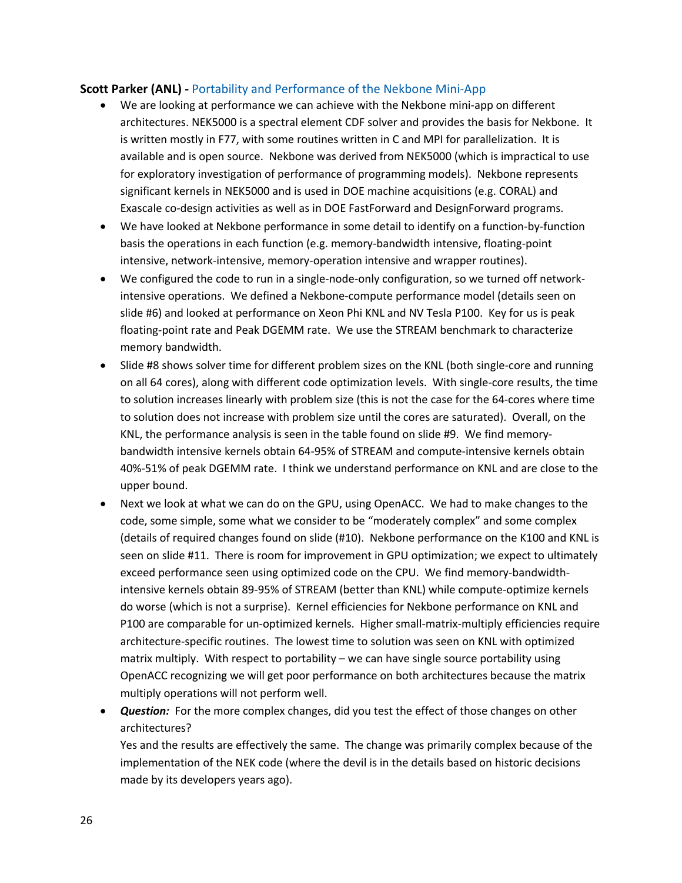**Scott Parker (ANL) -** Portability and Performance of the Nekbone Mini-App

- We are looking at performance we can achieve with the Nekbone mini-app on different architectures. NEK5000 is a spectral element CDF solver and provides the basis for Nekbone. It is written mostly in F77, with some routines written in C and MPI for parallelization. It is available and is open source. Nekbone was derived from NEK5000 (which is impractical to use for exploratory investigation of performance of programming models). Nekbone represents significant kernels in NEK5000 and is used in DOE machine acquisitions (e.g. CORAL) and Exascale co-design activities as well as in DOE FastForward and DesignForward programs.
- We have looked at Nekbone performance in some detail to identify on a function-by-function basis the operations in each function (e.g. memory-bandwidth intensive, floating-point intensive, network-intensive, memory-operation intensive and wrapper routines).
- We configured the code to run in a single-node-only configuration, so we turned off network-intensive operations. We defined a Nekbone-compute performance model (details seen on slide #6) and looked at performance on Xeon Phi KNL and NV Tesla P100. Key for us is peak floating-point rate and Peak DGEMM rate. We use the STREAM benchmark to characterize memory bandwidth.
- Slide #8 shows solver time for different problem sizes on the KNL (both single-core and running on all 64 cores), along with different code optimization levels. With single-core results, the time to solution increases linearly with problem size (this is not the case for the 64-cores where time to solution does not increase with problem size until the cores are saturated). Overall, on the KNL, the performance analysis is seen in the table found on slide #9. We find memory-bandwidth intensive kernels obtain 64-95% of STREAM and compute-intensive kernels obtain 40%-51% of peak DGEMM rate. I think we understand performance on KNL and are close to the upper bound.
- Next we look at what we can do on the GPU, using OpenACC. We had to make changes to the code, some simple, some what we consider to be "moderately complex" and some complex (details of required changes found on slide (#10). Nekbone performance on the K100 and KNL is seen on slide #11. There is room for improvement in GPU optimization; we expect to ultimately exceed performance seen using optimized code on the CPU. We find memory-bandwidth-intensive kernels obtain 89-95% of STREAM (better than KNL) while compute-optimize kernels do worse (which is not a surprise). Kernel efficiencies for Nekbone performance on KNL and P100 are comparable for un-optimized kernels. Higher small-matrix-multiply efficiencies require architecture-specific routines. The lowest time to solution was seen on KNL with optimized matrix multiply. With respect to portability – we can have single source portability using OpenACC recognizing we will get poor performance on both architectures because the matrix multiply operations will not perform well.
- ***Question:*** For the more complex changes, did you test the effect of those changes on other architectures?
  Yes and the results are effectively the same. The change was primarily complex because of the implementation of the NEK code (where the devil is in the details based on historic decisions made by its developers years ago).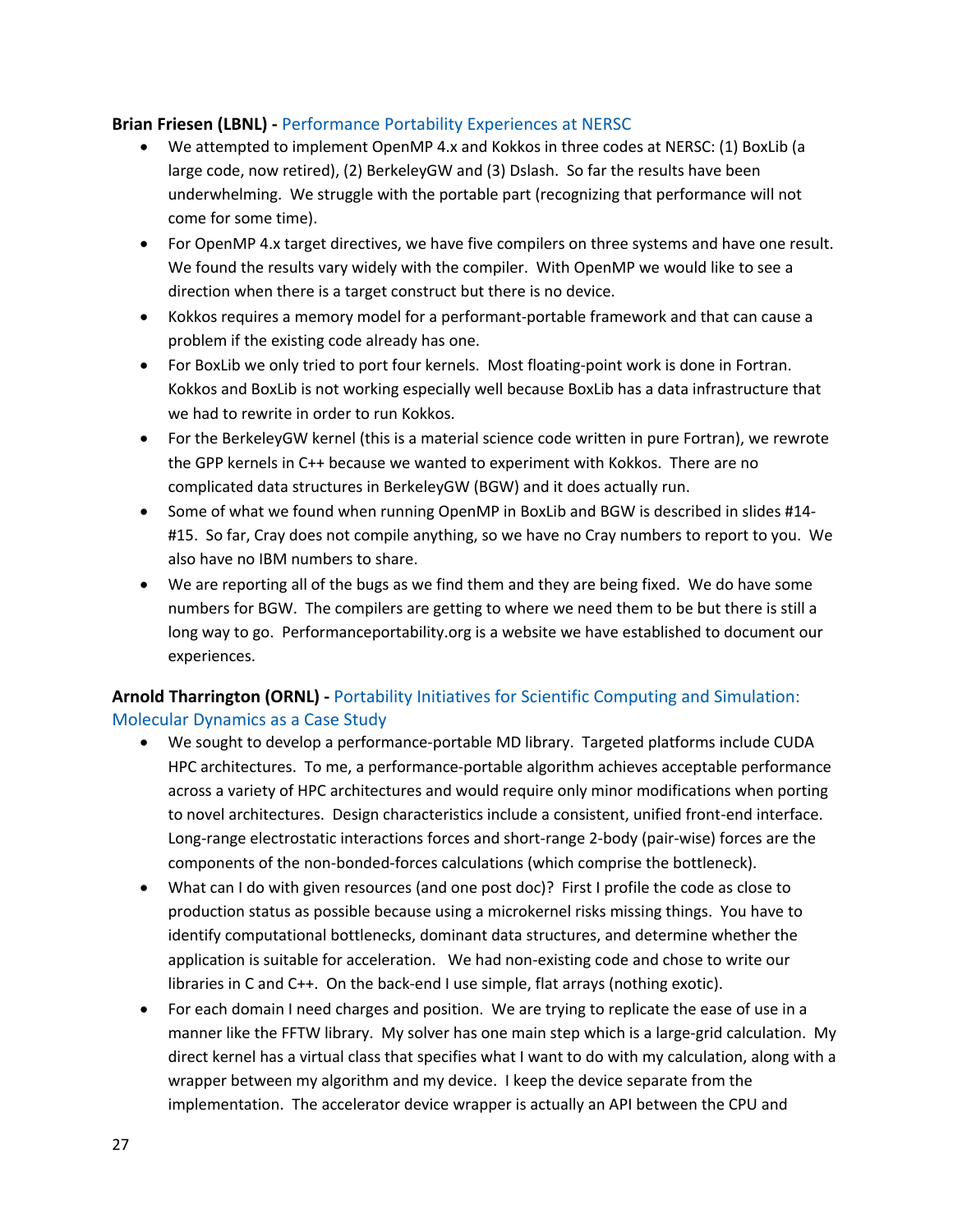**Brian Friesen (LBNL) -** Performance Portability Experiences at NERSC

- We attempted to implement OpenMP 4.x and Kokkos in three codes at NERSC: (1) BoxLib (a large code, now retired), (2) BerkeleyGW and (3) Dslash. So far the results have been underwhelming. We struggle with the portable part (recognizing that performance will not come for some time).
- For OpenMP 4.x target directives, we have five compilers on three systems and have one result. We found the results vary widely with the compiler. With OpenMP we would like to see a direction when there is a target construct but there is no device.
- Kokkos requires a memory model for a performant-portable framework and that can cause a problem if the existing code already has one.
- For BoxLib we only tried to port four kernels. Most floating-point work is done in Fortran. Kokkos and BoxLib is not working especially well because BoxLib has a data infrastructure that we had to rewrite in order to run Kokkos.
- For the BerkeleyGW kernel (this is a material science code written in pure Fortran), we rewrote the GPP kernels in C++ because we wanted to experiment with Kokkos. There are no complicated data structures in BerkeleyGW (BGW) and it does actually run.
- Some of what we found when running OpenMP in BoxLib and BGW is described in slides #14-#15. So far, Cray does not compile anything, so we have no Cray numbers to report to you. We also have no IBM numbers to share.
- We are reporting all of the bugs as we find them and they are being fixed. We do have some numbers for BGW. The compilers are getting to where we need them to be but there is still a long way to go. Performanceportability.org is a website we have established to document our experiences.

**Arnold Tharrington (ORNL) -** Portability Initiatives for Scientific Computing and Simulation: Molecular Dynamics as a Case Study

- We sought to develop a performance-portable MD library. Targeted platforms include CUDA HPC architectures. To me, a performance-portable algorithm achieves acceptable performance across a variety of HPC architectures and would require only minor modifications when porting to novel architectures. Design characteristics include a consistent, unified front-end interface. Long-range electrostatic interactions forces and short-range 2-body (pair-wise) forces are the components of the non-bonded-forces calculations (which comprise the bottleneck).
- What can I do with given resources (and one post doc)? First I profile the code as close to production status as possible because using a microkernel risks missing things. You have to identify computational bottlenecks, dominant data structures, and determine whether the application is suitable for acceleration. We had non-existing code and chose to write our libraries in C and C++. On the back-end I use simple, flat arrays (nothing exotic).
- For each domain I need charges and position. We are trying to replicate the ease of use in a manner like the FFTW library. My solver has one main step which is a large-grid calculation. My direct kernel has a virtual class that specifies what I want to do with my calculation, along with a wrapper between my algorithm and my device. I keep the device separate from the implementation. The accelerator device wrapper is actually an API between the CPU and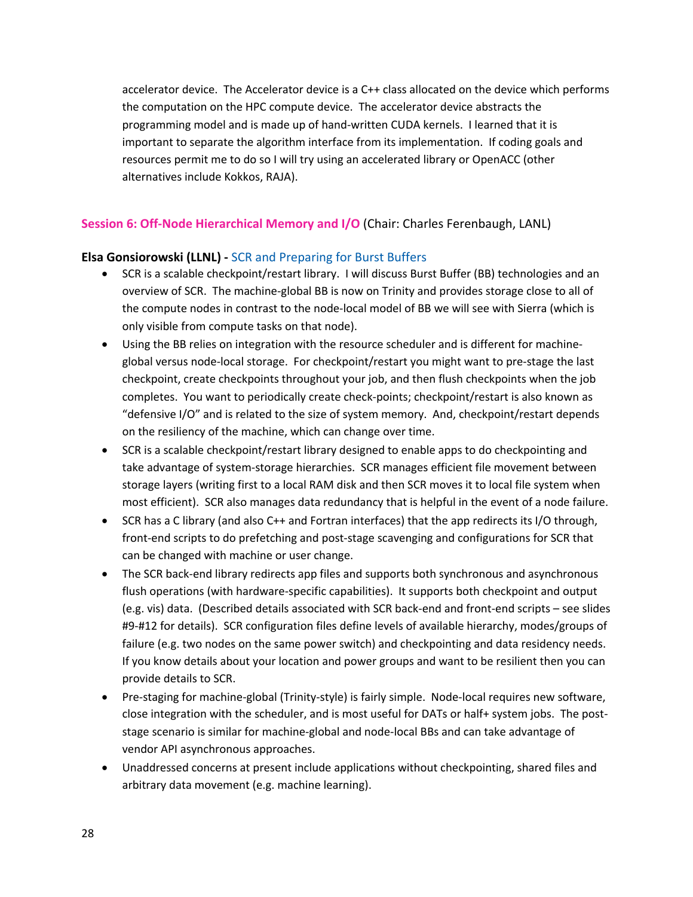accelerator device. The Accelerator device is a C++ class allocated on the device which performs the computation on the HPC compute device. The accelerator device abstracts the programming model and is made up of hand-written CUDA kernels. I learned that it is important to separate the algorithm interface from its implementation. If coding goals and resources permit me to do so I will try using an accelerated library or OpenACC (other alternatives include Kokkos, RAJA).

## Session 6: Off-Node Hierarchical Memory and I/O (Chair: Charles Ferenbaugh, LANL)

**Elsa Gonsiorowski (LLNL) -** SCR and Preparing for Burst Buffers

- SCR is a scalable checkpoint/restart library. I will discuss Burst Buffer (BB) technologies and an overview of SCR. The machine-global BB is now on Trinity and provides storage close to all of the compute nodes in contrast to the node-local model of BB we will see with Sierra (which is only visible from compute tasks on that node).
- Using the BB relies on integration with the resource scheduler and is different for machine-global versus node-local storage. For checkpoint/restart you might want to pre-stage the last checkpoint, create checkpoints throughout your job, and then flush checkpoints when the job completes. You want to periodically create check-points; checkpoint/restart is also known as "defensive I/O" and is related to the size of system memory. And, checkpoint/restart depends on the resiliency of the machine, which can change over time.
- SCR is a scalable checkpoint/restart library designed to enable apps to do checkpointing and take advantage of system-storage hierarchies. SCR manages efficient file movement between storage layers (writing first to a local RAM disk and then SCR moves it to local file system when most efficient). SCR also manages data redundancy that is helpful in the event of a node failure.
- SCR has a C library (and also C++ and Fortran interfaces) that the app redirects its I/O through, front-end scripts to do prefetching and post-stage scavenging and configurations for SCR that can be changed with machine or user change.
- The SCR back-end library redirects app files and supports both synchronous and asynchronous flush operations (with hardware-specific capabilities). It supports both checkpoint and output (e.g. vis) data. (Described details associated with SCR back-end and front-end scripts – see slides #9-#12 for details). SCR configuration files define levels of available hierarchy, modes/groups of failure (e.g. two nodes on the same power switch) and checkpointing and data residency needs. If you know details about your location and power groups and want to be resilient then you can provide details to SCR.
- Pre-staging for machine-global (Trinity-style) is fairly simple. Node-local requires new software, close integration with the scheduler, and is most useful for DATs or half+ system jobs. The post-stage scenario is similar for machine-global and node-local BBs and can take advantage of vendor API asynchronous approaches.
- Unaddressed concerns at present include applications without checkpointing, shared files and arbitrary data movement (e.g. machine learning).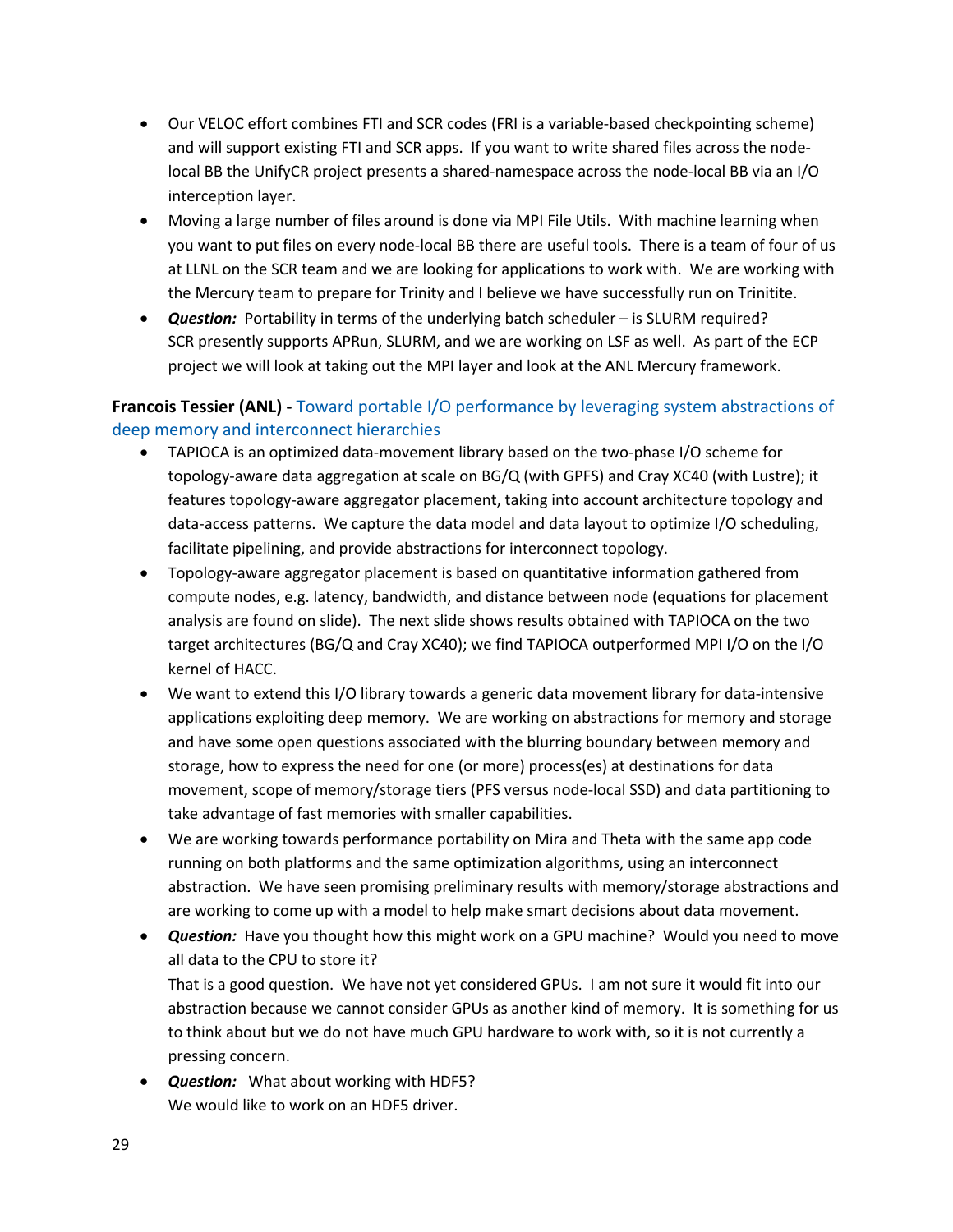- Our VELOC effort combines FTI and SCR codes (FRI is a variable-based checkpointing scheme) and will support existing FTI and SCR apps. If you want to write shared files across the node-local BB the UnifyCR project presents a shared-namespace across the node-local BB via an I/O interception layer.
- Moving a large number of files around is done via MPI File Utils. With machine learning when you want to put files on every node-local BB there are useful tools. There is a team of four of us at LLNL on the SCR team and we are looking for applications to work with. We are working with the Mercury team to prepare for Trinity and I believe we have successfully run on Trinitite.
- ***Question:*** Portability in terms of the underlying batch scheduler – is SLURM required?
  SCR presently supports APRun, SLURM, and we are working on LSF as well. As part of the ECP project we will look at taking out the MPI layer and look at the ANL Mercury framework.

**Francois Tessier (ANL) -** Toward portable I/O performance by leveraging system abstractions of deep memory and interconnect hierarchies

- TAPIOCA is an optimized data-movement library based on the two-phase I/O scheme for topology-aware data aggregation at scale on BG/Q (with GPFS) and Cray XC40 (with Lustre); it features topology-aware aggregator placement, taking into account architecture topology and data-access patterns. We capture the data model and data layout to optimize I/O scheduling, facilitate pipelining, and provide abstractions for interconnect topology.
- Topology-aware aggregator placement is based on quantitative information gathered from compute nodes, e.g. latency, bandwidth, and distance between node (equations for placement analysis are found on slide). The next slide shows results obtained with TAPIOCA on the two target architectures (BG/Q and Cray XC40); we find TAPIOCA outperformed MPI I/O on the I/O kernel of HACC.
- We want to extend this I/O library towards a generic data movement library for data-intensive applications exploiting deep memory. We are working on abstractions for memory and storage and have some open questions associated with the blurring boundary between memory and storage, how to express the need for one (or more) process(es) at destinations for data movement, scope of memory/storage tiers (PFS versus node-local SSD) and data partitioning to take advantage of fast memories with smaller capabilities.
- We are working towards performance portability on Mira and Theta with the same app code running on both platforms and the same optimization algorithms, using an interconnect abstraction. We have seen promising preliminary results with memory/storage abstractions and are working to come up with a model to help make smart decisions about data movement.
- ***Question:*** Have you thought how this might work on a GPU machine? Would you need to move all data to the CPU to store it?
  That is a good question. We have not yet considered GPUs. I am not sure it would fit into our abstraction because we cannot consider GPUs as another kind of memory. It is something for us to think about but we do not have much GPU hardware to work with, so it is not currently a pressing concern.
- ***Question:*** What about working with HDF5?
  We would like to work on an HDF5 driver.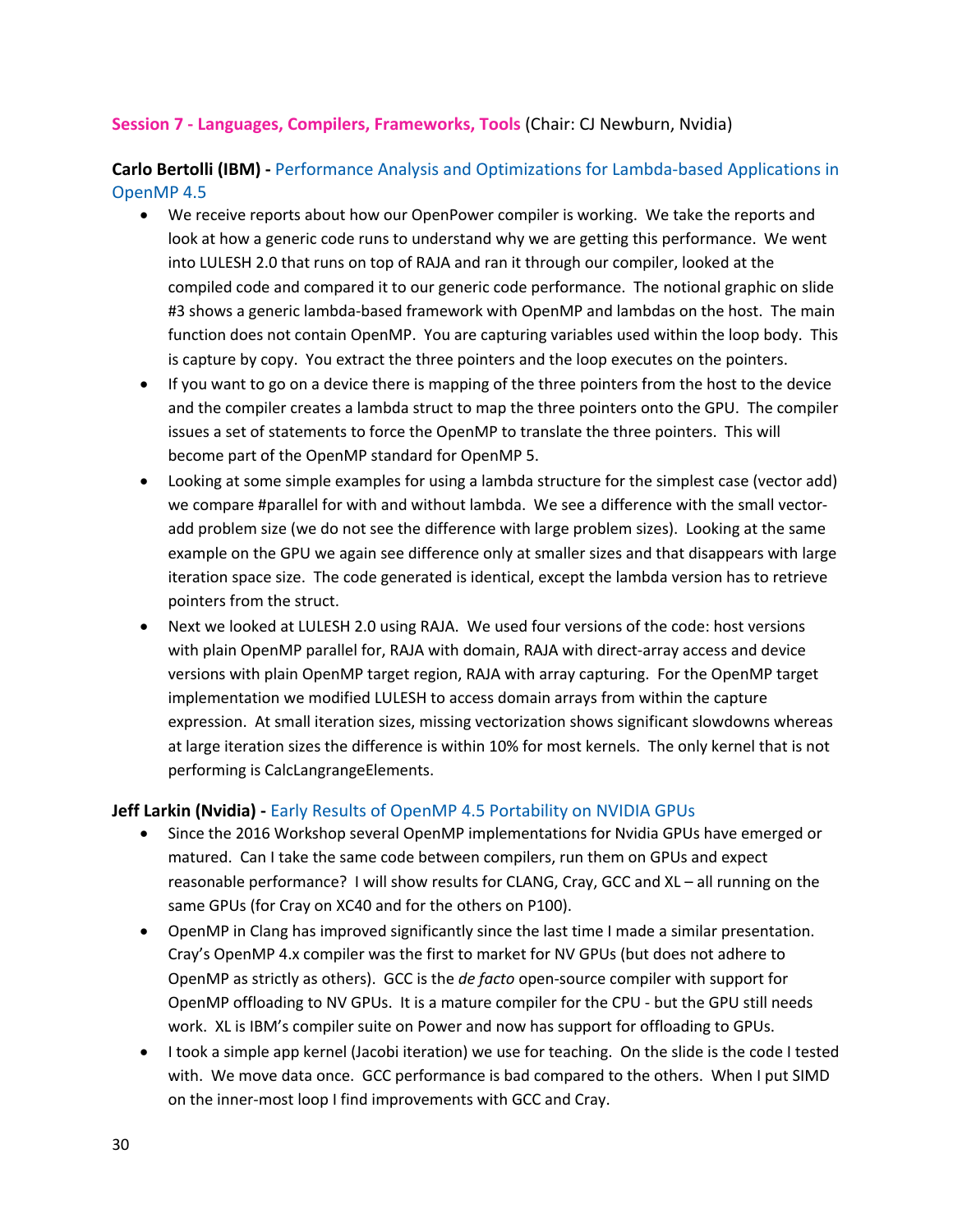## Session 7 - Languages, Compilers, Frameworks, Tools (Chair: CJ Newburn, Nvidia)

**Carlo Bertolli (IBM) -** Performance Analysis and Optimizations for Lambda-based Applications in OpenMP 4.5

- We receive reports about how our OpenPower compiler is working. We take the reports and look at how a generic code runs to understand why we are getting this performance. We went into LULESH 2.0 that runs on top of RAJA and ran it through our compiler, looked at the compiled code and compared it to our generic code performance. The notional graphic on slide #3 shows a generic lambda-based framework with OpenMP and lambdas on the host. The main function does not contain OpenMP. You are capturing variables used within the loop body. This is capture by copy. You extract the three pointers and the loop executes on the pointers.
- If you want to go on a device there is mapping of the three pointers from the host to the device and the compiler creates a lambda struct to map the three pointers onto the GPU. The compiler issues a set of statements to force the OpenMP to translate the three pointers. This will become part of the OpenMP standard for OpenMP 5.
- Looking at some simple examples for using a lambda structure for the simplest case (vector add) we compare #parallel for with and without lambda. We see a difference with the small vector-add problem size (we do not see the difference with large problem sizes). Looking at the same example on the GPU we again see difference only at smaller sizes and that disappears with large iteration space size. The code generated is identical, except the lambda version has to retrieve pointers from the struct.
- Next we looked at LULESH 2.0 using RAJA. We used four versions of the code: host versions with plain OpenMP parallel for, RAJA with domain, RAJA with direct-array access and device versions with plain OpenMP target region, RAJA with array capturing. For the OpenMP target implementation we modified LULESH to access domain arrays from within the capture expression. At small iteration sizes, missing vectorization shows significant slowdowns whereas at large iteration sizes the difference is within 10% for most kernels. The only kernel that is not performing is CalcLangrangeElements.

**Jeff Larkin (Nvidia) -** Early Results of OpenMP 4.5 Portability on NVIDIA GPUs

- Since the 2016 Workshop several OpenMP implementations for Nvidia GPUs have emerged or matured. Can I take the same code between compilers, run them on GPUs and expect reasonable performance? I will show results for CLANG, Cray, GCC and XL – all running on the same GPUs (for Cray on XC40 and for the others on P100).
- OpenMP in Clang has improved significantly since the last time I made a similar presentation. Cray's OpenMP 4.x compiler was the first to market for NV GPUs (but does not adhere to OpenMP as strictly as others). GCC is the *de facto* open-source compiler with support for OpenMP offloading to NV GPUs. It is a mature compiler for the CPU - but the GPU still needs work. XL is IBM's compiler suite on Power and now has support for offloading to GPUs.
- I took a simple app kernel (Jacobi iteration) we use for teaching. On the slide is the code I tested with. We move data once. GCC performance is bad compared to the others. When I put SIMD on the inner-most loop I find improvements with GCC and Cray.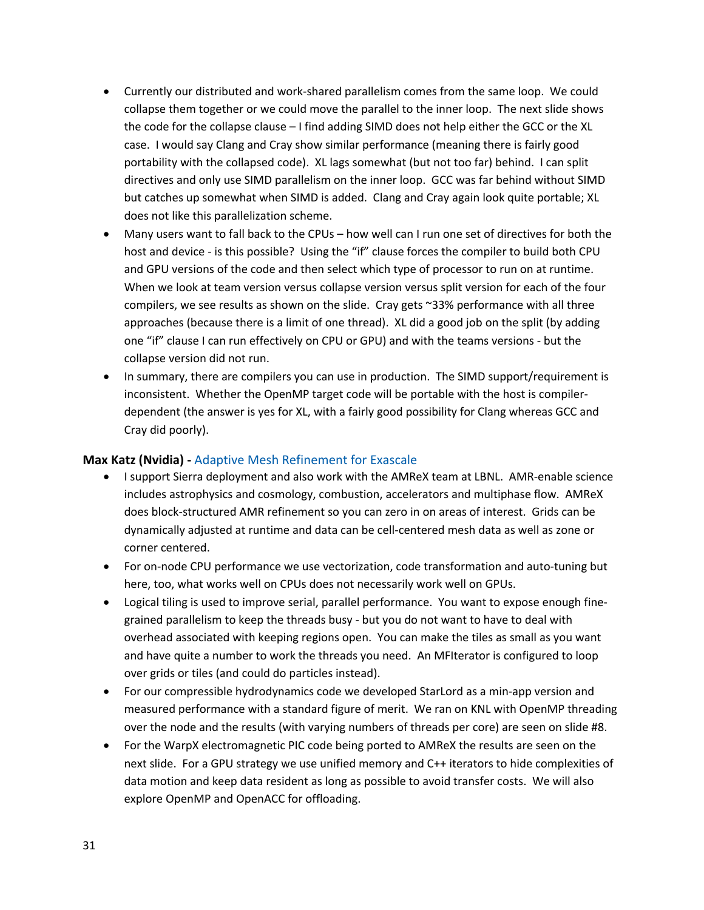- Currently our distributed and work-shared parallelism comes from the same loop. We could collapse them together or we could move the parallel to the inner loop. The next slide shows the code for the collapse clause – I find adding SIMD does not help either the GCC or the XL case. I would say Clang and Cray show similar performance (meaning there is fairly good portability with the collapsed code). XL lags somewhat (but not too far) behind. I can split directives and only use SIMD parallelism on the inner loop. GCC was far behind without SIMD but catches up somewhat when SIMD is added. Clang and Cray again look quite portable; XL does not like this parallelization scheme.
- Many users want to fall back to the CPUs – how well can I run one set of directives for both the host and device - is this possible? Using the "if" clause forces the compiler to build both CPU and GPU versions of the code and then select which type of processor to run on at runtime. When we look at team version versus collapse version versus split version for each of the four compilers, we see results as shown on the slide. Cray gets ~33% performance with all three approaches (because there is a limit of one thread). XL did a good job on the split (by adding one "if" clause I can run effectively on CPU or GPU) and with the teams versions - but the collapse version did not run.
- In summary, there are compilers you can use in production. The SIMD support/requirement is inconsistent. Whether the OpenMP target code will be portable with the host is compiler-dependent (the answer is yes for XL, with a fairly good possibility for Clang whereas GCC and Cray did poorly).

**Max Katz (Nvidia) -** Adaptive Mesh Refinement for Exascale

- I support Sierra deployment and also work with the AMReX team at LBNL. AMR-enable science includes astrophysics and cosmology, combustion, accelerators and multiphase flow. AMReX does block-structured AMR refinement so you can zero in on areas of interest. Grids can be dynamically adjusted at runtime and data can be cell-centered mesh data as well as zone or corner centered.
- For on-node CPU performance we use vectorization, code transformation and auto-tuning but here, too, what works well on CPUs does not necessarily work well on GPUs.
- Logical tiling is used to improve serial, parallel performance. You want to expose enough fine-grained parallelism to keep the threads busy - but you do not want to have to deal with overhead associated with keeping regions open. You can make the tiles as small as you want and have quite a number to work the threads you need. An MFIterator is configured to loop over grids or tiles (and could do particles instead).
- For our compressible hydrodynamics code we developed StarLord as a min-app version and measured performance with a standard figure of merit. We ran on KNL with OpenMP threading over the node and the results (with varying numbers of threads per core) are seen on slide #8.
- For the WarpX electromagnetic PIC code being ported to AMReX the results are seen on the next slide. For a GPU strategy we use unified memory and C++ iterators to hide complexities of data motion and keep data resident as long as possible to avoid transfer costs. We will also explore OpenMP and OpenACC for offloading.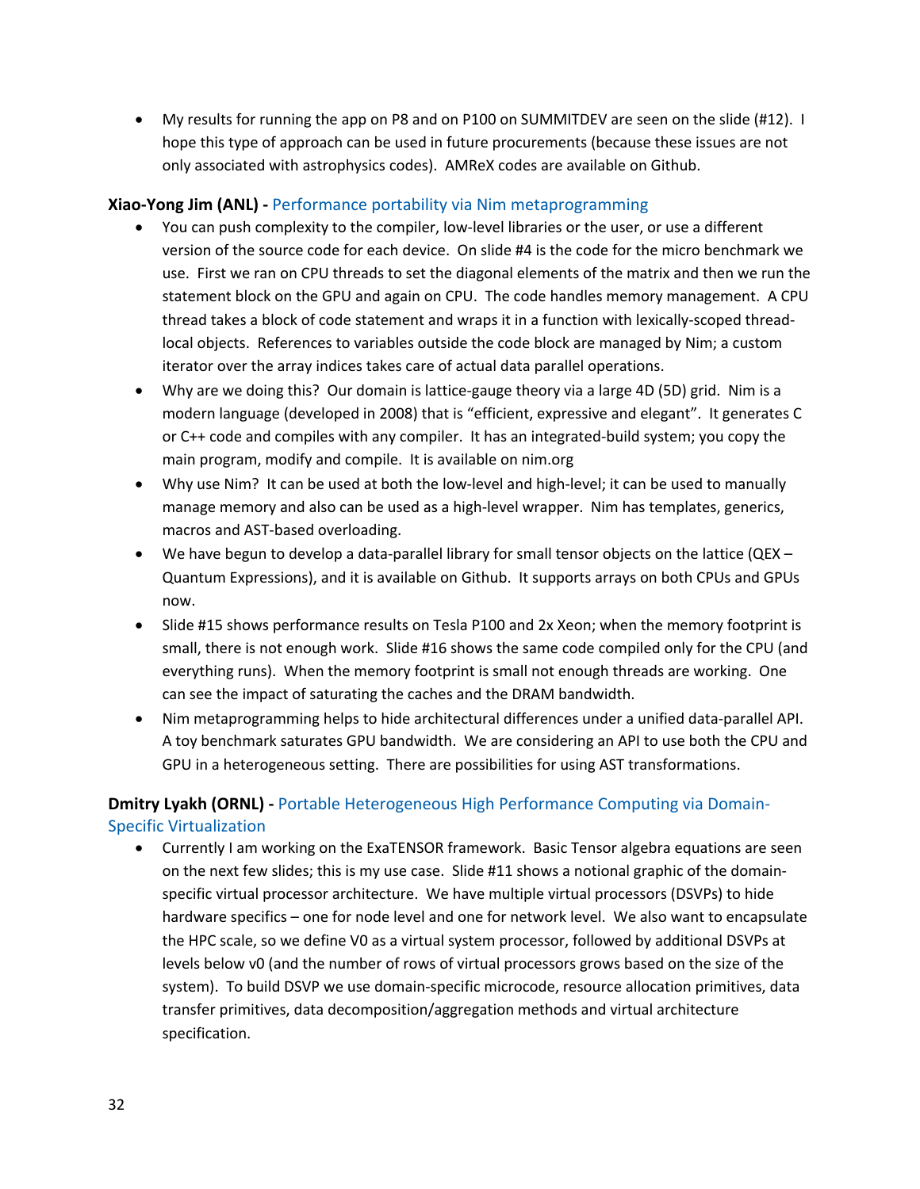- My results for running the app on P8 and on P100 on SUMMITDEV are seen on the slide (#12). I hope this type of approach can be used in future procurements (because these issues are not only associated with astrophysics codes). AMReX codes are available on Github.

**Xiao-Yong Jim (ANL) -** Performance portability via Nim metaprogramming

- You can push complexity to the compiler, low-level libraries or the user, or use a different version of the source code for each device. On slide #4 is the code for the micro benchmark we use. First we ran on CPU threads to set the diagonal elements of the matrix and then we run the statement block on the GPU and again on CPU. The code handles memory management. A CPU thread takes a block of code statement and wraps it in a function with lexically-scoped thread-local objects. References to variables outside the code block are managed by Nim; a custom iterator over the array indices takes care of actual data parallel operations.
- Why are we doing this? Our domain is lattice-gauge theory via a large 4D (5D) grid. Nim is a modern language (developed in 2008) that is "efficient, expressive and elegant". It generates C or C++ code and compiles with any compiler. It has an integrated-build system; you copy the main program, modify and compile. It is available on nim.org
- Why use Nim? It can be used at both the low-level and high-level; it can be used to manually manage memory and also can be used as a high-level wrapper. Nim has templates, generics, macros and AST-based overloading.
- We have begun to develop a data-parallel library for small tensor objects on the lattice (QEX – Quantum Expressions), and it is available on Github. It supports arrays on both CPUs and GPUs now.
- Slide #15 shows performance results on Tesla P100 and 2x Xeon; when the memory footprint is small, there is not enough work. Slide #16 shows the same code compiled only for the CPU (and everything runs). When the memory footprint is small not enough threads are working. One can see the impact of saturating the caches and the DRAM bandwidth.
- Nim metaprogramming helps to hide architectural differences under a unified data-parallel API. A toy benchmark saturates GPU bandwidth. We are considering an API to use both the CPU and GPU in a heterogeneous setting. There are possibilities for using AST transformations.

**Dmitry Lyakh (ORNL) -** Portable Heterogeneous High Performance Computing via Domain-Specific Virtualization

- Currently I am working on the ExaTENSOR framework. Basic Tensor algebra equations are seen on the next few slides; this is my use case. Slide #11 shows a notional graphic of the domain-specific virtual processor architecture. We have multiple virtual processors (DSVPs) to hide hardware specifics – one for node level and one for network level. We also want to encapsulate the HPC scale, so we define V0 as a virtual system processor, followed by additional DSVPs at levels below v0 (and the number of rows of virtual processors grows based on the size of the system). To build DSVP we use domain-specific microcode, resource allocation primitives, data transfer primitives, data decomposition/aggregation methods and virtual architecture specification.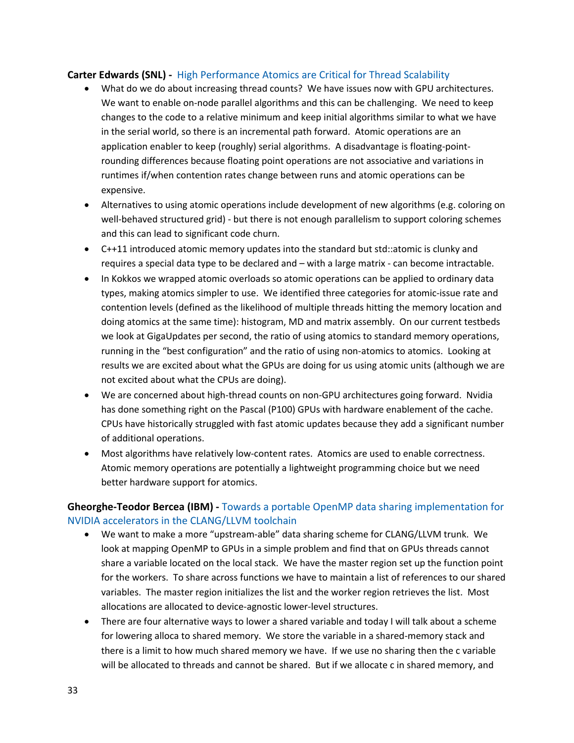**Carter Edwards (SNL) -** High Performance Atomics are Critical for Thread Scalability

- What do we do about increasing thread counts? We have issues now with GPU architectures. We want to enable on-node parallel algorithms and this can be challenging. We need to keep changes to the code to a relative minimum and keep initial algorithms similar to what we have in the serial world, so there is an incremental path forward. Atomic operations are an application enabler to keep (roughly) serial algorithms. A disadvantage is floating-point-rounding differences because floating point operations are not associative and variations in runtimes if/when contention rates change between runs and atomic operations can be expensive.
- Alternatives to using atomic operations include development of new algorithms (e.g. coloring on well-behaved structured grid) - but there is not enough parallelism to support coloring schemes and this can lead to significant code churn.
- C++11 introduced atomic memory updates into the standard but std::atomic is clunky and requires a special data type to be declared and – with a large matrix - can become intractable.
- In Kokkos we wrapped atomic overloads so atomic operations can be applied to ordinary data types, making atomics simpler to use. We identified three categories for atomic-issue rate and contention levels (defined as the likelihood of multiple threads hitting the memory location and doing atomics at the same time): histogram, MD and matrix assembly. On our current testbeds we look at GigaUpdates per second, the ratio of using atomics to standard memory operations, running in the "best configuration" and the ratio of using non-atomics to atomics. Looking at results we are excited about what the GPUs are doing for us using atomic units (although we are not excited about what the CPUs are doing).
- We are concerned about high-thread counts on non-GPU architectures going forward. Nvidia has done something right on the Pascal (P100) GPUs with hardware enablement of the cache. CPUs have historically struggled with fast atomic updates because they add a significant number of additional operations.
- Most algorithms have relatively low-content rates. Atomics are used to enable correctness. Atomic memory operations are potentially a lightweight programming choice but we need better hardware support for atomics.

**Gheorghe-Teodor Bercea (IBM) -** Towards a portable OpenMP data sharing implementation for NVIDIA accelerators in the CLANG/LLVM toolchain

- We want to make a more "upstream-able" data sharing scheme for CLANG/LLVM trunk. We look at mapping OpenMP to GPUs in a simple problem and find that on GPUs threads cannot share a variable located on the local stack. We have the master region set up the function point for the workers. To share across functions we have to maintain a list of references to our shared variables. The master region initializes the list and the worker region retrieves the list. Most allocations are allocated to device-agnostic lower-level structures.
- There are four alternative ways to lower a shared variable and today I will talk about a scheme for lowering alloca to shared memory. We store the variable in a shared-memory stack and there is a limit to how much shared memory we have. If we use no sharing then the c variable will be allocated to threads and cannot be shared. But if we allocate c in shared memory, and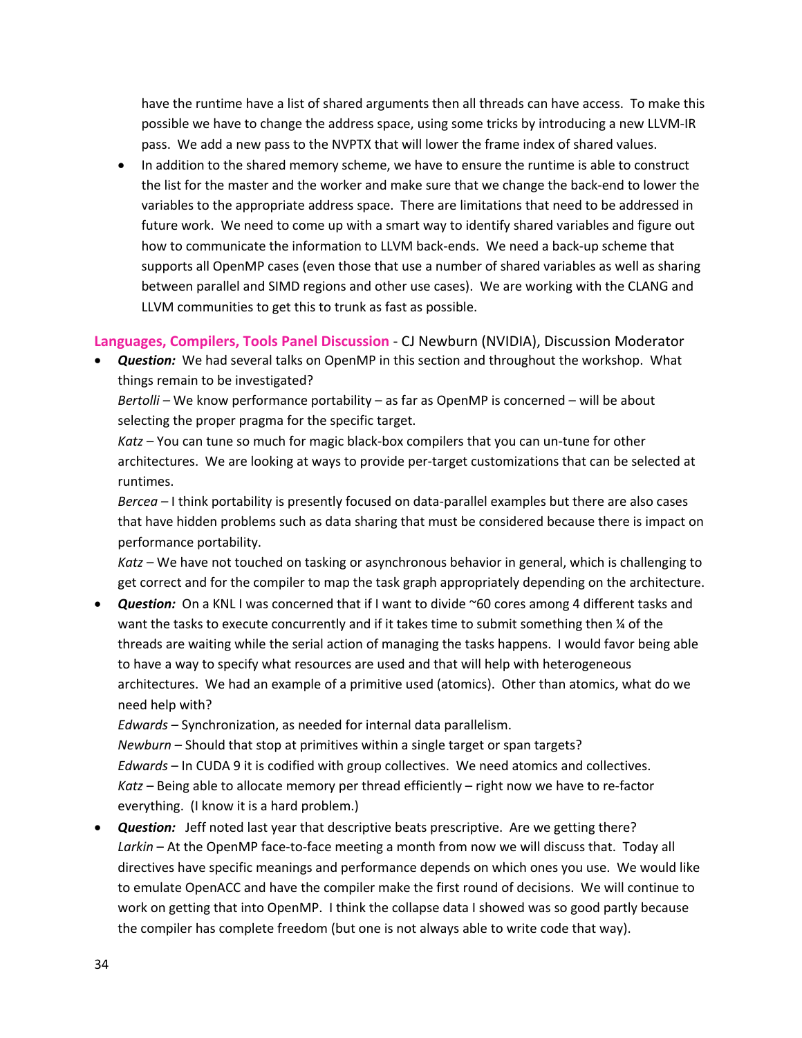have the runtime have a list of shared arguments then all threads can have access. To make this possible we have to change the address space, using some tricks by introducing a new LLVM-IR pass. We add a new pass to the NVPTX that will lower the frame index of shared values.

- In addition to the shared memory scheme, we have to ensure the runtime is able to construct the list for the master and the worker and make sure that we change the back-end to lower the variables to the appropriate address space. There are limitations that need to be addressed in future work. We need to come up with a smart way to identify shared variables and figure out how to communicate the information to LLVM back-ends. We need a back-up scheme that supports all OpenMP cases (even those that use a number of shared variables as well as sharing between parallel and SIMD regions and other use cases). We are working with the CLANG and LLVM communities to get this to trunk as fast as possible.

## Languages, Compilers, Tools Panel Discussion - CJ Newburn (NVIDIA), Discussion Moderator

- ***Question:*** We had several talks on OpenMP in this section and throughout the workshop. What things remain to be investigated?
  *Bertolli* – We know performance portability – as far as OpenMP is concerned – will be about selecting the proper pragma for the specific target.
  *Katz* – You can tune so much for magic black-box compilers that you can un-tune for other architectures. We are looking at ways to provide per-target customizations that can be selected at runtimes.
  *Bercea* – I think portability is presently focused on data-parallel examples but there are also cases that have hidden problems such as data sharing that must be considered because there is impact on performance portability.
  *Katz* – We have not touched on tasking or asynchronous behavior in general, which is challenging to get correct and for the compiler to map the task graph appropriately depending on the architecture.
- ***Question:*** On a KNL I was concerned that if I want to divide ~60 cores among 4 different tasks and want the tasks to execute concurrently and if it takes time to submit something then ¼ of the threads are waiting while the serial action of managing the tasks happens. I would favor being able to have a way to specify what resources are used and that will help with heterogeneous architectures. We had an example of a primitive used (atomics). Other than atomics, what do we need help with?
  *Edwards* – Synchronization, as needed for internal data parallelism.
  *Newburn* – Should that stop at primitives within a single target or span targets?
  *Edwards* – In CUDA 9 it is codified with group collectives. We need atomics and collectives.
  *Katz* – Being able to allocate memory per thread efficiently – right now we have to re-factor everything. (I know it is a hard problem.)
- ***Question:*** Jeff noted last year that descriptive beats prescriptive. Are we getting there?
  *Larkin* – At the OpenMP face-to-face meeting a month from now we will discuss that. Today all directives have specific meanings and performance depends on which ones you use. We would like to emulate OpenACC and have the compiler make the first round of decisions. We will continue to work on getting that into OpenMP. I think the collapse data I showed was so good partly because the compiler has complete freedom (but one is not always able to write code that way).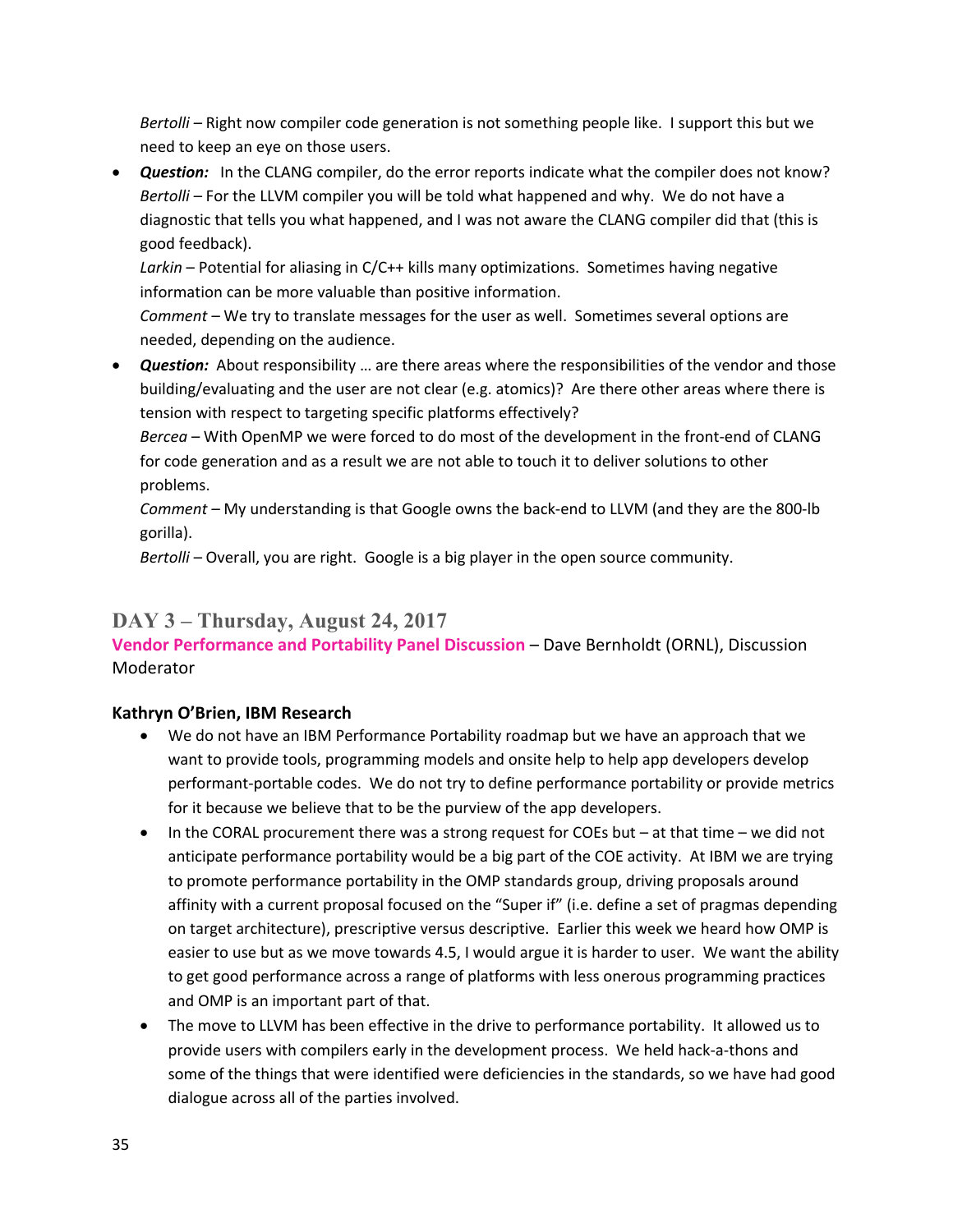*Bertolli* – Right now compiler code generation is not something people like. I support this but we need to keep an eye on those users.

- ***Question:*** In the CLANG compiler, do the error reports indicate what the compiler does not know?
  *Bertolli* – For the LLVM compiler you will be told what happened and why. We do not have a diagnostic that tells you what happened, and I was not aware the CLANG compiler did that (this is good feedback).
  *Larkin* – Potential for aliasing in C/C++ kills many optimizations. Sometimes having negative information can be more valuable than positive information.
  *Comment* – We try to translate messages for the user as well. Sometimes several options are needed, depending on the audience.
- ***Question:*** About responsibility … are there areas where the responsibilities of the vendor and those building/evaluating and the user are not clear (e.g. atomics)? Are there other areas where there is tension with respect to targeting specific platforms effectively?
  *Bercea* – With OpenMP we were forced to do most of the development in the front-end of CLANG for code generation and as a result we are not able to touch it to deliver solutions to other problems.
  *Comment* – My understanding is that Google owns the back-end to LLVM (and they are the 800-lb gorilla).
  *Bertolli* – Overall, you are right. Google is a big player in the open source community.

## DAY 3 – Thursday, August 24, 2017

**Vendor Performance and Portability Panel Discussion** – Dave Bernholdt (ORNL), Discussion Moderator

### Kathryn O'Brien, IBM Research

- We do not have an IBM Performance Portability roadmap but we have an approach that we want to provide tools, programming models and onsite help to help app developers develop performant-portable codes. We do not try to define performance portability or provide metrics for it because we believe that to be the purview of the app developers.
- In the CORAL procurement there was a strong request for COEs but – at that time – we did not anticipate performance portability would be a big part of the COE activity. At IBM we are trying to promote performance portability in the OMP standards group, driving proposals around affinity with a current proposal focused on the "Super if" (i.e. define a set of pragmas depending on target architecture), prescriptive versus descriptive. Earlier this week we heard how OMP is easier to use but as we move towards 4.5, I would argue it is harder to user. We want the ability to get good performance across a range of platforms with less onerous programming practices and OMP is an important part of that.
- The move to LLVM has been effective in the drive to performance portability. It allowed us to provide users with compilers early in the development process. We held hack-a-thons and some of the things that were identified were deficiencies in the standards, so we have had good dialogue across all of the parties involved.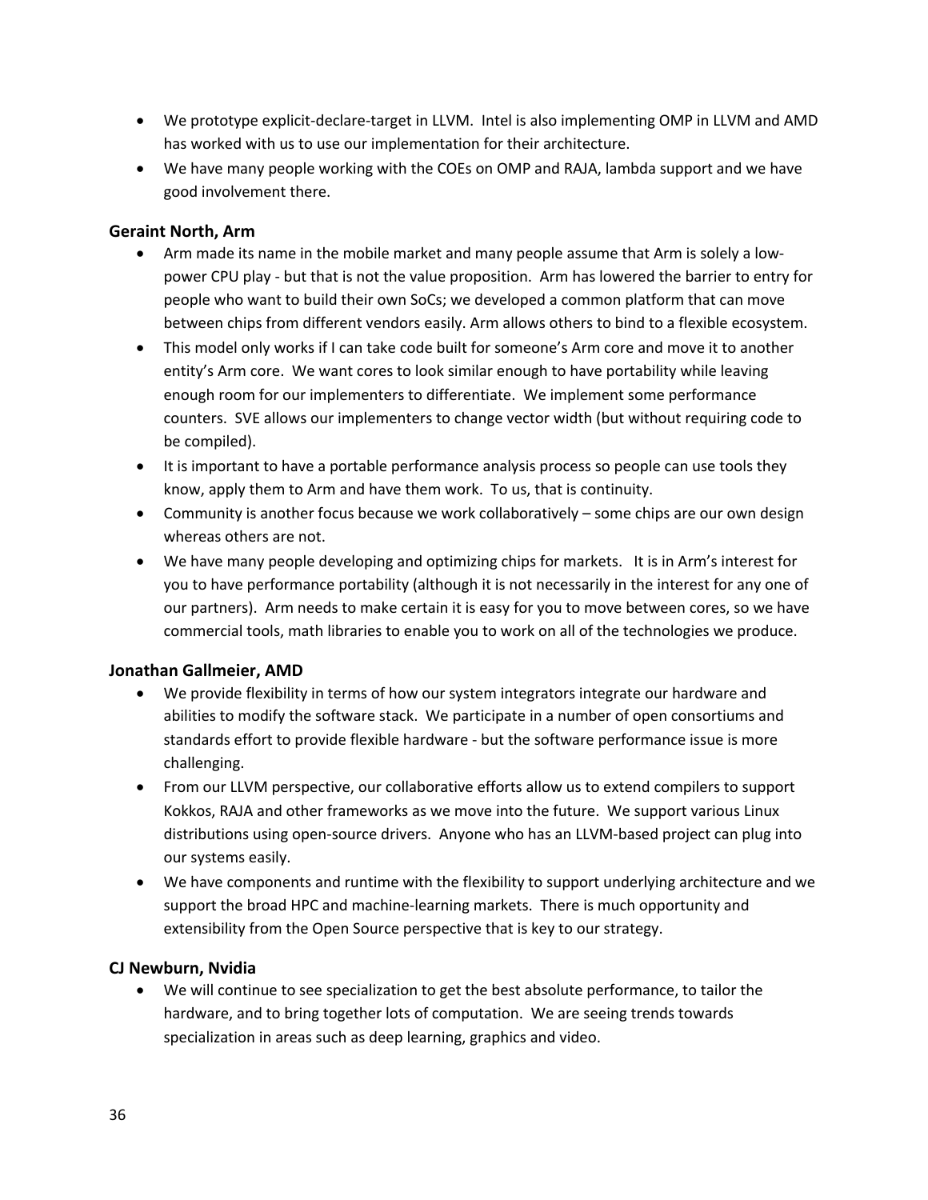- We prototype explicit-declare-target in LLVM. Intel is also implementing OMP in LLVM and AMD has worked with us to use our implementation for their architecture.
- We have many people working with the COEs on OMP and RAJA, lambda support and we have good involvement there.

### Geraint North, Arm

- Arm made its name in the mobile market and many people assume that Arm is solely a low-power CPU play - but that is not the value proposition. Arm has lowered the barrier to entry for people who want to build their own SoCs; we developed a common platform that can move between chips from different vendors easily. Arm allows others to bind to a flexible ecosystem.
- This model only works if I can take code built for someone's Arm core and move it to another entity's Arm core. We want cores to look similar enough to have portability while leaving enough room for our implementers to differentiate. We implement some performance counters. SVE allows our implementers to change vector width (but without requiring code to be compiled).
- It is important to have a portable performance analysis process so people can use tools they know, apply them to Arm and have them work. To us, that is continuity.
- Community is another focus because we work collaboratively – some chips are our own design whereas others are not.
- We have many people developing and optimizing chips for markets. It is in Arm's interest for you to have performance portability (although it is not necessarily in the interest for any one of our partners). Arm needs to make certain it is easy for you to move between cores, so we have commercial tools, math libraries to enable you to work on all of the technologies we produce.

### Jonathan Gallmeier, AMD

- We provide flexibility in terms of how our system integrators integrate our hardware and abilities to modify the software stack. We participate in a number of open consortiums and standards effort to provide flexible hardware - but the software performance issue is more challenging.
- From our LLVM perspective, our collaborative efforts allow us to extend compilers to support Kokkos, RAJA and other frameworks as we move into the future. We support various Linux distributions using open-source drivers. Anyone who has an LLVM-based project can plug into our systems easily.
- We have components and runtime with the flexibility to support underlying architecture and we support the broad HPC and machine-learning markets. There is much opportunity and extensibility from the Open Source perspective that is key to our strategy.

### CJ Newburn, Nvidia

- We will continue to see specialization to get the best absolute performance, to tailor the hardware, and to bring together lots of computation. We are seeing trends towards specialization in areas such as deep learning, graphics and video.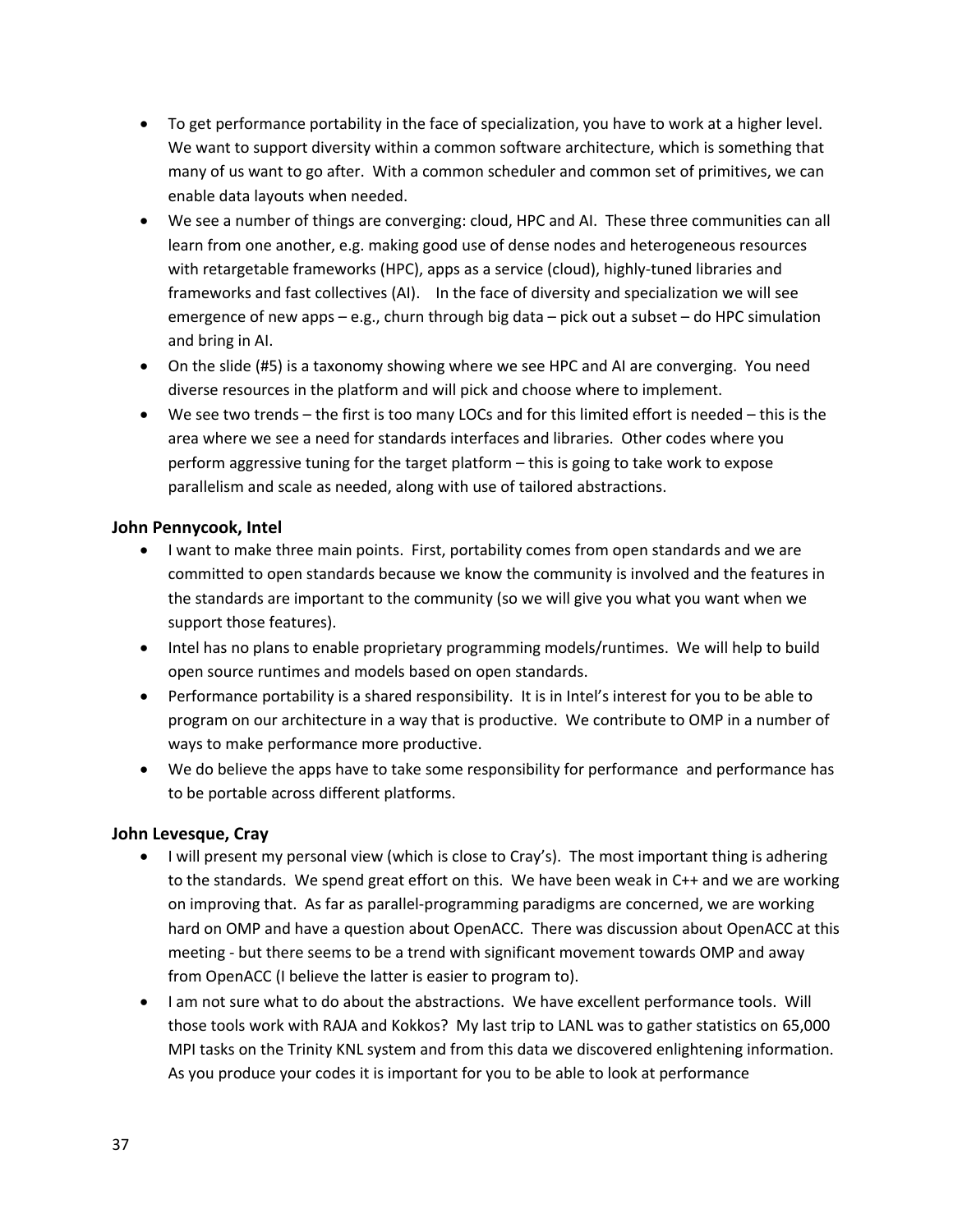- To get performance portability in the face of specialization, you have to work at a higher level. We want to support diversity within a common software architecture, which is something that many of us want to go after. With a common scheduler and common set of primitives, we can enable data layouts when needed.
- We see a number of things are converging: cloud, HPC and AI. These three communities can all learn from one another, e.g. making good use of dense nodes and heterogeneous resources with retargetable frameworks (HPC), apps as a service (cloud), highly-tuned libraries and frameworks and fast collectives (AI). In the face of diversity and specialization we will see emergence of new apps – e.g., churn through big data – pick out a subset – do HPC simulation and bring in AI.
- On the slide (#5) is a taxonomy showing where we see HPC and AI are converging. You need diverse resources in the platform and will pick and choose where to implement.
- We see two trends – the first is too many LOCs and for this limited effort is needed – this is the area where we see a need for standards interfaces and libraries. Other codes where you perform aggressive tuning for the target platform – this is going to take work to expose parallelism and scale as needed, along with use of tailored abstractions.

### John Pennycook, Intel

- I want to make three main points. First, portability comes from open standards and we are committed to open standards because we know the community is involved and the features in the standards are important to the community (so we will give you what you want when we support those features).
- Intel has no plans to enable proprietary programming models/runtimes. We will help to build open source runtimes and models based on open standards.
- Performance portability is a shared responsibility. It is in Intel's interest for you to be able to program on our architecture in a way that is productive. We contribute to OMP in a number of ways to make performance more productive.
- We do believe the apps have to take some responsibility for performance and performance has to be portable across different platforms.

### John Levesque, Cray

- I will present my personal view (which is close to Cray's). The most important thing is adhering to the standards. We spend great effort on this. We have been weak in C++ and we are working on improving that. As far as parallel-programming paradigms are concerned, we are working hard on OMP and have a question about OpenACC. There was discussion about OpenACC at this meeting - but there seems to be a trend with significant movement towards OMP and away from OpenACC (I believe the latter is easier to program to).
- I am not sure what to do about the abstractions. We have excellent performance tools. Will those tools work with RAJA and Kokkos? My last trip to LANL was to gather statistics on 65,000 MPI tasks on the Trinity KNL system and from this data we discovered enlightening information. As you produce your codes it is important for you to be able to look at performance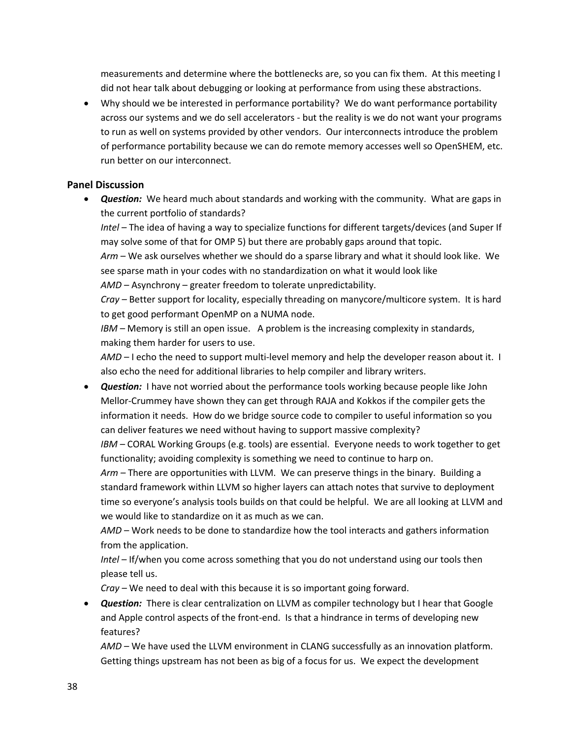measurements and determine where the bottlenecks are, so you can fix them. At this meeting I did not hear talk about debugging or looking at performance from using these abstractions.

- Why should we be interested in performance portability? We do want performance portability across our systems and we do sell accelerators - but the reality is we do not want your programs to run as well on systems provided by other vendors. Our interconnects introduce the problem of performance portability because we can do remote memory accesses well so OpenSHEM, etc. run better on our interconnect.

### Panel Discussion

- ***Question:*** We heard much about standards and working with the community. What are gaps in the current portfolio of standards?
  *Intel* – The idea of having a way to specialize functions for different targets/devices (and Super If may solve some of that for OMP 5) but there are probably gaps around that topic.
  *Arm* – We ask ourselves whether we should do a sparse library and what it should look like. We see sparse math in your codes with no standardization on what it would look like
  *AMD* – Asynchrony – greater freedom to tolerate unpredictability.
  *Cray* – Better support for locality, especially threading on manycore/multicore system. It is hard to get good performant OpenMP on a NUMA node.
  *IBM* – Memory is still an open issue. A problem is the increasing complexity in standards, making them harder for users to use.
  *AMD* – I echo the need to support multi-level memory and help the developer reason about it. I also echo the need for additional libraries to help compiler and library writers.
- ***Question:*** I have not worried about the performance tools working because people like John Mellor-Crummey have shown they can get through RAJA and Kokkos if the compiler gets the information it needs. How do we bridge source code to compiler to useful information so you can deliver features we need without having to support massive complexity?
  *IBM* – CORAL Working Groups (e.g. tools) are essential. Everyone needs to work together to get functionality; avoiding complexity is something we need to continue to harp on.
  *Arm* – There are opportunities with LLVM. We can preserve things in the binary. Building a standard framework within LLVM so higher layers can attach notes that survive to deployment time so everyone's analysis tools builds on that could be helpful. We are all looking at LLVM and we would like to standardize on it as much as we can.
  *AMD* – Work needs to be done to standardize how the tool interacts and gathers information from the application.
  *Intel* – If/when you come across something that you do not understand using our tools then please tell us.
  *Cray* – We need to deal with this because it is so important going forward.
- ***Question:*** There is clear centralization on LLVM as compiler technology but I hear that Google and Apple control aspects of the front-end. Is that a hindrance in terms of developing new features?
  *AMD* – We have used the LLVM environment in CLANG successfully as an innovation platform. Getting things upstream has not been as big of a focus for us. We expect the development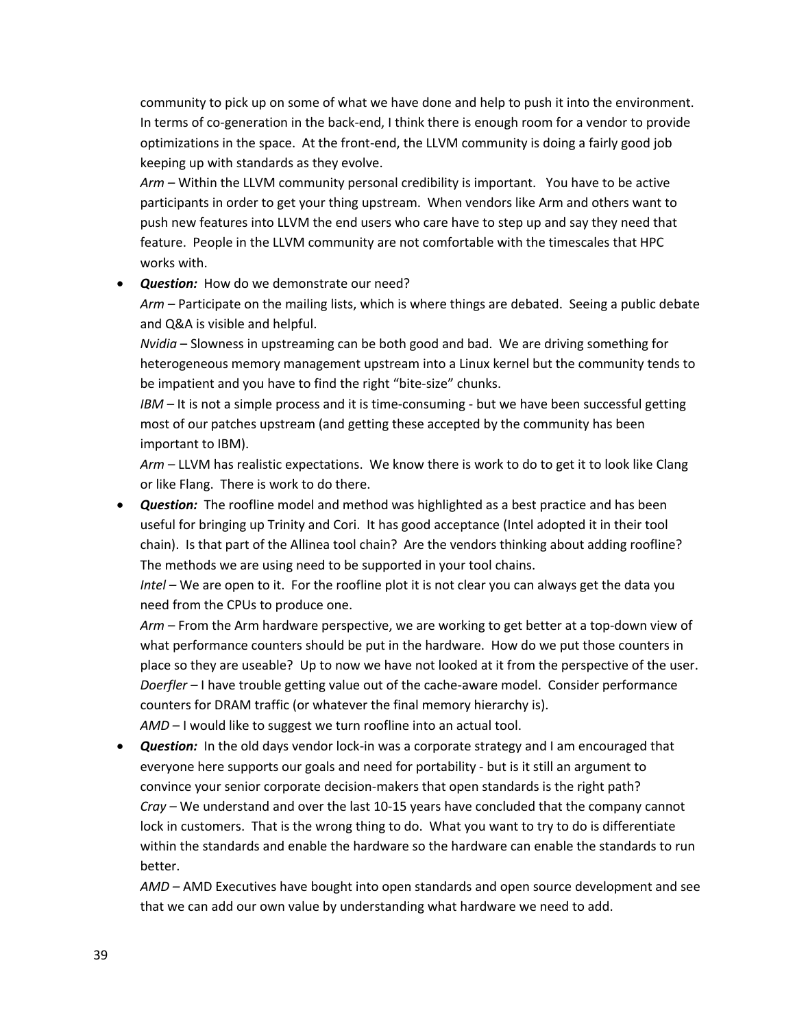community to pick up on some of what we have done and help to push it into the environment. In terms of co-generation in the back-end, I think there is enough room for a vendor to provide optimizations in the space. At the front-end, the LLVM community is doing a fairly good job keeping up with standards as they evolve.

*Arm* – Within the LLVM community personal credibility is important. You have to be active participants in order to get your thing upstream. When vendors like Arm and others want to push new features into LLVM the end users who care have to step up and say they need that feature. People in the LLVM community are not comfortable with the timescales that HPC works with.

- ***Question:*** How do we demonstrate our need?

  *Arm* – Participate on the mailing lists, which is where things are debated. Seeing a public debate and Q&A is visible and helpful.

  *Nvidia* – Slowness in upstreaming can be both good and bad. We are driving something for heterogeneous memory management upstream into a Linux kernel but the community tends to be impatient and you have to find the right "bite-size" chunks.

  *IBM* – It is not a simple process and it is time-consuming - but we have been successful getting most of our patches upstream (and getting these accepted by the community has been important to IBM).

  *Arm* – LLVM has realistic expectations. We know there is work to do to get it to look like Clang or like Flang. There is work to do there.

- ***Question:*** The roofline model and method was highlighted as a best practice and has been useful for bringing up Trinity and Cori. It has good acceptance (Intel adopted it in their tool chain). Is that part of the Allinea tool chain? Are the vendors thinking about adding roofline? The methods we are using need to be supported in your tool chains.

  *Intel* – We are open to it. For the roofline plot it is not clear you can always get the data you need from the CPUs to produce one.

  *Arm* – From the Arm hardware perspective, we are working to get better at a top-down view of what performance counters should be put in the hardware. How do we put those counters in place so they are useable? Up to now we have not looked at it from the perspective of the user.

  *Doerfler* – I have trouble getting value out of the cache-aware model. Consider performance counters for DRAM traffic (or whatever the final memory hierarchy is).

  *AMD* – I would like to suggest we turn roofline into an actual tool.

- ***Question:*** In the old days vendor lock-in was a corporate strategy and I am encouraged that everyone here supports our goals and need for portability - but is it still an argument to convince your senior corporate decision-makers that open standards is the right path?

  *Cray* – We understand and over the last 10-15 years have concluded that the company cannot lock in customers. That is the wrong thing to do. What you want to try to do is differentiate within the standards and enable the hardware so the hardware can enable the standards to run better.

  *AMD* – AMD Executives have bought into open standards and open source development and see that we can add our own value by understanding what hardware we need to add.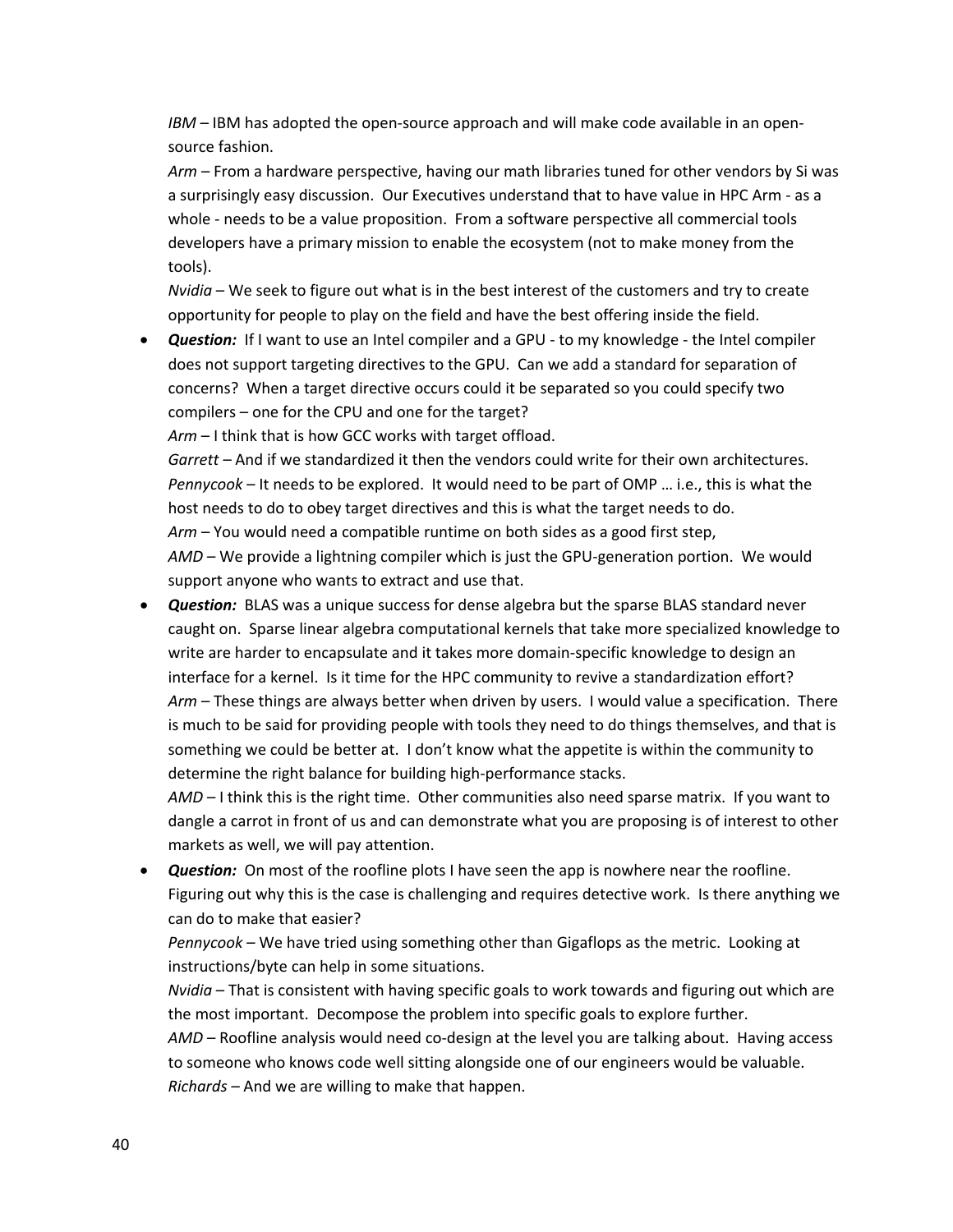*IBM* – IBM has adopted the open-source approach and will make code available in an open-source fashion.
*Arm* – From a hardware perspective, having our math libraries tuned for other vendors by Si was a surprisingly easy discussion. Our Executives understand that to have value in HPC Arm - as a whole - needs to be a value proposition. From a software perspective all commercial tools developers have a primary mission to enable the ecosystem (not to make money from the tools).
*Nvidia* – We seek to figure out what is in the best interest of the customers and try to create opportunity for people to play on the field and have the best offering inside the field.

- ***Question:*** If I want to use an Intel compiler and a GPU - to my knowledge - the Intel compiler does not support targeting directives to the GPU. Can we add a standard for separation of concerns? When a target directive occurs could it be separated so you could specify two compilers – one for the CPU and one for the target?
  *Arm* – I think that is how GCC works with target offload.
  *Garrett* – And if we standardized it then the vendors could write for their own architectures.
  *Pennycook* – It needs to be explored. It would need to be part of OMP … i.e., this is what the host needs to do to obey target directives and this is what the target needs to do.
  *Arm* – You would need a compatible runtime on both sides as a good first step,
  *AMD* – We provide a lightning compiler which is just the GPU-generation portion. We would support anyone who wants to extract and use that.
- ***Question:*** BLAS was a unique success for dense algebra but the sparse BLAS standard never caught on. Sparse linear algebra computational kernels that take more specialized knowledge to write are harder to encapsulate and it takes more domain-specific knowledge to design an interface for a kernel. Is it time for the HPC community to revive a standardization effort?
  *Arm* – These things are always better when driven by users. I would value a specification. There is much to be said for providing people with tools they need to do things themselves, and that is something we could be better at. I don't know what the appetite is within the community to determine the right balance for building high-performance stacks.
  *AMD* – I think this is the right time. Other communities also need sparse matrix. If you want to dangle a carrot in front of us and can demonstrate what you are proposing is of interest to other markets as well, we will pay attention.
- ***Question:*** On most of the roofline plots I have seen the app is nowhere near the roofline. Figuring out why this is the case is challenging and requires detective work. Is there anything we can do to make that easier?
  *Pennycook* – We have tried using something other than Gigaflops as the metric. Looking at instructions/byte can help in some situations.
  *Nvidia* – That is consistent with having specific goals to work towards and figuring out which are the most important. Decompose the problem into specific goals to explore further.
  *AMD* – Roofline analysis would need co-design at the level you are talking about. Having access to someone who knows code well sitting alongside one of our engineers would be valuable.
  *Richards* – And we are willing to make that happen.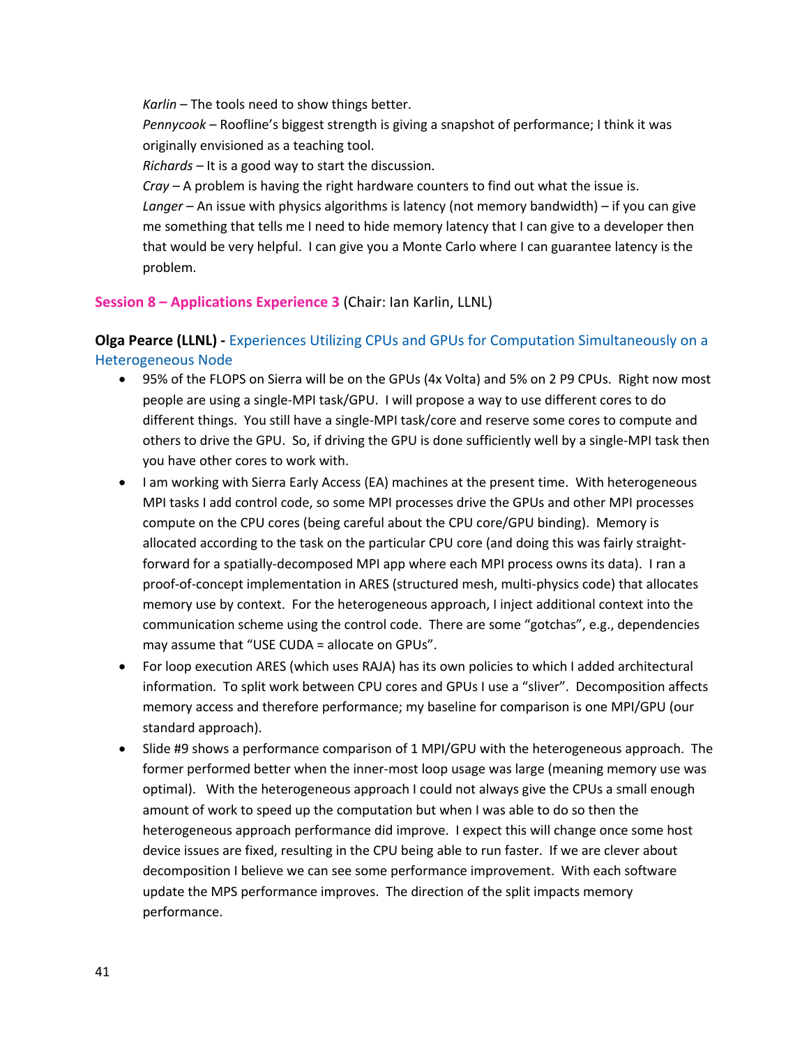*Karlin* – The tools need to show things better.
*Pennycook* – Roofline's biggest strength is giving a snapshot of performance; I think it was originally envisioned as a teaching tool.
*Richards* – It is a good way to start the discussion.
*Cray* – A problem is having the right hardware counters to find out what the issue is.
*Langer* – An issue with physics algorithms is latency (not memory bandwidth) – if you can give me something that tells me I need to hide memory latency that I can give to a developer then that would be very helpful. I can give you a Monte Carlo where I can guarantee latency is the problem.

## Session 8 – Applications Experience 3 (Chair: Ian Karlin, LLNL)

**Olga Pearce (LLNL) -** Experiences Utilizing CPUs and GPUs for Computation Simultaneously on a Heterogeneous Node

- 95% of the FLOPS on Sierra will be on the GPUs (4x Volta) and 5% on 2 P9 CPUs. Right now most people are using a single-MPI task/GPU. I will propose a way to use different cores to do different things. You still have a single-MPI task/core and reserve some cores to compute and others to drive the GPU. So, if driving the GPU is done sufficiently well by a single-MPI task then you have other cores to work with.
- I am working with Sierra Early Access (EA) machines at the present time. With heterogeneous MPI tasks I add control code, so some MPI processes drive the GPUs and other MPI processes compute on the CPU cores (being careful about the CPU core/GPU binding). Memory is allocated according to the task on the particular CPU core (and doing this was fairly straight-forward for a spatially-decomposed MPI app where each MPI process owns its data). I ran a proof-of-concept implementation in ARES (structured mesh, multi-physics code) that allocates memory use by context. For the heterogeneous approach, I inject additional context into the communication scheme using the control code. There are some "gotchas", e.g., dependencies may assume that "USE CUDA = allocate on GPUs".
- For loop execution ARES (which uses RAJA) has its own policies to which I added architectural information. To split work between CPU cores and GPUs I use a "sliver". Decomposition affects memory access and therefore performance; my baseline for comparison is one MPI/GPU (our standard approach).
- Slide #9 shows a performance comparison of 1 MPI/GPU with the heterogeneous approach. The former performed better when the inner-most loop usage was large (meaning memory use was optimal). With the heterogeneous approach I could not always give the CPUs a small enough amount of work to speed up the computation but when I was able to do so then the heterogeneous approach performance did improve. I expect this will change once some host device issues are fixed, resulting in the CPU being able to run faster. If we are clever about decomposition I believe we can see some performance improvement. With each software update the MPS performance improves. The direction of the split impacts memory performance.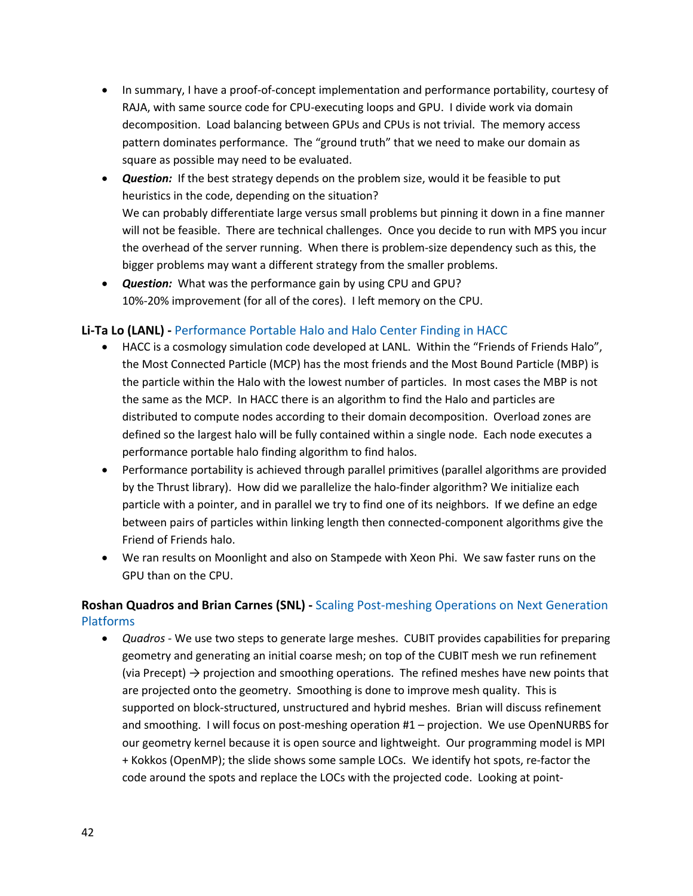- In summary, I have a proof-of-concept implementation and performance portability, courtesy of RAJA, with same source code for CPU-executing loops and GPU. I divide work via domain decomposition. Load balancing between GPUs and CPUs is not trivial. The memory access pattern dominates performance. The "ground truth" that we need to make our domain as square as possible may need to be evaluated.
- ***Question:*** If the best strategy depends on the problem size, would it be feasible to put heuristics in the code, depending on the situation?
  We can probably differentiate large versus small problems but pinning it down in a fine manner will not be feasible. There are technical challenges. Once you decide to run with MPS you incur the overhead of the server running. When there is problem-size dependency such as this, the bigger problems may want a different strategy from the smaller problems.
- ***Question:*** What was the performance gain by using CPU and GPU?
  10%-20% improvement (for all of the cores). I left memory on the CPU.

**Li-Ta Lo (LANL) -** Performance Portable Halo and Halo Center Finding in HACC

- HACC is a cosmology simulation code developed at LANL. Within the "Friends of Friends Halo", the Most Connected Particle (MCP) has the most friends and the Most Bound Particle (MBP) is the particle within the Halo with the lowest number of particles. In most cases the MBP is not the same as the MCP. In HACC there is an algorithm to find the Halo and particles are distributed to compute nodes according to their domain decomposition. Overload zones are defined so the largest halo will be fully contained within a single node. Each node executes a performance portable halo finding algorithm to find halos.
- Performance portability is achieved through parallel primitives (parallel algorithms are provided by the Thrust library). How did we parallelize the halo-finder algorithm? We initialize each particle with a pointer, and in parallel we try to find one of its neighbors. If we define an edge between pairs of particles within linking length then connected-component algorithms give the Friend of Friends halo.
- We ran results on Moonlight and also on Stampede with Xeon Phi. We saw faster runs on the GPU than on the CPU.

**Roshan Quadros and Brian Carnes (SNL) -** Scaling Post-meshing Operations on Next Generation Platforms

- *Quadros* - We use two steps to generate large meshes. CUBIT provides capabilities for preparing geometry and generating an initial coarse mesh; on top of the CUBIT mesh we run refinement (via Precept) → projection and smoothing operations. The refined meshes have new points that are projected onto the geometry. Smoothing is done to improve mesh quality. This is supported on block-structured, unstructured and hybrid meshes. Brian will discuss refinement and smoothing. I will focus on post-meshing operation #1 – projection. We use OpenNURBS for our geometry kernel because it is open source and lightweight. Our programming model is MPI + Kokkos (OpenMP); the slide shows some sample LOCs. We identify hot spots, re-factor the code around the spots and replace the LOCs with the projected code. Looking at point-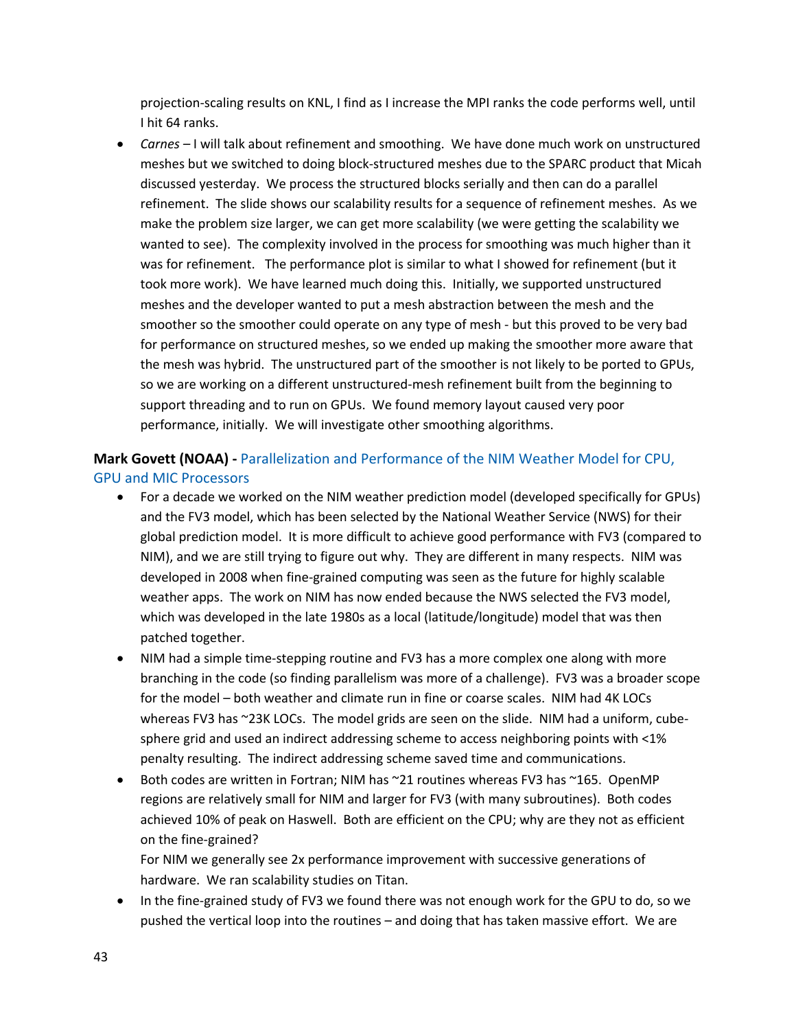projection-scaling results on KNL, I find as I increase the MPI ranks the code performs well, until I hit 64 ranks.

- *Carnes* – I will talk about refinement and smoothing. We have done much work on unstructured meshes but we switched to doing block-structured meshes due to the SPARC product that Micah discussed yesterday. We process the structured blocks serially and then can do a parallel refinement. The slide shows our scalability results for a sequence of refinement meshes. As we make the problem size larger, we can get more scalability (we were getting the scalability we wanted to see). The complexity involved in the process for smoothing was much higher than it was for refinement. The performance plot is similar to what I showed for refinement (but it took more work). We have learned much doing this. Initially, we supported unstructured meshes and the developer wanted to put a mesh abstraction between the mesh and the smoother so the smoother could operate on any type of mesh - but this proved to be very bad for performance on structured meshes, so we ended up making the smoother more aware that the mesh was hybrid. The unstructured part of the smoother is not likely to be ported to GPUs, so we are working on a different unstructured-mesh refinement built from the beginning to support threading and to run on GPUs. We found memory layout caused very poor performance, initially. We will investigate other smoothing algorithms.

**Mark Govett (NOAA) -** Parallelization and Performance of the NIM Weather Model for CPU, GPU and MIC Processors

- For a decade we worked on the NIM weather prediction model (developed specifically for GPUs) and the FV3 model, which has been selected by the National Weather Service (NWS) for their global prediction model. It is more difficult to achieve good performance with FV3 (compared to NIM), and we are still trying to figure out why. They are different in many respects. NIM was developed in 2008 when fine-grained computing was seen as the future for highly scalable weather apps. The work on NIM has now ended because the NWS selected the FV3 model, which was developed in the late 1980s as a local (latitude/longitude) model that was then patched together.
- NIM had a simple time-stepping routine and FV3 has a more complex one along with more branching in the code (so finding parallelism was more of a challenge). FV3 was a broader scope for the model – both weather and climate run in fine or coarse scales. NIM had 4K LOCs whereas FV3 has ~23K LOCs. The model grids are seen on the slide. NIM had a uniform, cube-sphere grid and used an indirect addressing scheme to access neighboring points with <1% penalty resulting. The indirect addressing scheme saved time and communications.
- Both codes are written in Fortran; NIM has ~21 routines whereas FV3 has ~165. OpenMP regions are relatively small for NIM and larger for FV3 (with many subroutines). Both codes achieved 10% of peak on Haswell. Both are efficient on the CPU; why are they not as efficient on the fine-grained?

  For NIM we generally see 2x performance improvement with successive generations of hardware. We ran scalability studies on Titan.
- In the fine-grained study of FV3 we found there was not enough work for the GPU to do, so we pushed the vertical loop into the routines – and doing that has taken massive effort. We are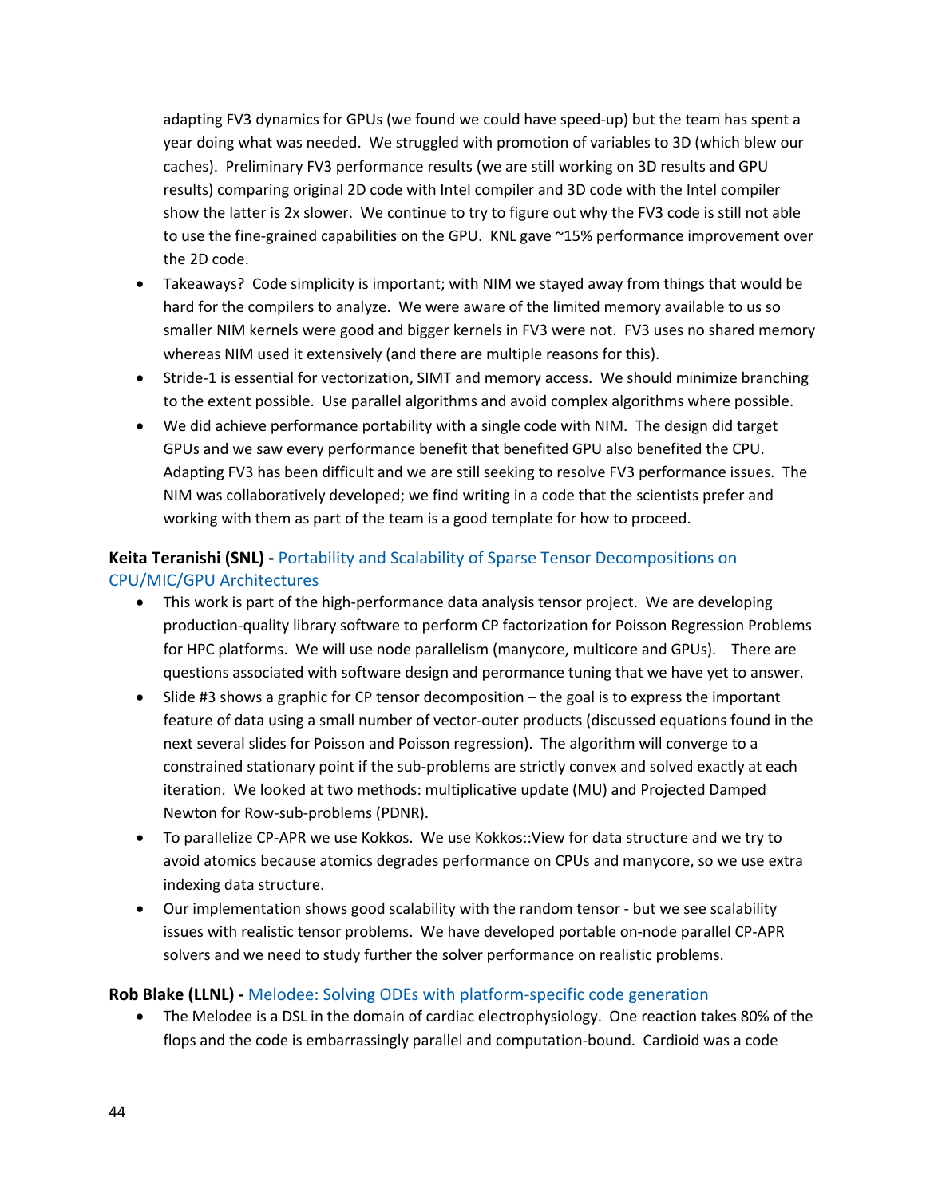adapting FV3 dynamics for GPUs (we found we could have speed-up) but the team has spent a year doing what was needed. We struggled with promotion of variables to 3D (which blew our caches). Preliminary FV3 performance results (we are still working on 3D results and GPU results) comparing original 2D code with Intel compiler and 3D code with the Intel compiler show the latter is 2x slower. We continue to try to figure out why the FV3 code is still not able to use the fine-grained capabilities on the GPU. KNL gave ~15% performance improvement over the 2D code.

- Takeaways? Code simplicity is important; with NIM we stayed away from things that would be hard for the compilers to analyze. We were aware of the limited memory available to us so smaller NIM kernels were good and bigger kernels in FV3 were not. FV3 uses no shared memory whereas NIM used it extensively (and there are multiple reasons for this).
- Stride-1 is essential for vectorization, SIMT and memory access. We should minimize branching to the extent possible. Use parallel algorithms and avoid complex algorithms where possible.
- We did achieve performance portability with a single code with NIM. The design did target GPUs and we saw every performance benefit that benefited GPU also benefited the CPU. Adapting FV3 has been difficult and we are still seeking to resolve FV3 performance issues. The NIM was collaboratively developed; we find writing in a code that the scientists prefer and working with them as part of the team is a good template for how to proceed.

**Keita Teranishi (SNL) -** Portability and Scalability of Sparse Tensor Decompositions on CPU/MIC/GPU Architectures

- This work is part of the high-performance data analysis tensor project. We are developing production-quality library software to perform CP factorization for Poisson Regression Problems for HPC platforms. We will use node parallelism (manycore, multicore and GPUs). There are questions associated with software design and perormance tuning that we have yet to answer.
- Slide #3 shows a graphic for CP tensor decomposition – the goal is to express the important feature of data using a small number of vector-outer products (discussed equations found in the next several slides for Poisson and Poisson regression). The algorithm will converge to a constrained stationary point if the sub-problems are strictly convex and solved exactly at each iteration. We looked at two methods: multiplicative update (MU) and Projected Damped Newton for Row-sub-problems (PDNR).
- To parallelize CP-APR we use Kokkos. We use Kokkos::View for data structure and we try to avoid atomics because atomics degrades performance on CPUs and manycore, so we use extra indexing data structure.
- Our implementation shows good scalability with the random tensor - but we see scalability issues with realistic tensor problems. We have developed portable on-node parallel CP-APR solvers and we need to study further the solver performance on realistic problems.

**Rob Blake (LLNL) -** Melodee: Solving ODEs with platform-specific code generation

- The Melodee is a DSL in the domain of cardiac electrophysiology. One reaction takes 80% of the flops and the code is embarrassingly parallel and computation-bound. Cardioid was a code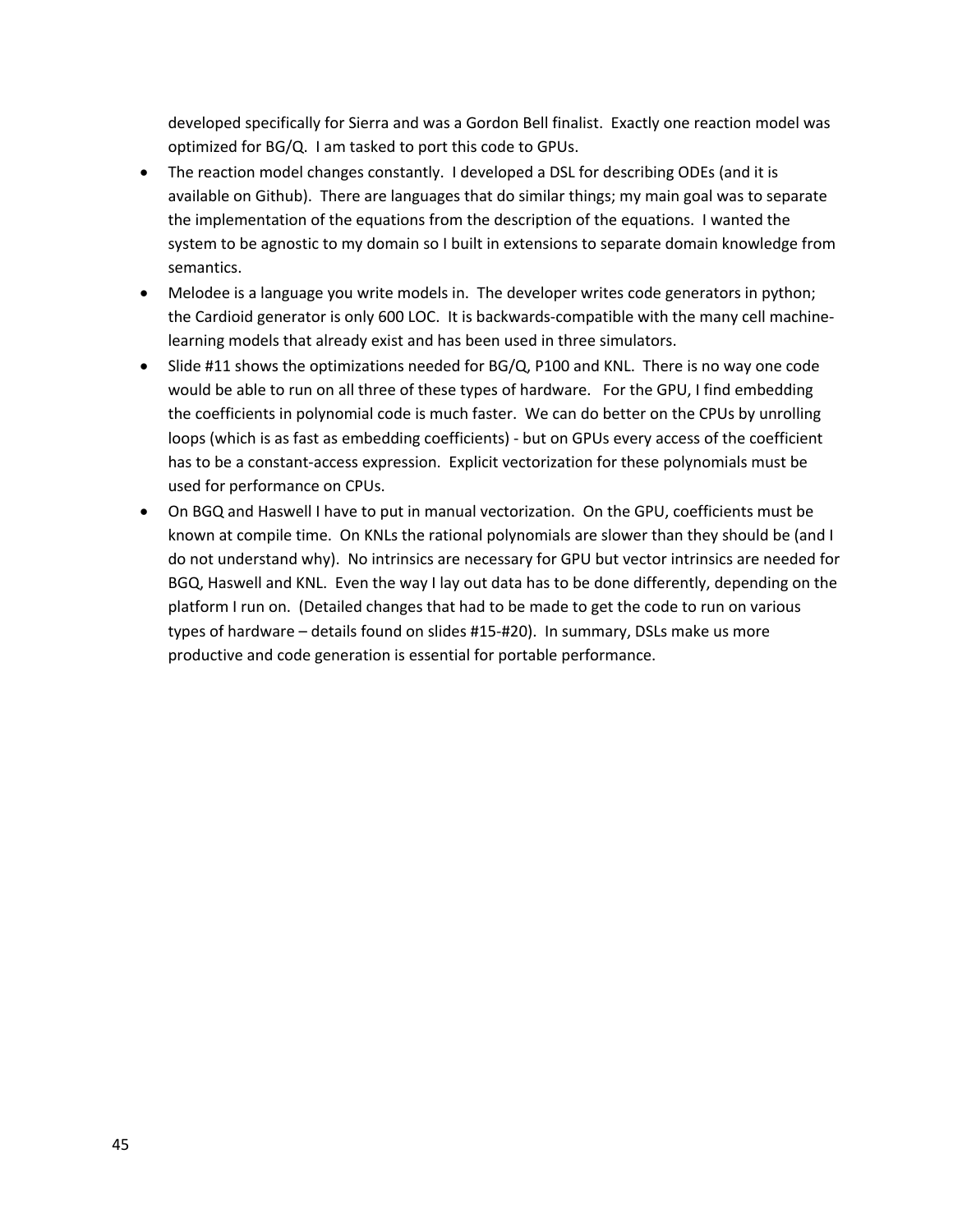developed specifically for Sierra and was a Gordon Bell finalist. Exactly one reaction model was optimized for BG/Q. I am tasked to port this code to GPUs.

- The reaction model changes constantly. I developed a DSL for describing ODEs (and it is available on Github). There are languages that do similar things; my main goal was to separate the implementation of the equations from the description of the equations. I wanted the system to be agnostic to my domain so I built in extensions to separate domain knowledge from semantics.
- Melodee is a language you write models in. The developer writes code generators in python; the Cardioid generator is only 600 LOC. It is backwards-compatible with the many cell machine-learning models that already exist and has been used in three simulators.
- Slide #11 shows the optimizations needed for BG/Q, P100 and KNL. There is no way one code would be able to run on all three of these types of hardware. For the GPU, I find embedding the coefficients in polynomial code is much faster. We can do better on the CPUs by unrolling loops (which is as fast as embedding coefficients) - but on GPUs every access of the coefficient has to be a constant-access expression. Explicit vectorization for these polynomials must be used for performance on CPUs.
- On BGQ and Haswell I have to put in manual vectorization. On the GPU, coefficients must be known at compile time. On KNLs the rational polynomials are slower than they should be (and I do not understand why). No intrinsics are necessary for GPU but vector intrinsics are needed for BGQ, Haswell and KNL. Even the way I lay out data has to be done differently, depending on the platform I run on. (Detailed changes that had to be made to get the code to run on various types of hardware – details found on slides #15-#20). In summary, DSLs make us more productive and code generation is essential for portable performance.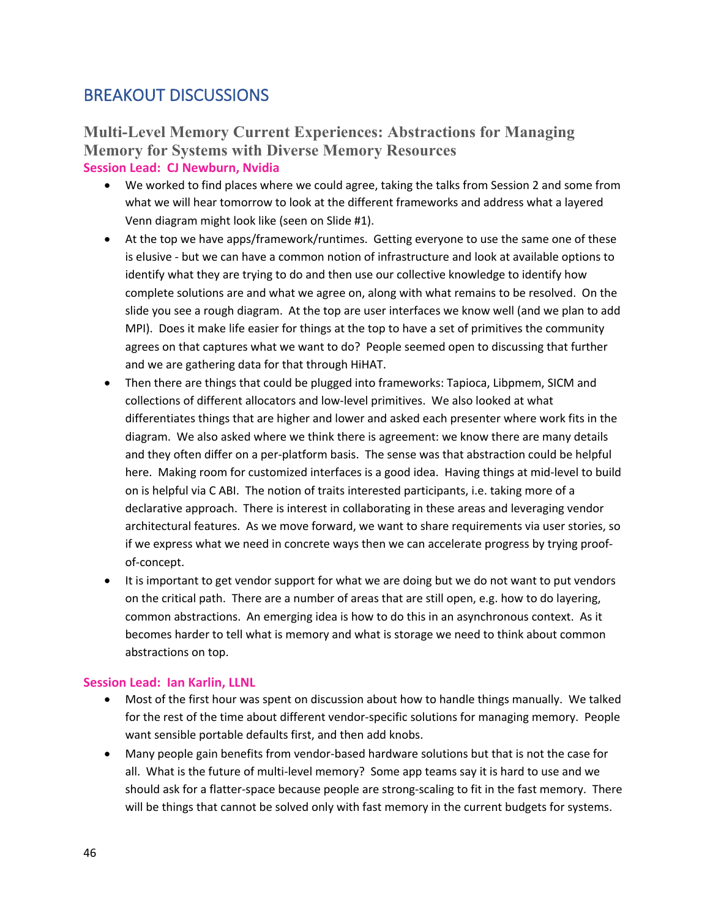# BREAKOUT DISCUSSIONS

## Multi-Level Memory Current Experiences: Abstractions for Managing Memory for Systems with Diverse Memory Resources

**Session Lead: CJ Newburn, Nvidia**

- We worked to find places where we could agree, taking the talks from Session 2 and some from what we will hear tomorrow to look at the different frameworks and address what a layered Venn diagram might look like (seen on Slide #1).
- At the top we have apps/framework/runtimes. Getting everyone to use the same one of these is elusive - but we can have a common notion of infrastructure and look at available options to identify what they are trying to do and then use our collective knowledge to identify how complete solutions are and what we agree on, along with what remains to be resolved. On the slide you see a rough diagram. At the top are user interfaces we know well (and we plan to add MPI). Does it make life easier for things at the top to have a set of primitives the community agrees on that captures what we want to do? People seemed open to discussing that further and we are gathering data for that through HiHAT.
- Then there are things that could be plugged into frameworks: Tapioca, Libpmem, SICM and collections of different allocators and low-level primitives. We also looked at what differentiates things that are higher and lower and asked each presenter where work fits in the diagram. We also asked where we think there is agreement: we know there are many details and they often differ on a per-platform basis. The sense was that abstraction could be helpful here. Making room for customized interfaces is a good idea. Having things at mid-level to build on is helpful via C ABI. The notion of traits interested participants, i.e. taking more of a declarative approach. There is interest in collaborating in these areas and leveraging vendor architectural features. As we move forward, we want to share requirements via user stories, so if we express what we need in concrete ways then we can accelerate progress by trying proof-of-concept.
- It is important to get vendor support for what we are doing but we do not want to put vendors on the critical path. There are a number of areas that are still open, e.g. how to do layering, common abstractions. An emerging idea is how to do this in an asynchronous context. As it becomes harder to tell what is memory and what is storage we need to think about common abstractions on top.

**Session Lead: Ian Karlin, LLNL**

- Most of the first hour was spent on discussion about how to handle things manually. We talked for the rest of the time about different vendor-specific solutions for managing memory. People want sensible portable defaults first, and then add knobs.
- Many people gain benefits from vendor-based hardware solutions but that is not the case for all. What is the future of multi-level memory? Some app teams say it is hard to use and we should ask for a flatter-space because people are strong-scaling to fit in the fast memory. There will be things that cannot be solved only with fast memory in the current budgets for systems.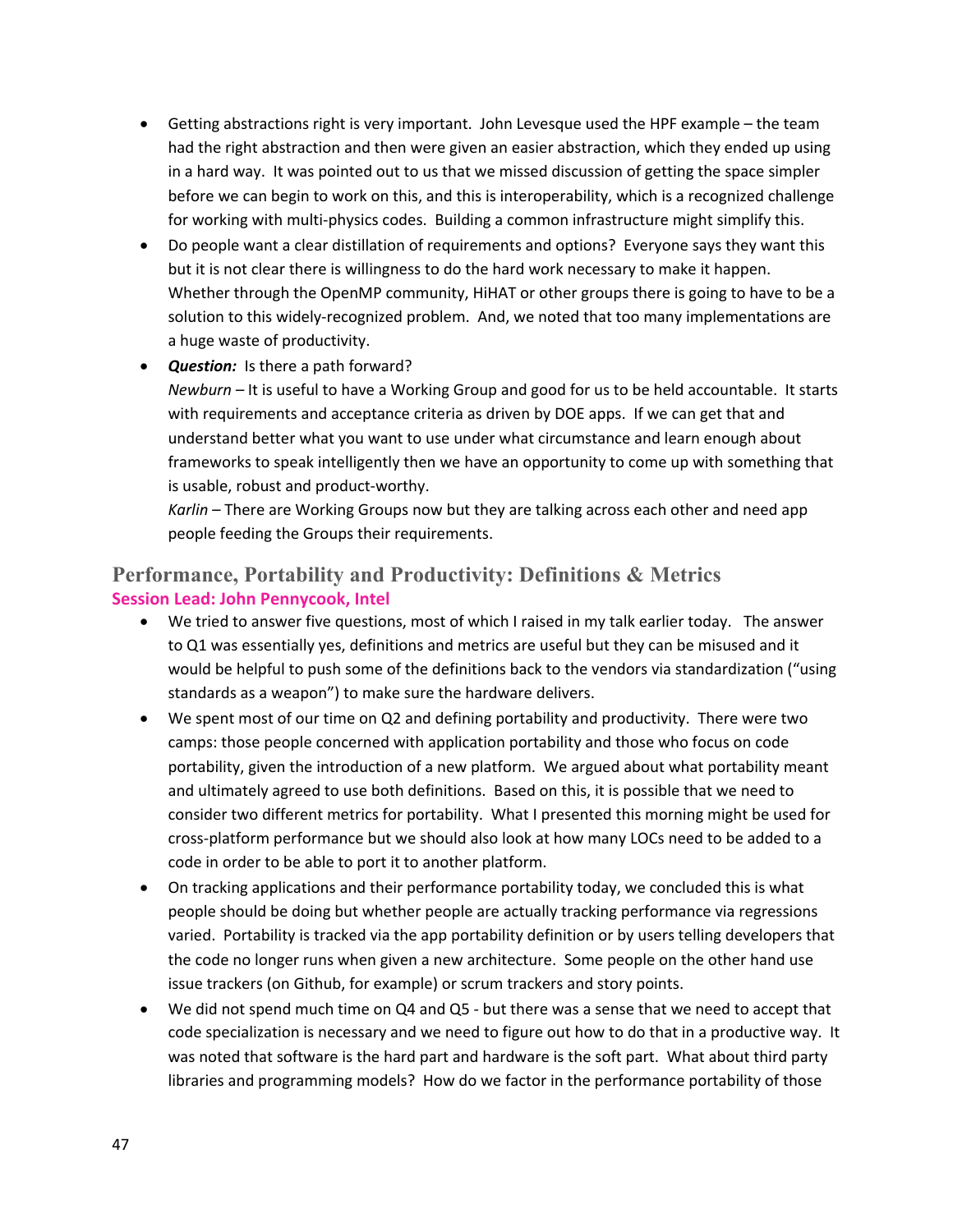- Getting abstractions right is very important. John Levesque used the HPF example – the team had the right abstraction and then were given an easier abstraction, which they ended up using in a hard way. It was pointed out to us that we missed discussion of getting the space simpler before we can begin to work on this, and this is interoperability, which is a recognized challenge for working with multi-physics codes. Building a common infrastructure might simplify this.
- Do people want a clear distillation of requirements and options? Everyone says they want this but it is not clear there is willingness to do the hard work necessary to make it happen. Whether through the OpenMP community, HiHAT or other groups there is going to have to be a solution to this widely-recognized problem. And, we noted that too many implementations are a huge waste of productivity.
- ***Question:*** Is there a path forward?
  *Newburn* – It is useful to have a Working Group and good for us to be held accountable. It starts with requirements and acceptance criteria as driven by DOE apps. If we can get that and understand better what you want to use under what circumstance and learn enough about frameworks to speak intelligently then we have an opportunity to come up with something that is usable, robust and product-worthy.
  *Karlin* – There are Working Groups now but they are talking across each other and need app people feeding the Groups their requirements.

## Performance, Portability and Productivity: Definitions & Metrics

**Session Lead: John Pennycook, Intel**

- We tried to answer five questions, most of which I raised in my talk earlier today. The answer to Q1 was essentially yes, definitions and metrics are useful but they can be misused and it would be helpful to push some of the definitions back to the vendors via standardization ("using standards as a weapon") to make sure the hardware delivers.
- We spent most of our time on Q2 and defining portability and productivity. There were two camps: those people concerned with application portability and those who focus on code portability, given the introduction of a new platform. We argued about what portability meant and ultimately agreed to use both definitions. Based on this, it is possible that we need to consider two different metrics for portability. What I presented this morning might be used for cross-platform performance but we should also look at how many LOCs need to be added to a code in order to be able to port it to another platform.
- On tracking applications and their performance portability today, we concluded this is what people should be doing but whether people are actually tracking performance via regressions varied. Portability is tracked via the app portability definition or by users telling developers that the code no longer runs when given a new architecture. Some people on the other hand use issue trackers (on Github, for example) or scrum trackers and story points.
- We did not spend much time on Q4 and Q5 - but there was a sense that we need to accept that code specialization is necessary and we need to figure out how to do that in a productive way. It was noted that software is the hard part and hardware is the soft part. What about third party libraries and programming models? How do we factor in the performance portability of those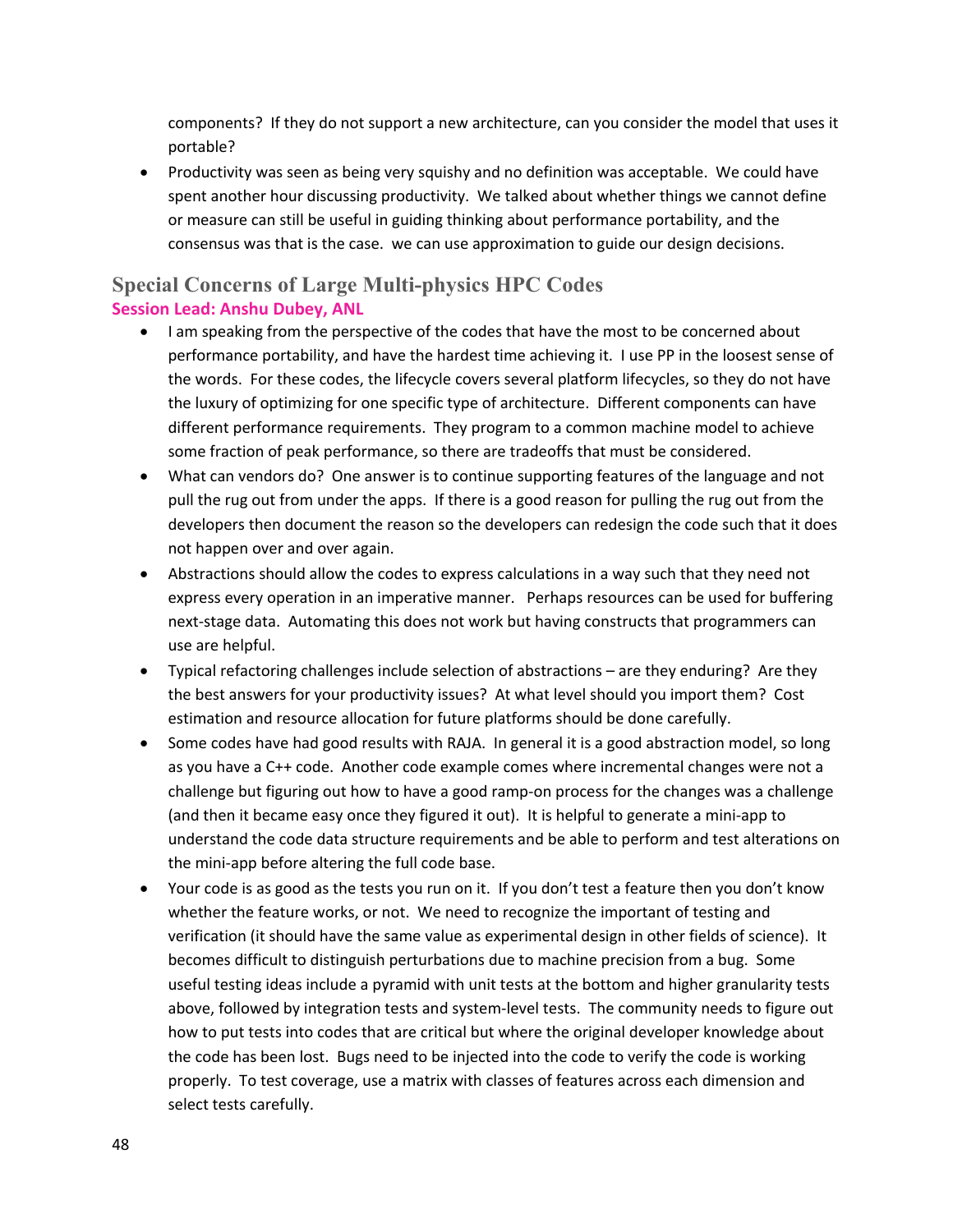components? If they do not support a new architecture, can you consider the model that uses it portable?

- Productivity was seen as being very squishy and no definition was acceptable. We could have spent another hour discussing productivity. We talked about whether things we cannot define or measure can still be useful in guiding thinking about performance portability, and the consensus was that is the case. we can use approximation to guide our design decisions.

## Special Concerns of Large Multi-physics HPC Codes

**Session Lead: Anshu Dubey, ANL**

- I am speaking from the perspective of the codes that have the most to be concerned about performance portability, and have the hardest time achieving it. I use PP in the loosest sense of the words. For these codes, the lifecycle covers several platform lifecycles, so they do not have the luxury of optimizing for one specific type of architecture. Different components can have different performance requirements. They program to a common machine model to achieve some fraction of peak performance, so there are tradeoffs that must be considered.
- What can vendors do? One answer is to continue supporting features of the language and not pull the rug out from under the apps. If there is a good reason for pulling the rug out from the developers then document the reason so the developers can redesign the code such that it does not happen over and over again.
- Abstractions should allow the codes to express calculations in a way such that they need not express every operation in an imperative manner. Perhaps resources can be used for buffering next-stage data. Automating this does not work but having constructs that programmers can use are helpful.
- Typical refactoring challenges include selection of abstractions – are they enduring? Are they the best answers for your productivity issues? At what level should you import them? Cost estimation and resource allocation for future platforms should be done carefully.
- Some codes have had good results with RAJA. In general it is a good abstraction model, so long as you have a C++ code. Another code example comes where incremental changes were not a challenge but figuring out how to have a good ramp-on process for the changes was a challenge (and then it became easy once they figured it out). It is helpful to generate a mini-app to understand the code data structure requirements and be able to perform and test alterations on the mini-app before altering the full code base.
- Your code is as good as the tests you run on it. If you don't test a feature then you don't know whether the feature works, or not. We need to recognize the important of testing and verification (it should have the same value as experimental design in other fields of science). It becomes difficult to distinguish perturbations due to machine precision from a bug. Some useful testing ideas include a pyramid with unit tests at the bottom and higher granularity tests above, followed by integration tests and system-level tests. The community needs to figure out how to put tests into codes that are critical but where the original developer knowledge about the code has been lost. Bugs need to be injected into the code to verify the code is working properly. To test coverage, use a matrix with classes of features across each dimension and select tests carefully.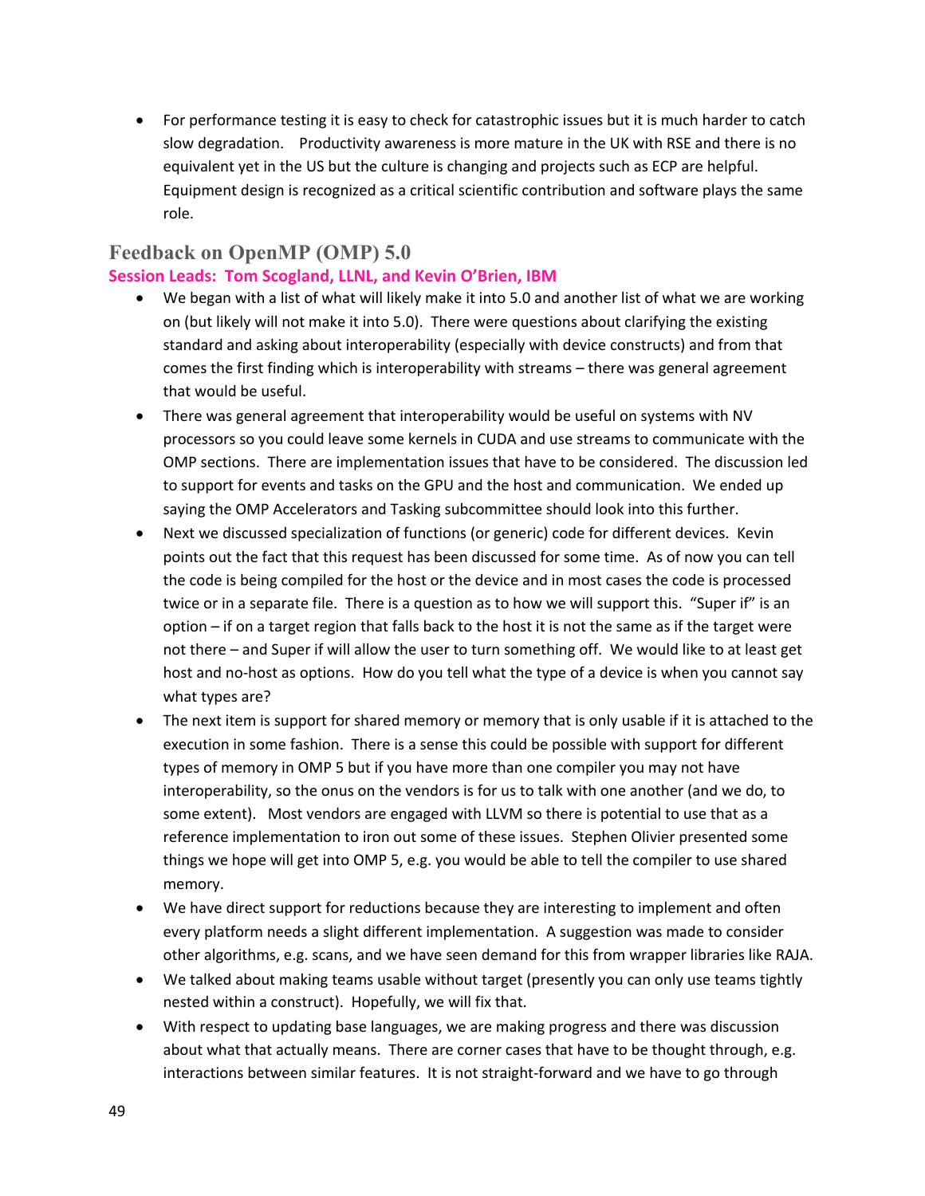- For performance testing it is easy to check for catastrophic issues but it is much harder to catch slow degradation. Productivity awareness is more mature in the UK with RSE and there is no equivalent yet in the US but the culture is changing and projects such as ECP are helpful. Equipment design is recognized as a critical scientific contribution and software plays the same role.

## Feedback on OpenMP (OMP) 5.0

**Session Leads: Tom Scogland, LLNL, and Kevin O'Brien, IBM**

- We began with a list of what will likely make it into 5.0 and another list of what we are working on (but likely will not make it into 5.0). There were questions about clarifying the existing standard and asking about interoperability (especially with device constructs) and from that comes the first finding which is interoperability with streams – there was general agreement that would be useful.
- There was general agreement that interoperability would be useful on systems with NV processors so you could leave some kernels in CUDA and use streams to communicate with the OMP sections. There are implementation issues that have to be considered. The discussion led to support for events and tasks on the GPU and the host and communication. We ended up saying the OMP Accelerators and Tasking subcommittee should look into this further.
- Next we discussed specialization of functions (or generic) code for different devices. Kevin points out the fact that this request has been discussed for some time. As of now you can tell the code is being compiled for the host or the device and in most cases the code is processed twice or in a separate file. There is a question as to how we will support this. "Super if" is an option – if on a target region that falls back to the host it is not the same as if the target were not there – and Super if will allow the user to turn something off. We would like to at least get host and no-host as options. How do you tell what the type of a device is when you cannot say what types are?
- The next item is support for shared memory or memory that is only usable if it is attached to the execution in some fashion. There is a sense this could be possible with support for different types of memory in OMP 5 but if you have more than one compiler you may not have interoperability, so the onus on the vendors is for us to talk with one another (and we do, to some extent). Most vendors are engaged with LLVM so there is potential to use that as a reference implementation to iron out some of these issues. Stephen Olivier presented some things we hope will get into OMP 5, e.g. you would be able to tell the compiler to use shared memory.
- We have direct support for reductions because they are interesting to implement and often every platform needs a slight different implementation. A suggestion was made to consider other algorithms, e.g. scans, and we have seen demand for this from wrapper libraries like RAJA.
- We talked about making teams usable without target (presently you can only use teams tightly nested within a construct). Hopefully, we will fix that.
- With respect to updating base languages, we are making progress and there was discussion about what that actually means. There are corner cases that have to be thought through, e.g. interactions between similar features. It is not straight-forward and we have to go through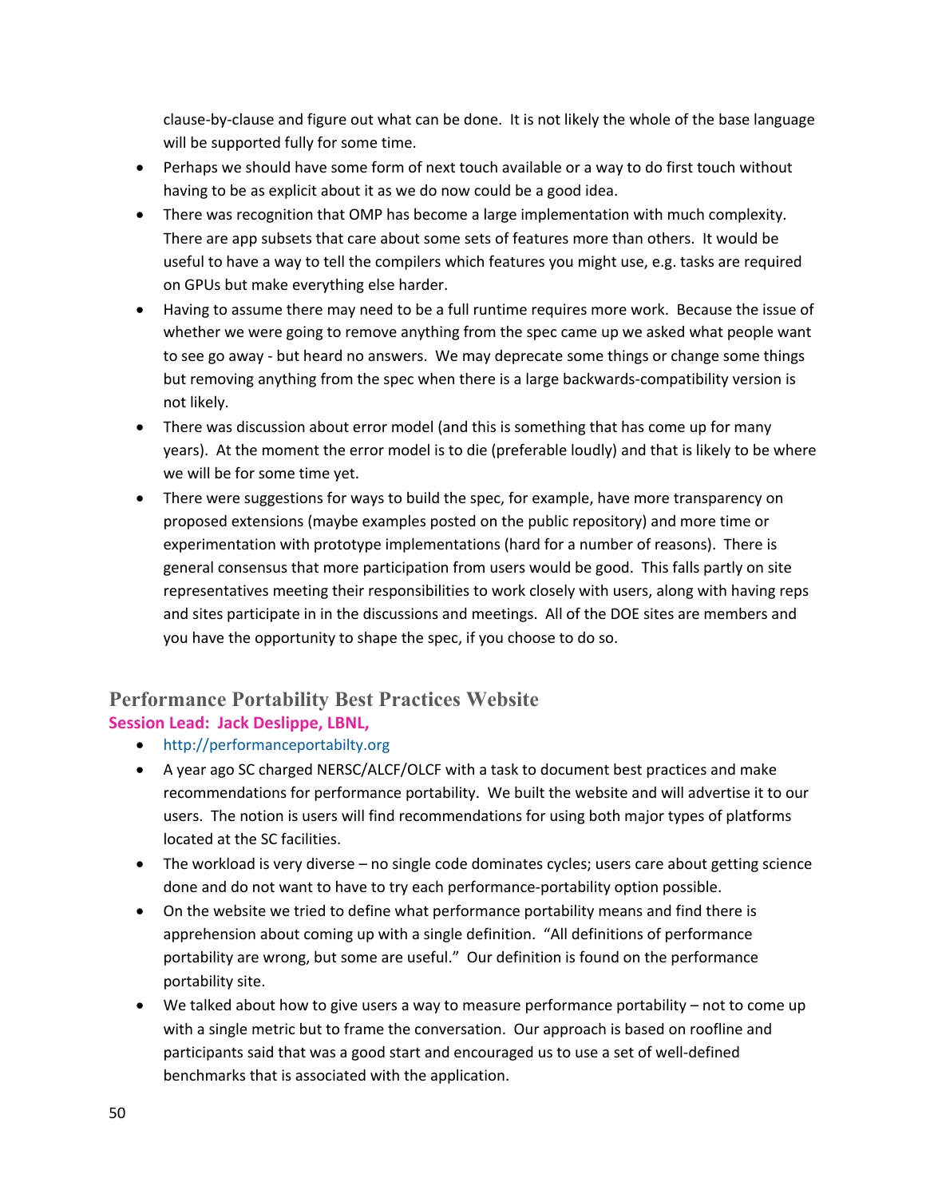clause-by-clause and figure out what can be done. It is not likely the whole of the base language will be supported fully for some time.

- Perhaps we should have some form of next touch available or a way to do first touch without having to be as explicit about it as we do now could be a good idea.
- There was recognition that OMP has become a large implementation with much complexity. There are app subsets that care about some sets of features more than others. It would be useful to have a way to tell the compilers which features you might use, e.g. tasks are required on GPUs but make everything else harder.
- Having to assume there may need to be a full runtime requires more work. Because the issue of whether we were going to remove anything from the spec came up we asked what people want to see go away - but heard no answers. We may deprecate some things or change some things but removing anything from the spec when there is a large backwards-compatibility version is not likely.
- There was discussion about error model (and this is something that has come up for many years). At the moment the error model is to die (preferable loudly) and that is likely to be where we will be for some time yet.
- There were suggestions for ways to build the spec, for example, have more transparency on proposed extensions (maybe examples posted on the public repository) and more time or experimentation with prototype implementations (hard for a number of reasons). There is general consensus that more participation from users would be good. This falls partly on site representatives meeting their responsibilities to work closely with users, along with having reps and sites participate in in the discussions and meetings. All of the DOE sites are members and you have the opportunity to shape the spec, if you choose to do so.

## Performance Portability Best Practices Website

**Session Lead: Jack Deslippe, LBNL,**

- http://performanceportabilty.org
- A year ago SC charged NERSC/ALCF/OLCF with a task to document best practices and make recommendations for performance portability. We built the website and will advertise it to our users. The notion is users will find recommendations for using both major types of platforms located at the SC facilities.
- The workload is very diverse – no single code dominates cycles; users care about getting science done and do not want to have to try each performance-portability option possible.
- On the website we tried to define what performance portability means and find there is apprehension about coming up with a single definition. "All definitions of performance portability are wrong, but some are useful." Our definition is found on the performance portability site.
- We talked about how to give users a way to measure performance portability – not to come up with a single metric but to frame the conversation. Our approach is based on roofline and participants said that was a good start and encouraged us to use a set of well-defined benchmarks that is associated with the application.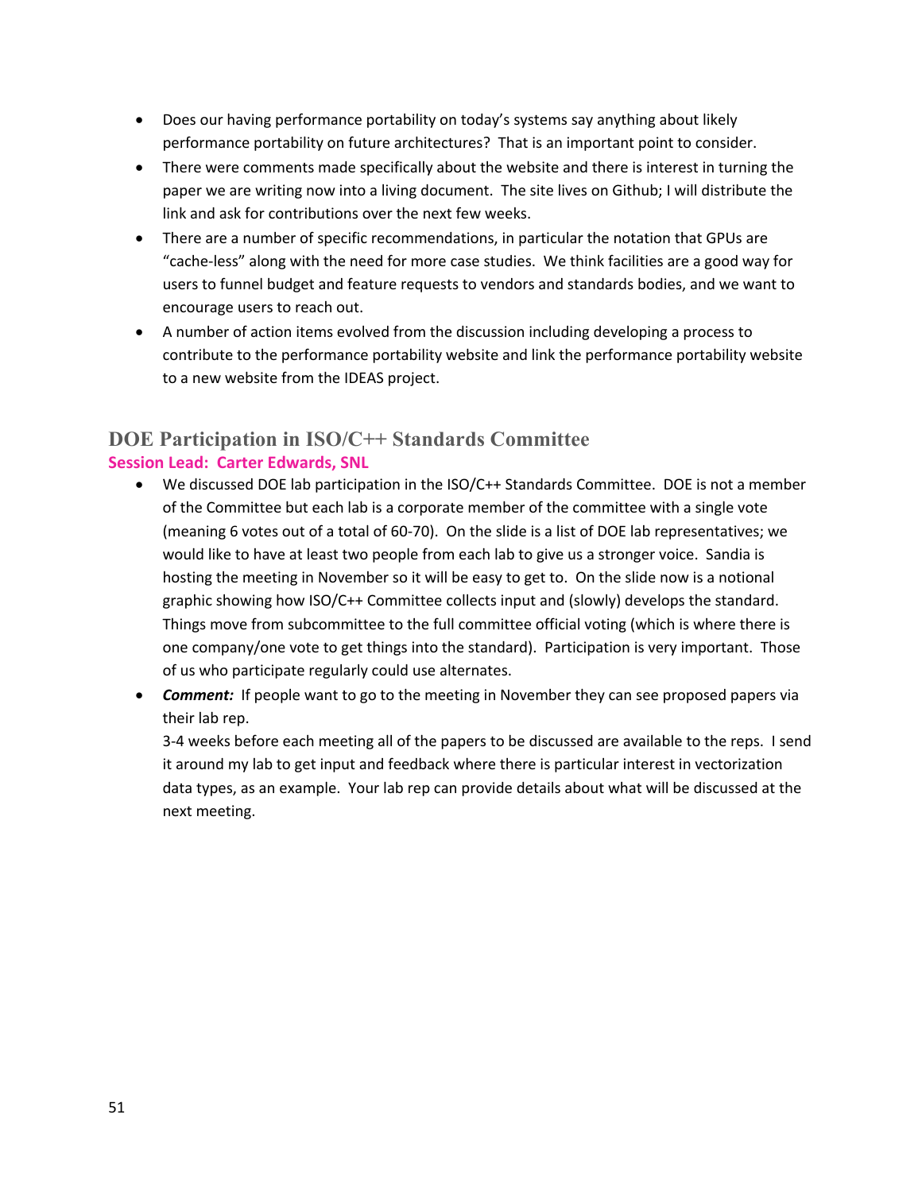- Does our having performance portability on today's systems say anything about likely performance portability on future architectures? That is an important point to consider.
- There were comments made specifically about the website and there is interest in turning the paper we are writing now into a living document. The site lives on Github; I will distribute the link and ask for contributions over the next few weeks.
- There are a number of specific recommendations, in particular the notation that GPUs are "cache-less" along with the need for more case studies. We think facilities are a good way for users to funnel budget and feature requests to vendors and standards bodies, and we want to encourage users to reach out.
- A number of action items evolved from the discussion including developing a process to contribute to the performance portability website and link the performance portability website to a new website from the IDEAS project.

## DOE Participation in ISO/C++ Standards Committee

**Session Lead: Carter Edwards, SNL**

- We discussed DOE lab participation in the ISO/C++ Standards Committee. DOE is not a member of the Committee but each lab is a corporate member of the committee with a single vote (meaning 6 votes out of a total of 60-70). On the slide is a list of DOE lab representatives; we would like to have at least two people from each lab to give us a stronger voice. Sandia is hosting the meeting in November so it will be easy to get to. On the slide now is a notional graphic showing how ISO/C++ Committee collects input and (slowly) develops the standard. Things move from subcommittee to the full committee official voting (which is where there is one company/one vote to get things into the standard). Participation is very important. Those of us who participate regularly could use alternates.
- ***Comment:*** If people want to go to the meeting in November they can see proposed papers via their lab rep.
  3-4 weeks before each meeting all of the papers to be discussed are available to the reps. I send it around my lab to get input and feedback where there is particular interest in vectorization data types, as an example. Your lab rep can provide details about what will be discussed at the next meeting.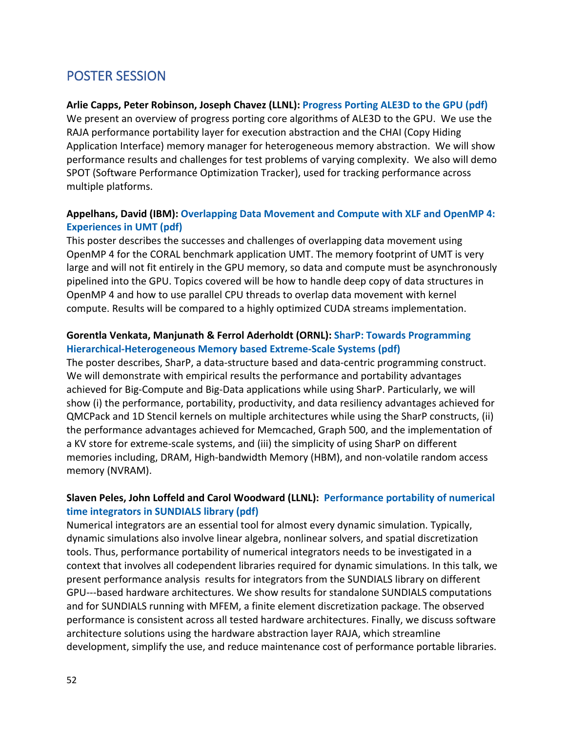## POSTER SESSION

**Arlie Capps, Peter Robinson, Joseph Chavez (LLNL): Progress Porting ALE3D to the GPU (pdf)**
We present an overview of progress porting core algorithms of ALE3D to the GPU. We use the RAJA performance portability layer for execution abstraction and the CHAI (Copy Hiding Application Interface) memory manager for heterogeneous memory abstraction. We will show performance results and challenges for test problems of varying complexity. We also will demo SPOT (Software Performance Optimization Tracker), used for tracking performance across multiple platforms.

**Appelhans, David (IBM): Overlapping Data Movement and Compute with XLF and OpenMP 4: Experiences in UMT (pdf)**
This poster describes the successes and challenges of overlapping data movement using OpenMP 4 for the CORAL benchmark application UMT. The memory footprint of UMT is very large and will not fit entirely in the GPU memory, so data and compute must be asynchronously pipelined into the GPU. Topics covered will be how to handle deep copy of data structures in OpenMP 4 and how to use parallel CPU threads to overlap data movement with kernel compute. Results will be compared to a highly optimized CUDA streams implementation.

**Gorentla Venkata, Manjunath & Ferrol Aderholdt (ORNL): SharP: Towards Programming Hierarchical-Heterogeneous Memory based Extreme-Scale Systems (pdf)**
The poster describes, SharP, a data-structure based and data-centric programming construct. We will demonstrate with empirical results the performance and portability advantages achieved for Big-Compute and Big-Data applications while using SharP. Particularly, we will show (i) the performance, portability, productivity, and data resiliency advantages achieved for QMCPack and 1D Stencil kernels on multiple architectures while using the SharP constructs, (ii) the performance advantages achieved for Memcached, Graph 500, and the implementation of a KV store for extreme-scale systems, and (iii) the simplicity of using SharP on different memories including, DRAM, High-bandwidth Memory (HBM), and non-volatile random access memory (NVRAM).

**Slaven Peles, John Loffeld and Carol Woodward (LLNL): Performance portability of numerical time integrators in SUNDIALS library (pdf)**
Numerical integrators are an essential tool for almost every dynamic simulation. Typically, dynamic simulations also involve linear algebra, nonlinear solvers, and spatial discretization tools. Thus, performance portability of numerical integrators needs to be investigated in a context that involves all codependent libraries required for dynamic simulations. In this talk, we present performance analysis results for integrators from the SUNDIALS library on different GPU---based hardware architectures. We show results for standalone SUNDIALS computations and for SUNDIALS running with MFEM, a finite element discretization package. The observed performance is consistent across all tested hardware architectures. Finally, we discuss software architecture solutions using the hardware abstraction layer RAJA, which streamline development, simplify the use, and reduce maintenance cost of performance portable libraries.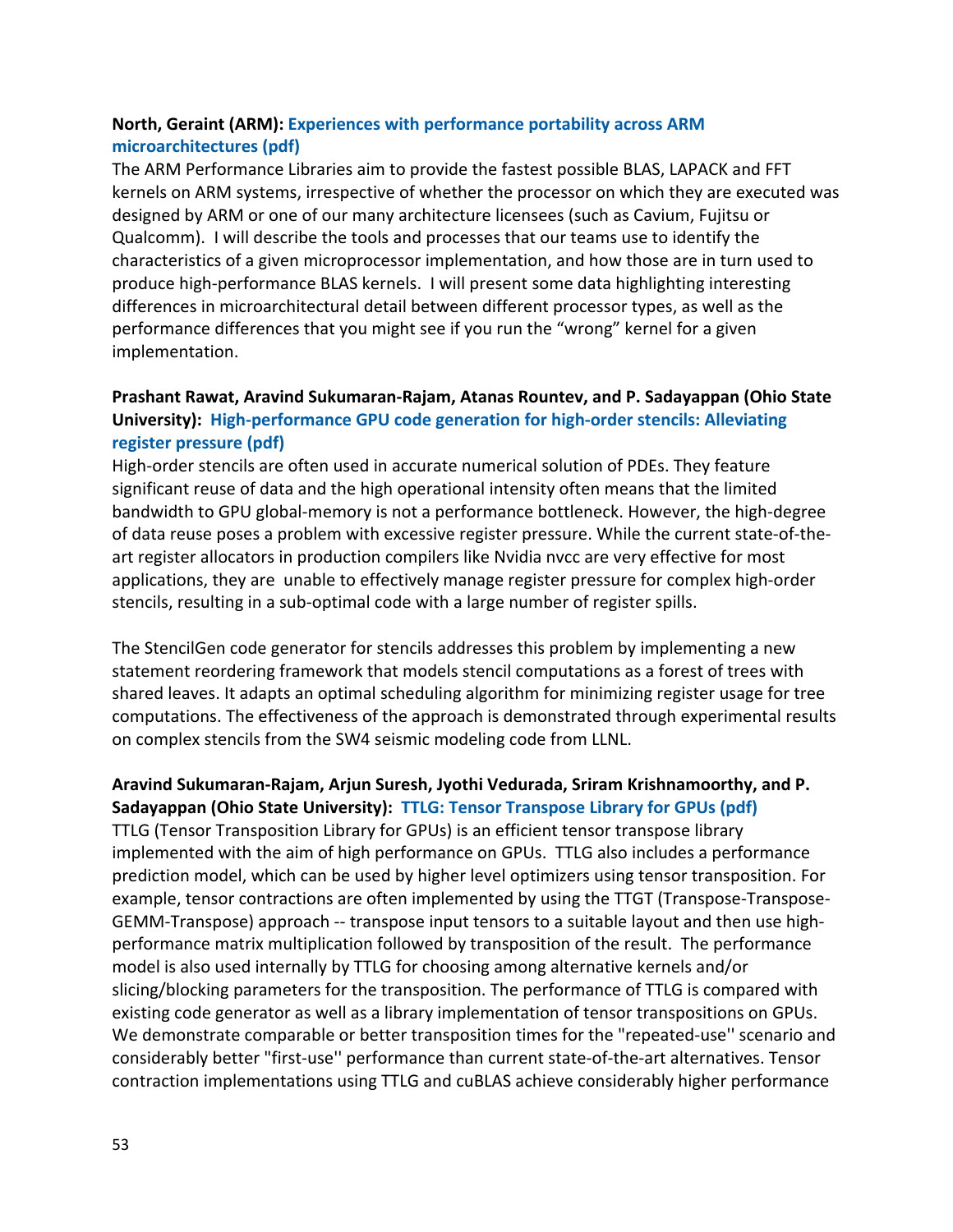**North, Geraint (ARM): Experiences with performance portability across ARM microarchitectures (pdf)**

The ARM Performance Libraries aim to provide the fastest possible BLAS, LAPACK and FFT kernels on ARM systems, irrespective of whether the processor on which they are executed was designed by ARM or one of our many architecture licensees (such as Cavium, Fujitsu or Qualcomm). I will describe the tools and processes that our teams use to identify the characteristics of a given microprocessor implementation, and how those are in turn used to produce high-performance BLAS kernels. I will present some data highlighting interesting differences in microarchitectural detail between different processor types, as well as the performance differences that you might see if you run the "wrong" kernel for a given implementation.

**Prashant Rawat, Aravind Sukumaran-Rajam, Atanas Rountev, and P. Sadayappan (Ohio State University): High-performance GPU code generation for high-order stencils: Alleviating register pressure (pdf)**

High-order stencils are often used in accurate numerical solution of PDEs. They feature significant reuse of data and the high operational intensity often means that the limited bandwidth to GPU global-memory is not a performance bottleneck. However, the high-degree of data reuse poses a problem with excessive register pressure. While the current state-of-the-art register allocators in production compilers like Nvidia nvcc are very effective for most applications, they are unable to effectively manage register pressure for complex high-order stencils, resulting in a sub-optimal code with a large number of register spills.

The StencilGen code generator for stencils addresses this problem by implementing a new statement reordering framework that models stencil computations as a forest of trees with shared leaves. It adapts an optimal scheduling algorithm for minimizing register usage for tree computations. The effectiveness of the approach is demonstrated through experimental results on complex stencils from the SW4 seismic modeling code from LLNL.

**Aravind Sukumaran-Rajam, Arjun Suresh, Jyothi Vedurada, Sriram Krishnamoorthy, and P. Sadayappan (Ohio State University): TTLG: Tensor Transpose Library for GPUs (pdf)**

TTLG (Tensor Transposition Library for GPUs) is an efficient tensor transpose library implemented with the aim of high performance on GPUs. TTLG also includes a performance prediction model, which can be used by higher level optimizers using tensor transposition. For example, tensor contractions are often implemented by using the TTGT (Transpose-Transpose-GEMM-Transpose) approach -- transpose input tensors to a suitable layout and then use high-performance matrix multiplication followed by transposition of the result. The performance model is also used internally by TTLG for choosing among alternative kernels and/or slicing/blocking parameters for the transposition. The performance of TTLG is compared with existing code generator as well as a library implementation of tensor transpositions on GPUs. We demonstrate comparable or better transposition times for the "repeated-use'' scenario and considerably better "first-use'' performance than current state-of-the-art alternatives. Tensor contraction implementations using TTLG and cuBLAS achieve considerably higher performance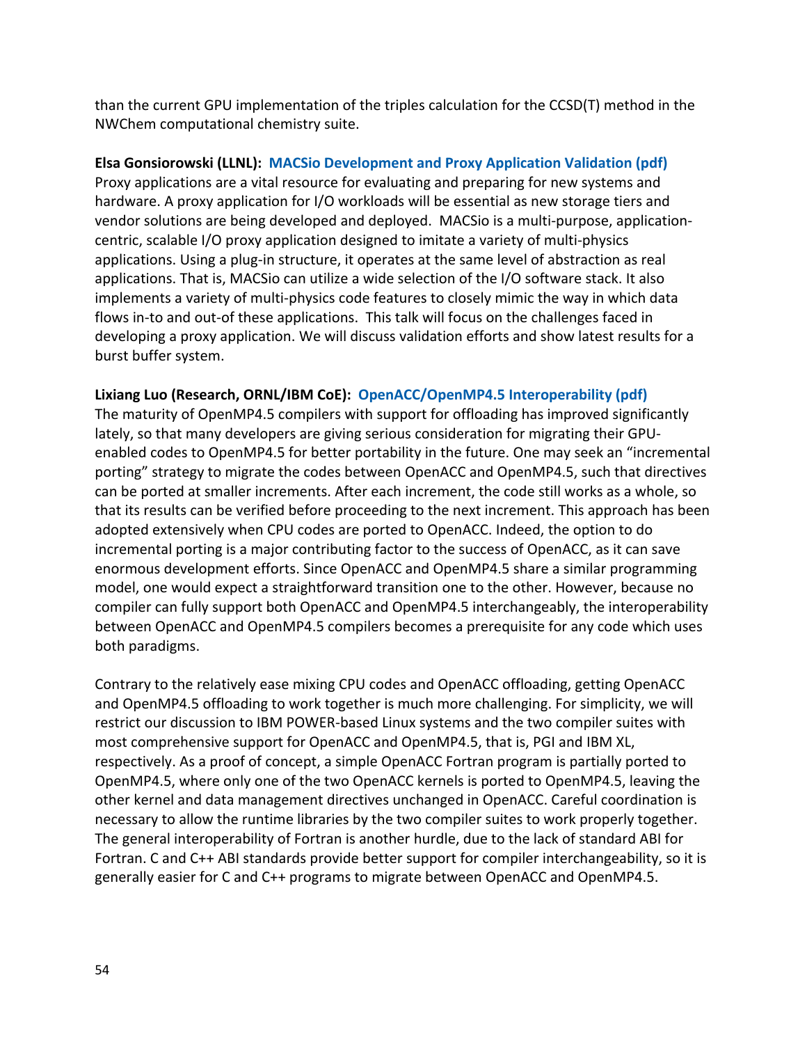than the current GPU implementation of the triples calculation for the CCSD(T) method in the NWChem computational chemistry suite.

**Elsa Gonsiorowski (LLNL): MACSio Development and Proxy Application Validation (pdf)**
Proxy applications are a vital resource for evaluating and preparing for new systems and hardware. A proxy application for I/O workloads will be essential as new storage tiers and vendor solutions are being developed and deployed. MACSio is a multi-purpose, application-centric, scalable I/O proxy application designed to imitate a variety of multi-physics applications. Using a plug-in structure, it operates at the same level of abstraction as real applications. That is, MACSio can utilize a wide selection of the I/O software stack. It also implements a variety of multi-physics code features to closely mimic the way in which data flows in-to and out-of these applications. This talk will focus on the challenges faced in developing a proxy application. We will discuss validation efforts and show latest results for a burst buffer system.

**Lixiang Luo (Research, ORNL/IBM CoE): OpenACC/OpenMP4.5 Interoperability (pdf)**
The maturity of OpenMP4.5 compilers with support for offloading has improved significantly lately, so that many developers are giving serious consideration for migrating their GPU-enabled codes to OpenMP4.5 for better portability in the future. One may seek an "incremental porting" strategy to migrate the codes between OpenACC and OpenMP4.5, such that directives can be ported at smaller increments. After each increment, the code still works as a whole, so that its results can be verified before proceeding to the next increment. This approach has been adopted extensively when CPU codes are ported to OpenACC. Indeed, the option to do incremental porting is a major contributing factor to the success of OpenACC, as it can save enormous development efforts. Since OpenACC and OpenMP4.5 share a similar programming model, one would expect a straightforward transition one to the other. However, because no compiler can fully support both OpenACC and OpenMP4.5 interchangeably, the interoperability between OpenACC and OpenMP4.5 compilers becomes a prerequisite for any code which uses both paradigms.

Contrary to the relatively ease mixing CPU codes and OpenACC offloading, getting OpenACC and OpenMP4.5 offloading to work together is much more challenging. For simplicity, we will restrict our discussion to IBM POWER-based Linux systems and the two compiler suites with most comprehensive support for OpenACC and OpenMP4.5, that is, PGI and IBM XL, respectively. As a proof of concept, a simple OpenACC Fortran program is partially ported to OpenMP4.5, where only one of the two OpenACC kernels is ported to OpenMP4.5, leaving the other kernel and data management directives unchanged in OpenACC. Careful coordination is necessary to allow the runtime libraries by the two compiler suites to work properly together. The general interoperability of Fortran is another hurdle, due to the lack of standard ABI for Fortran. C and C++ ABI standards provide better support for compiler interchangeability, so it is generally easier for C and C++ programs to migrate between OpenACC and OpenMP4.5.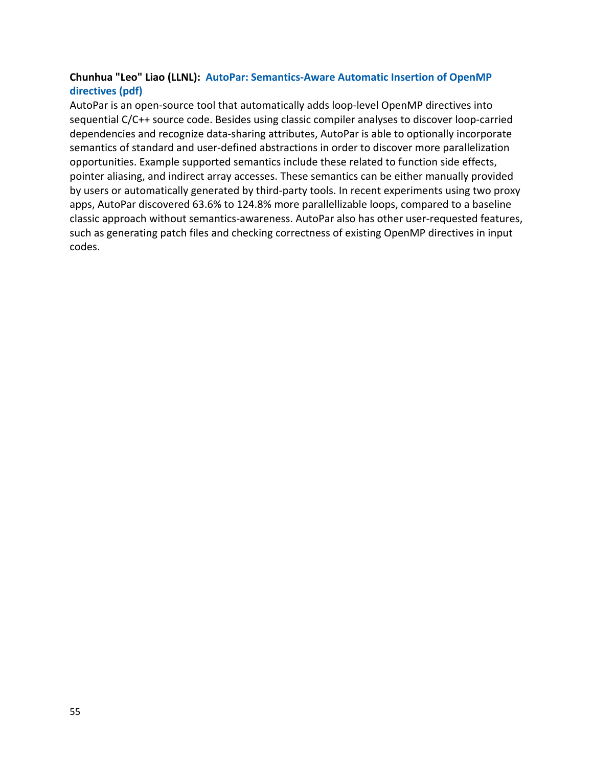**Chunhua "Leo" Liao (LLNL): AutoPar: Semantics-Aware Automatic Insertion of OpenMP directives (pdf)**

AutoPar is an open-source tool that automatically adds loop-level OpenMP directives into sequential C/C++ source code. Besides using classic compiler analyses to discover loop-carried dependencies and recognize data-sharing attributes, AutoPar is able to optionally incorporate semantics of standard and user-defined abstractions in order to discover more parallelization opportunities. Example supported semantics include these related to function side effects, pointer aliasing, and indirect array accesses. These semantics can be either manually provided by users or automatically generated by third-party tools. In recent experiments using two proxy apps, AutoPar discovered 63.6% to 124.8% more parallellizable loops, compared to a baseline classic approach without semantics-awareness. AutoPar also has other user-requested features, such as generating patch files and checking correctness of existing OpenMP directives in input codes.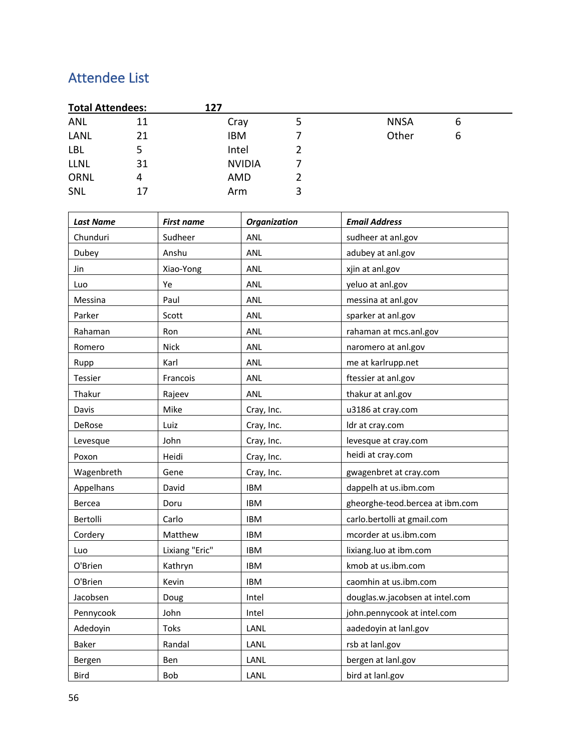## Attendee List

| **Total Attendees:** | | **127** | | | |
|---|---|---|---|---|---|
| ANL | 11 | Cray | 5 | NNSA | 6 |
| LANL | 21 | IBM | 7 | Other | 6 |
| LBL | 5 | Intel | 2 | | |
| LLNL | 31 | NVIDIA | 7 | | |
| ORNL | 4 | AMD | 2 | | |
| SNL | 17 | Arm | 3 | | |

| ***Last Name*** | ***First name*** | ***Organization*** | ***Email Address*** |
|---|---|---|---|
| Chunduri | Sudheer | ANL | sudheer at anl.gov |
| Dubey | Anshu | ANL | adubey at anl.gov |
| Jin | Xiao-Yong | ANL | xjin at anl.gov |
| Luo | Ye | ANL | yeluo at anl.gov |
| Messina | Paul | ANL | messina at anl.gov |
| Parker | Scott | ANL | sparker at anl.gov |
| Rahaman | Ron | ANL | rahaman at mcs.anl.gov |
| Romero | Nick | ANL | naromero at anl.gov |
| Rupp | Karl | ANL | me at karlrupp.net |
| Tessier | Francois | ANL | ftessier at anl.gov |
| Thakur | Rajeev | ANL | thakur at anl.gov |
| Davis | Mike | Cray, Inc. | u3186 at cray.com |
| DeRose | Luiz | Cray, Inc. | ldr at cray.com |
| Levesque | John | Cray, Inc. | levesque at cray.com |
| Poxon | Heidi | Cray, Inc. | heidi at cray.com |
| Wagenbreth | Gene | Cray, Inc. | gwagenbret at cray.com |
| Appelhans | David | IBM | dappelh at us.ibm.com |
| Bercea | Doru | IBM | gheorghe-teod.bercea at ibm.com |
| Bertolli | Carlo | IBM | carlo.bertolli at gmail.com |
| Cordery | Matthew | IBM | mcorder at us.ibm.com |
| Luo | Lixiang "Eric" | IBM | lixiang.luo at ibm.com |
| O'Brien | Kathryn | IBM | kmob at us.ibm.com |
| O'Brien | Kevin | IBM | caomhin at us.ibm.com |
| Jacobsen | Doug | Intel | douglas.w.jacobsen at intel.com |
| Pennycook | John | Intel | john.pennycook at intel.com |
| Adedoyin | Toks | LANL | aadedoyin at lanl.gov |
| Baker | Randal | LANL | rsb at lanl.gov |
| Bergen | Ben | LANL | bergen at lanl.gov |
| Bird | Bob | LANL | bird at lanl.gov |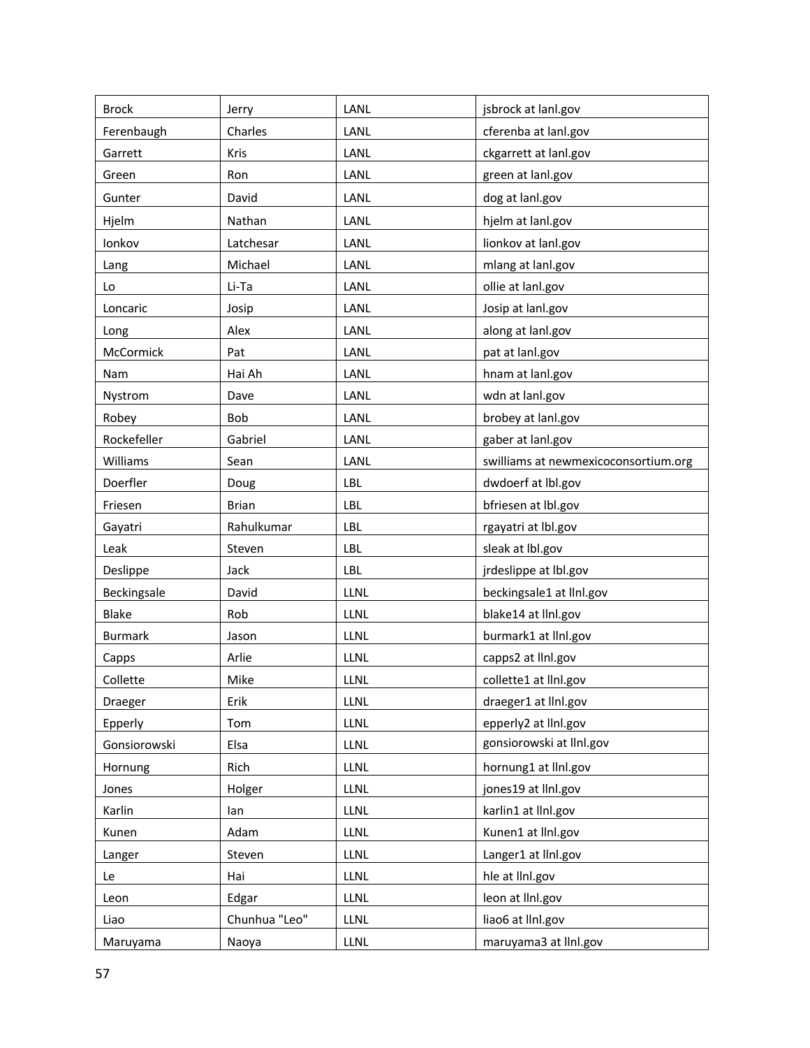| Brock | Jerry | LANL | jsbrock at lanl.gov |
|---|---|---|---|
| Ferenbaugh | Charles | LANL | cferenba at lanl.gov |
| Garrett | Kris | LANL | ckgarrett at lanl.gov |
| Green | Ron | LANL | green at lanl.gov |
| Gunter | David | LANL | dog at lanl.gov |
| Hjelm | Nathan | LANL | hjelm at lanl.gov |
| Ionkov | Latchesar | LANL | lionkov at lanl.gov |
| Lang | Michael | LANL | mlang at lanl.gov |
| Lo | Li-Ta | LANL | ollie at lanl.gov |
| Loncaric | Josip | LANL | Josip at lanl.gov |
| Long | Alex | LANL | along at lanl.gov |
| McCormick | Pat | LANL | pat at lanl.gov |
| Nam | Hai Ah | LANL | hnam at lanl.gov |
| Nystrom | Dave | LANL | wdn at lanl.gov |
| Robey | Bob | LANL | brobey at lanl.gov |
| Rockefeller | Gabriel | LANL | gaber at lanl.gov |
| Williams | Sean | LANL | swilliams at newmexicoconsortium.org |
| Doerfler | Doug | LBL | dwdoerf at lbl.gov |
| Friesen | Brian | LBL | bfriesen at lbl.gov |
| Gayatri | Rahulkumar | LBL | rgayatri at lbl.gov |
| Leak | Steven | LBL | sleak at lbl.gov |
| Deslippe | Jack | LBL | jrdeslippe at lbl.gov |
| Beckingsale | David | LLNL | beckingsale1 at llnl.gov |
| Blake | Rob | LLNL | blake14 at llnl.gov |
| Burmark | Jason | LLNL | burmark1 at llnl.gov |
| Capps | Arlie | LLNL | capps2 at llnl.gov |
| Collette | Mike | LLNL | collette1 at llnl.gov |
| Draeger | Erik | LLNL | draeger1 at llnl.gov |
| Epperly | Tom | LLNL | epperly2 at llnl.gov |
| Gonsiorowski | Elsa | LLNL | gonsiorowski at llnl.gov |
| Hornung | Rich | LLNL | hornung1 at llnl.gov |
| Jones | Holger | LLNL | jones19 at llnl.gov |
| Karlin | Ian | LLNL | karlin1 at llnl.gov |
| Kunen | Adam | LLNL | Kunen1 at llnl.gov |
| Langer | Steven | LLNL | Langer1 at llnl.gov |
| Le | Hai | LLNL | hle at llnl.gov |
| Leon | Edgar | LLNL | leon at llnl.gov |
| Liao | Chunhua "Leo" | LLNL | liao6 at llnl.gov |
| Maruyama | Naoya | LLNL | maruyama3 at llnl.gov |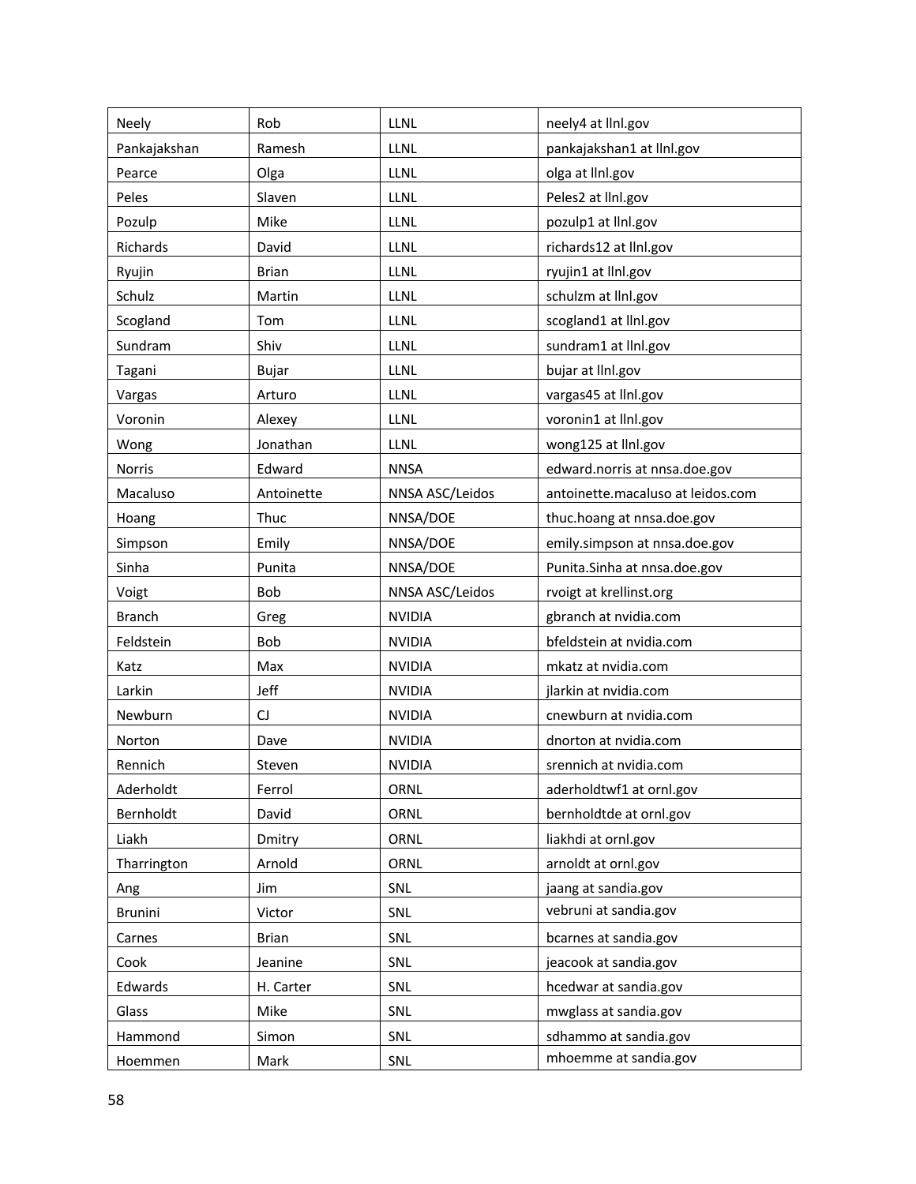| | | | |
|---|---|---|---|
| Neely | Rob | LLNL | neely4 at llnl.gov |
| Pankajakshan | Ramesh | LLNL | pankajakshan1 at llnl.gov |
| Pearce | Olga | LLNL | olga at llnl.gov |
| Peles | Slaven | LLNL | Peles2 at llnl.gov |
| Pozulp | Mike | LLNL | pozulp1 at llnl.gov |
| Richards | David | LLNL | richards12 at llnl.gov |
| Ryujin | Brian | LLNL | ryujin1 at llnl.gov |
| Schulz | Martin | LLNL | schulzm at llnl.gov |
| Scogland | Tom | LLNL | scogland1 at llnl.gov |
| Sundram | Shiv | LLNL | sundram1 at llnl.gov |
| Tagani | Bujar | LLNL | bujar at llnl.gov |
| Vargas | Arturo | LLNL | vargas45 at llnl.gov |
| Voronin | Alexey | LLNL | voronin1 at llnl.gov |
| Wong | Jonathan | LLNL | wong125 at llnl.gov |
| Norris | Edward | NNSA | edward.norris at nnsa.doe.gov |
| Macaluso | Antoinette | NNSA ASC/Leidos | antoinette.macaluso at leidos.com |
| Hoang | Thuc | NNSA/DOE | thuc.hoang at nnsa.doe.gov |
| Simpson | Emily | NNSA/DOE | emily.simpson at nnsa.doe.gov |
| Sinha | Punita | NNSA/DOE | Punita.Sinha at nnsa.doe.gov |
| Voigt | Bob | NNSA ASC/Leidos | rvoigt at krellinst.org |
| Branch | Greg | NVIDIA | gbranch at nvidia.com |
| Feldstein | Bob | NVIDIA | bfeldstein at nvidia.com |
| Katz | Max | NVIDIA | mkatz at nvidia.com |
| Larkin | Jeff | NVIDIA | jlarkin at nvidia.com |
| Newburn | CJ | NVIDIA | cnewburn at nvidia.com |
| Norton | Dave | NVIDIA | dnorton at nvidia.com |
| Rennich | Steven | NVIDIA | srennich at nvidia.com |
| Aderholdt | Ferrol | ORNL | aderholdtwf1 at ornl.gov |
| Bernholdt | David | ORNL | bernholdtde at ornl.gov |
| Liakh | Dmitry | ORNL | liakhdi at ornl.gov |
| Tharrington | Arnold | ORNL | arnoldt at ornl.gov |
| Ang | Jim | SNL | jaang at sandia.gov |
| Brunini | Victor | SNL | vebruni at sandia.gov |
| Carnes | Brian | SNL | bcarnes at sandia.gov |
| Cook | Jeanine | SNL | jeacook at sandia.gov |
| Edwards | H. Carter | SNL | hcedwar at sandia.gov |
| Glass | Mike | SNL | mwglass at sandia.gov |
| Hammond | Simon | SNL | sdhammo at sandia.gov |
| Hoemmen | Mark | SNL | mhoemme at sandia.gov |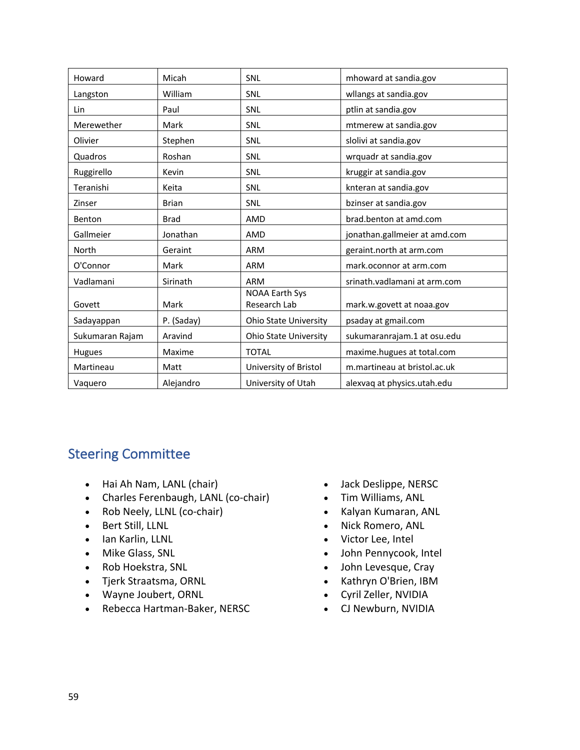| | | | |
|---|---|---|---|
| Howard | Micah | SNL | mhoward at sandia.gov |
| Langston | William | SNL | wllangs at sandia.gov |
| Lin | Paul | SNL | ptlin at sandia.gov |
| Merewether | Mark | SNL | mtmerew at sandia.gov |
| Olivier | Stephen | SNL | slolivi at sandia.gov |
| Quadros | Roshan | SNL | wrquadr at sandia.gov |
| Ruggirello | Kevin | SNL | kruggir at sandia.gov |
| Teranishi | Keita | SNL | knteran at sandia.gov |
| Zinser | Brian | SNL | bzinser at sandia.gov |
| Benton | Brad | AMD | brad.benton at amd.com |
| Gallmeier | Jonathan | AMD | jonathan.gallmeier at amd.com |
| North | Geraint | ARM | geraint.north at arm.com |
| O'Connor | Mark | ARM | mark.oconnor at arm.com |
| Vadlamani | Sirinath | ARM | srinath.vadlamani at arm.com |
| Govett | Mark | NOAA Earth Sys Research Lab | mark.w.govett at noaa.gov |
| Sadayappan | P. (Saday) | Ohio State University | psaday at gmail.com |
| Sukumaran Rajam | Aravind | Ohio State University | sukumaranrajam.1 at osu.edu |
| Hugues | Maxime | TOTAL | maxime.hugues at total.com |
| Martineau | Matt | University of Bristol | m.martineau at bristol.ac.uk |
| Vaquero | Alejandro | University of Utah | alexvaq at physics.utah.edu |

## Steering Committee

- Hai Ah Nam, LANL (chair)
- Charles Ferenbaugh, LANL (co-chair)
- Rob Neely, LLNL (co-chair)
- Bert Still, LLNL
- Ian Karlin, LLNL
- Mike Glass, SNL
- Rob Hoekstra, SNL
- Tjerk Straatsma, ORNL
- Wayne Joubert, ORNL
- Rebecca Hartman-Baker, NERSC
- Jack Deslippe, NERSC
- Tim Williams, ANL
- Kalyan Kumaran, ANL
- Nick Romero, ANL
- Victor Lee, Intel
- John Pennycook, Intel
- John Levesque, Cray
- Kathryn O'Brien, IBM
- Cyril Zeller, NVIDIA
- CJ Newburn, NVIDIA